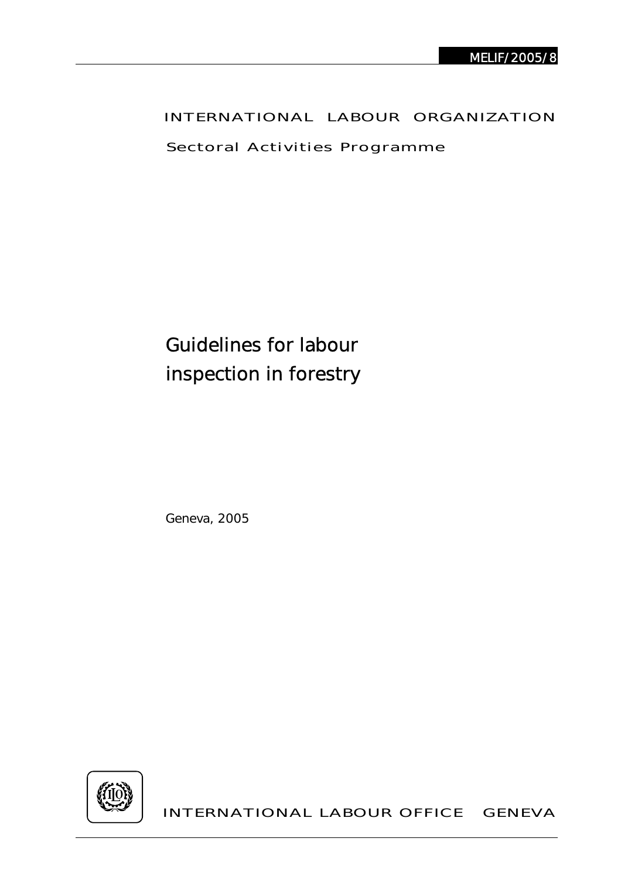MELIF/2005/8

INTERNATIONAL LABOUR ORGANIZATION

Sectoral Activities Programme

# Guidelines for labour inspection in forestry

Geneva, 2005

INTERNATIONAL LABOUR OFFICE GENEVA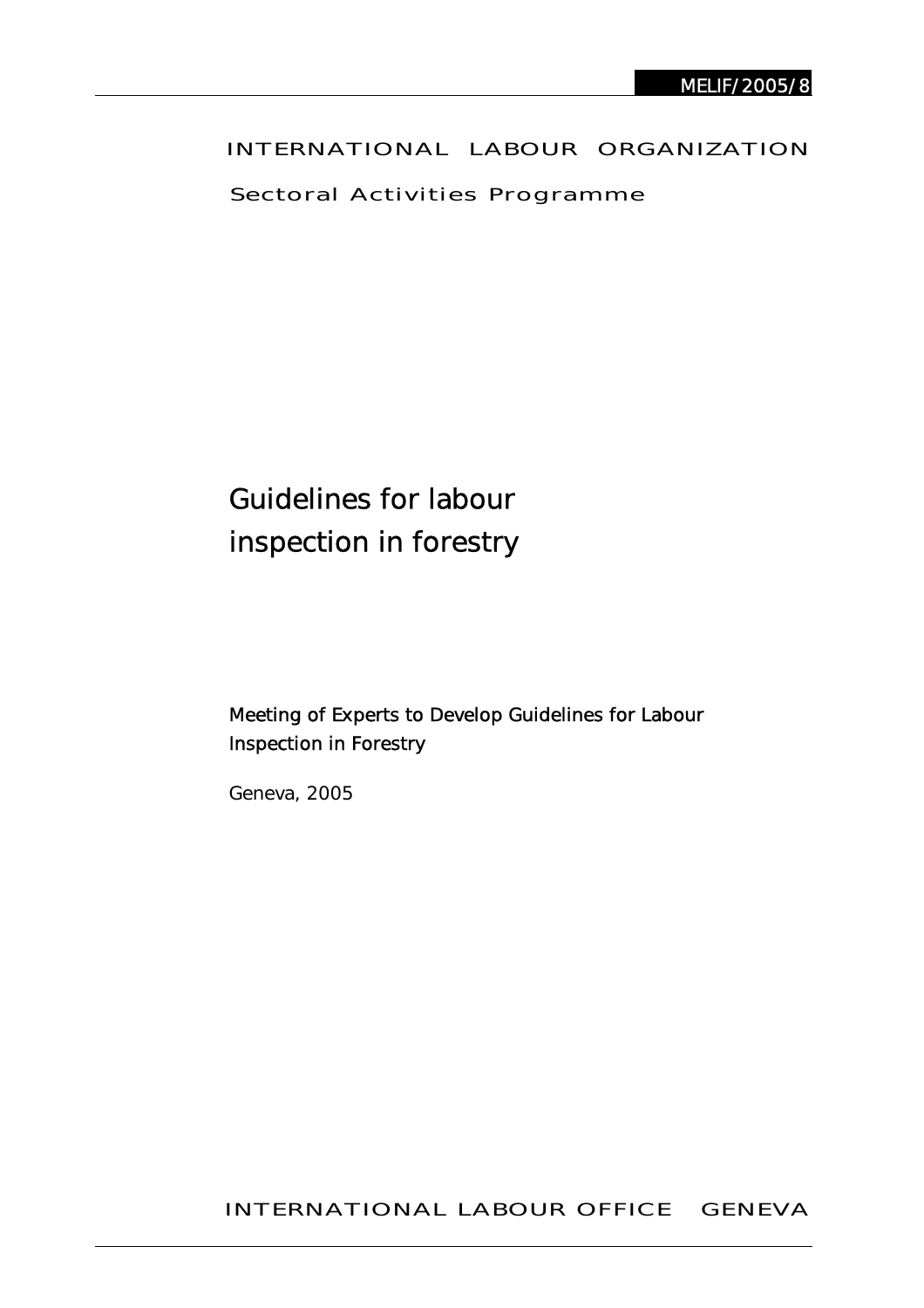MELIF/2005/8

INTERNATIONAL LABOUR ORGANIZATION

Sectoral Activities Programme

# Guidelines for labour inspection in forestry

Meeting of Experts to Develop Guidelines for Labour Inspection in Forestry

Geneva, 2005

INTERNATIONAL LABOUR OFFICE GENEVA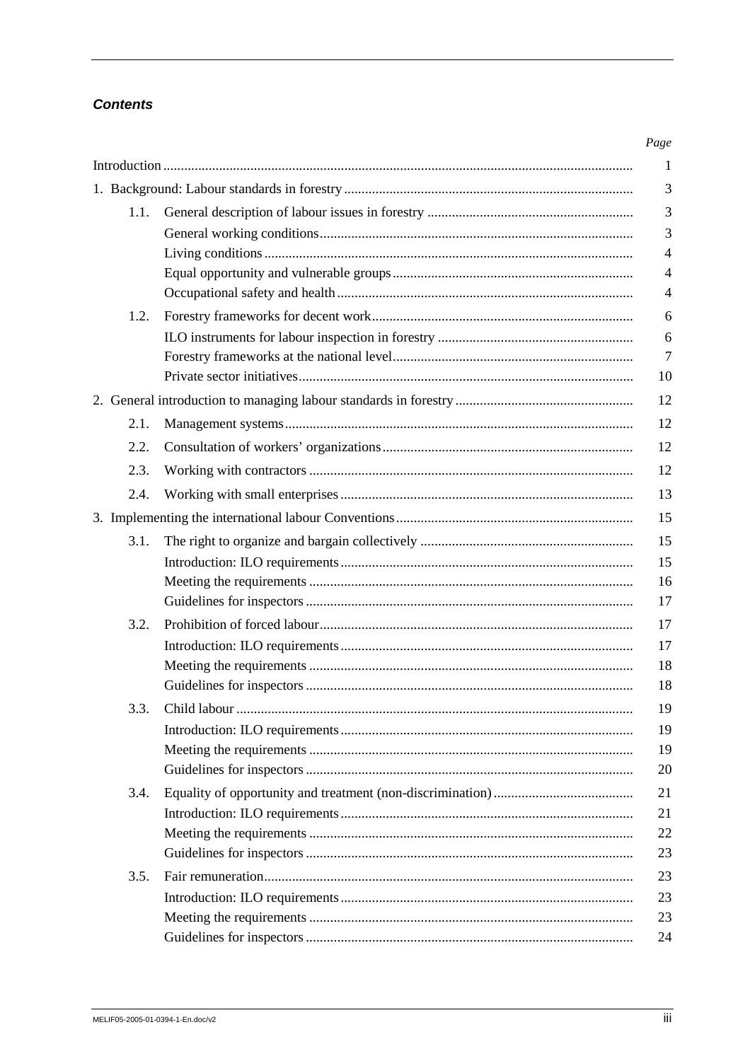***Contents***

| | | Page |
|---|---|---|
| Introduction | | 1 |
| 1. Background: Labour standards in forestry | | 3 |
| 1.1. | General description of labour issues in forestry | 3 |
| | General working conditions | 3 |
| | Living conditions | 4 |
| | Equal opportunity and vulnerable groups | 4 |
| | Occupational safety and health | 4 |
| 1.2. | Forestry frameworks for decent work | 6 |
| | ILO instruments for labour inspection in forestry | 6 |
| | Forestry frameworks at the national level | 7 |
| | Private sector initiatives | 10 |
| 2. General introduction to managing labour standards in forestry | | 12 |
| 2.1. | Management systems | 12 |
| 2.2. | Consultation of workers' organizations | 12 |
| 2.3. | Working with contractors | 12 |
| 2.4. | Working with small enterprises | 13 |
| 3. Implementing the international labour Conventions | | 15 |
| 3.1. | The right to organize and bargain collectively | 15 |
| | Introduction: ILO requirements | 15 |
| | Meeting the requirements | 16 |
| | Guidelines for inspectors | 17 |
| 3.2. | Prohibition of forced labour | 17 |
| | Introduction: ILO requirements | 17 |
| | Meeting the requirements | 18 |
| | Guidelines for inspectors | 18 |
| 3.3. | Child labour | 19 |
| | Introduction: ILO requirements | 19 |
| | Meeting the requirements | 19 |
| | Guidelines for inspectors | 20 |
| 3.4. | Equality of opportunity and treatment (non-discrimination) | 21 |
| | Introduction: ILO requirements | 21 |
| | Meeting the requirements | 22 |
| | Guidelines for inspectors | 23 |
| 3.5. | Fair remuneration | 23 |
| | Introduction: ILO requirements | 23 |
| | Meeting the requirements | 23 |
| | Guidelines for inspectors | 24 |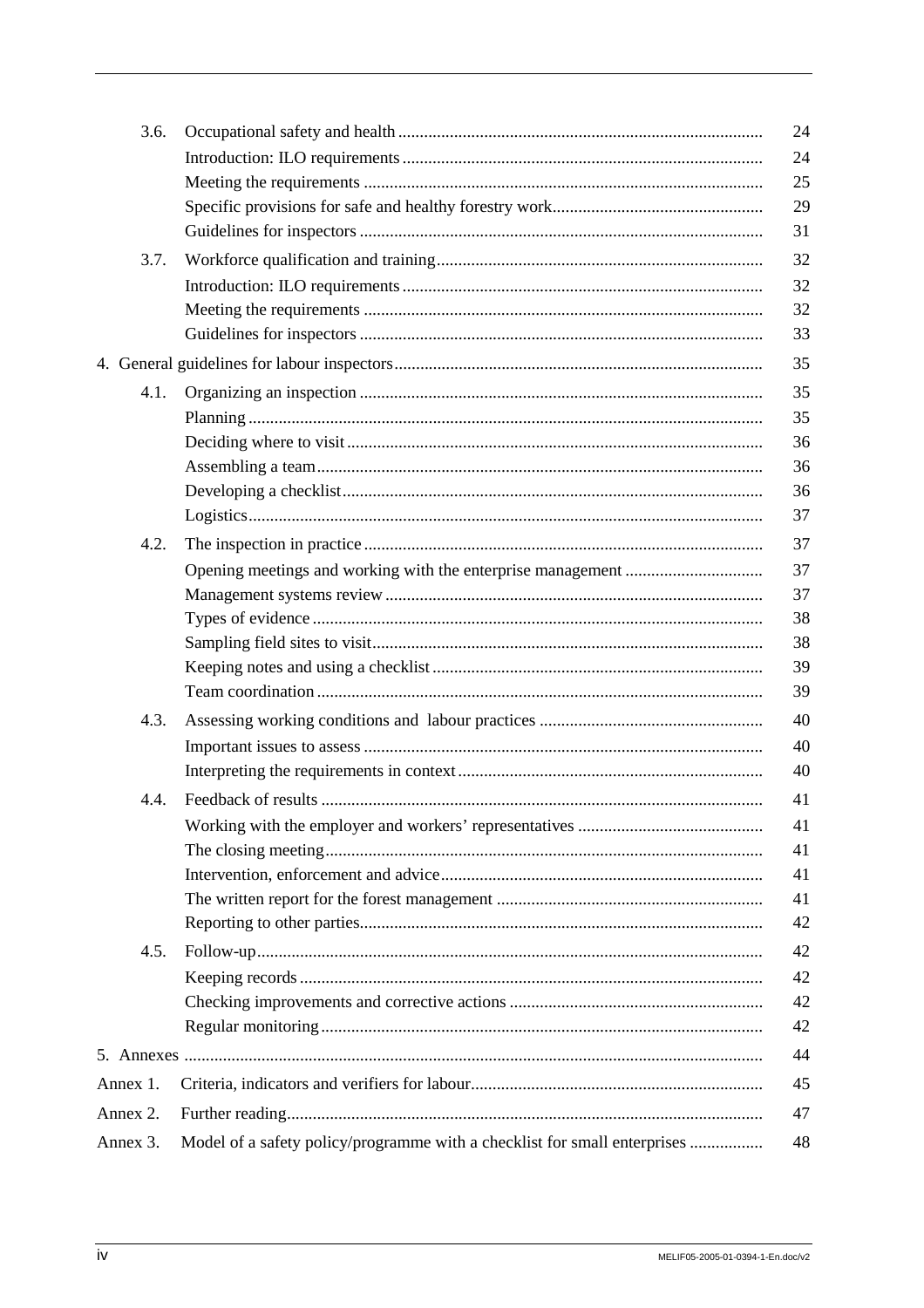| | | |
|---|---|---|
| 3.6. | Occupational safety and health | 24 |
| | Introduction: ILO requirements | 24 |
| | Meeting the requirements | 25 |
| | Specific provisions for safe and healthy forestry work | 29 |
| | Guidelines for inspectors | 31 |
| 3.7. | Workforce qualification and training | 32 |
| | Introduction: ILO requirements | 32 |
| | Meeting the requirements | 32 |
| | Guidelines for inspectors | 33 |
| 4. General guidelines for labour inspectors | | 35 |
| 4.1. | Organizing an inspection | 35 |
| | Planning | 35 |
| | Deciding where to visit | 36 |
| | Assembling a team | 36 |
| | Developing a checklist | 36 |
| | Logistics | 37 |
| 4.2. | The inspection in practice | 37 |
| | Opening meetings and working with the enterprise management | 37 |
| | Management systems review | 37 |
| | Types of evidence | 38 |
| | Sampling field sites to visit | 38 |
| | Keeping notes and using a checklist | 39 |
| | Team coordination | 39 |
| 4.3. | Assessing working conditions and labour practices | 40 |
| | Important issues to assess | 40 |
| | Interpreting the requirements in context | 40 |
| 4.4. | Feedback of results | 41 |
| | Working with the employer and workers' representatives | 41 |
| | The closing meeting | 41 |
| | Intervention, enforcement and advice | 41 |
| | The written report for the forest management | 41 |
| | Reporting to other parties | 42 |
| 4.5. | Follow-up | 42 |
| | Keeping records | 42 |
| | Checking improvements and corrective actions | 42 |
| | Regular monitoring | 42 |
| 5. Annexes | | 44 |
| Annex 1. | Criteria, indicators and verifiers for labour | 45 |
| Annex 2. | Further reading | 47 |
| Annex 3. | Model of a safety policy/programme with a checklist for small enterprises | 48 |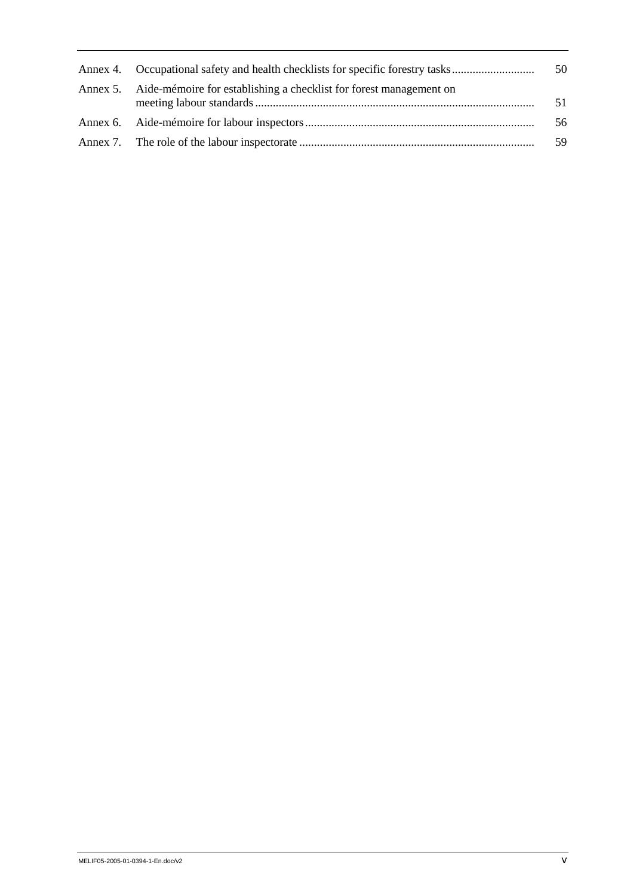| | | |
|---|---|---|
| Annex 4. | Occupational safety and health checklists for specific forestry tasks | 50 |
| Annex 5. | Aide-mémoire for establishing a checklist for forest management on meeting labour standards | 51 |
| Annex 6. | Aide-mémoire for labour inspectors | 56 |
| Annex 7. | The role of the labour inspectorate | 59 |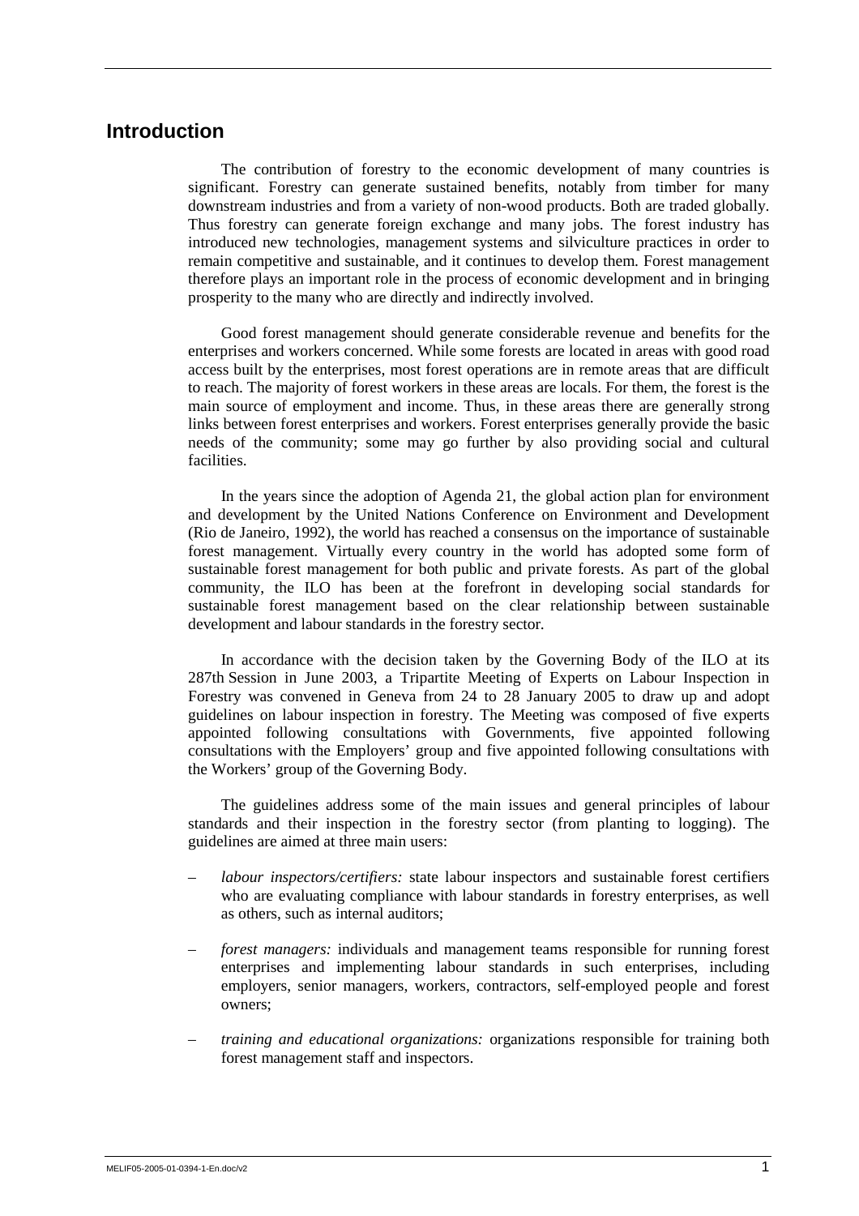# Introduction

The contribution of forestry to the economic development of many countries is significant. Forestry can generate sustained benefits, notably from timber for many downstream industries and from a variety of non-wood products. Both are traded globally. Thus forestry can generate foreign exchange and many jobs. The forest industry has introduced new technologies, management systems and silviculture practices in order to remain competitive and sustainable, and it continues to develop them. Forest management therefore plays an important role in the process of economic development and in bringing prosperity to the many who are directly and indirectly involved.

Good forest management should generate considerable revenue and benefits for the enterprises and workers concerned. While some forests are located in areas with good road access built by the enterprises, most forest operations are in remote areas that are difficult to reach. The majority of forest workers in these areas are locals. For them, the forest is the main source of employment and income. Thus, in these areas there are generally strong links between forest enterprises and workers. Forest enterprises generally provide the basic needs of the community; some may go further by also providing social and cultural facilities.

In the years since the adoption of Agenda 21, the global action plan for environment and development by the United Nations Conference on Environment and Development (Rio de Janeiro, 1992), the world has reached a consensus on the importance of sustainable forest management. Virtually every country in the world has adopted some form of sustainable forest management for both public and private forests. As part of the global community, the ILO has been at the forefront in developing social standards for sustainable forest management based on the clear relationship between sustainable development and labour standards in the forestry sector.

In accordance with the decision taken by the Governing Body of the ILO at its 287th Session in June 2003, a Tripartite Meeting of Experts on Labour Inspection in Forestry was convened in Geneva from 24 to 28 January 2005 to draw up and adopt guidelines on labour inspection in forestry. The Meeting was composed of five experts appointed following consultations with Governments, five appointed following consultations with the Employers' group and five appointed following consultations with the Workers' group of the Governing Body.

The guidelines address some of the main issues and general principles of labour standards and their inspection in the forestry sector (from planting to logging). The guidelines are aimed at three main users:

– *labour inspectors/certifiers:* state labour inspectors and sustainable forest certifiers who are evaluating compliance with labour standards in forestry enterprises, as well as others, such as internal auditors;

– *forest managers:* individuals and management teams responsible for running forest enterprises and implementing labour standards in such enterprises, including employers, senior managers, workers, contractors, self-employed people and forest owners;

– *training and educational organizations:* organizations responsible for training both forest management staff and inspectors.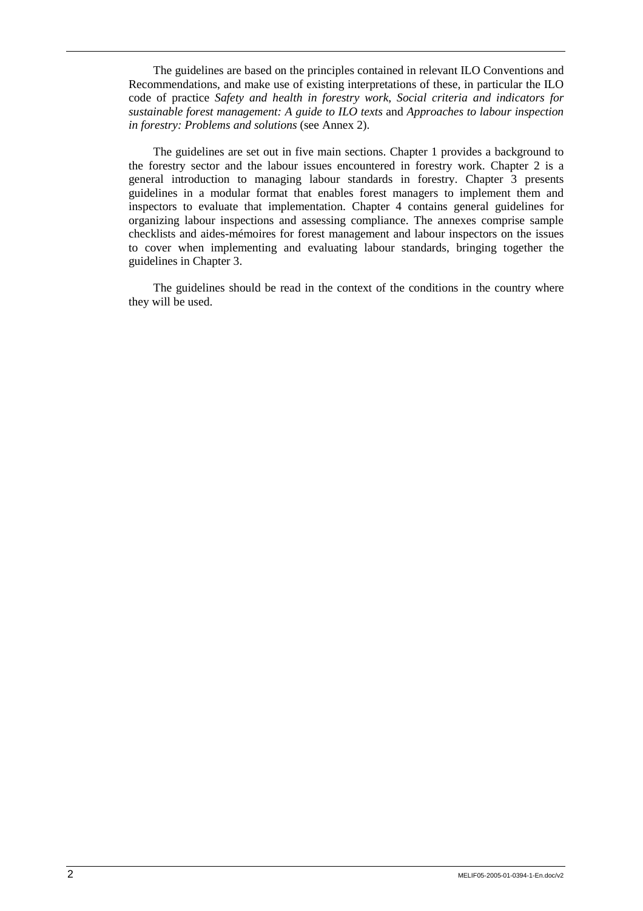The guidelines are based on the principles contained in relevant ILO Conventions and Recommendations, and make use of existing interpretations of these, in particular the ILO code of practice *Safety and health in forestry work*, *Social criteria and indicators for sustainable forest management: A guide to ILO texts* and *Approaches to labour inspection in forestry: Problems and solutions* (see Annex 2).

The guidelines are set out in five main sections. Chapter 1 provides a background to the forestry sector and the labour issues encountered in forestry work. Chapter 2 is a general introduction to managing labour standards in forestry. Chapter 3 presents guidelines in a modular format that enables forest managers to implement them and inspectors to evaluate that implementation. Chapter 4 contains general guidelines for organizing labour inspections and assessing compliance. The annexes comprise sample checklists and aides-mémoires for forest management and labour inspectors on the issues to cover when implementing and evaluating labour standards, bringing together the guidelines in Chapter 3.

The guidelines should be read in the context of the conditions in the country where they will be used.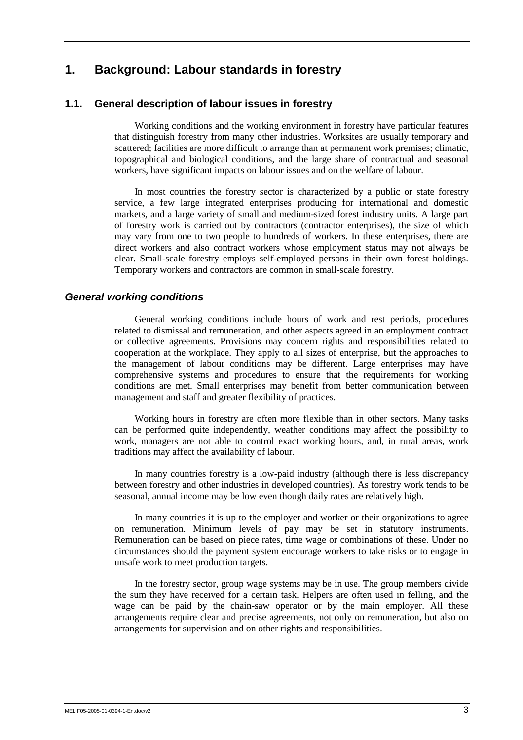# 1. Background: Labour standards in forestry

## 1.1. General description of labour issues in forestry

Working conditions and the working environment in forestry have particular features that distinguish forestry from many other industries. Worksites are usually temporary and scattered; facilities are more difficult to arrange than at permanent work premises; climatic, topographical and biological conditions, and the large share of contractual and seasonal workers, have significant impacts on labour issues and on the welfare of labour.

In most countries the forestry sector is characterized by a public or state forestry service, a few large integrated enterprises producing for international and domestic markets, and a large variety of small and medium-sized forest industry units. A large part of forestry work is carried out by contractors (contractor enterprises), the size of which may vary from one to two people to hundreds of workers. In these enterprises, there are direct workers and also contract workers whose employment status may not always be clear. Small-scale forestry employs self-employed persons in their own forest holdings. Temporary workers and contractors are common in small-scale forestry.

### *General working conditions*

General working conditions include hours of work and rest periods, procedures related to dismissal and remuneration, and other aspects agreed in an employment contract or collective agreements. Provisions may concern rights and responsibilities related to cooperation at the workplace. They apply to all sizes of enterprise, but the approaches to the management of labour conditions may be different. Large enterprises may have comprehensive systems and procedures to ensure that the requirements for working conditions are met. Small enterprises may benefit from better communication between management and staff and greater flexibility of practices.

Working hours in forestry are often more flexible than in other sectors. Many tasks can be performed quite independently, weather conditions may affect the possibility to work, managers are not able to control exact working hours, and, in rural areas, work traditions may affect the availability of labour.

In many countries forestry is a low-paid industry (although there is less discrepancy between forestry and other industries in developed countries). As forestry work tends to be seasonal, annual income may be low even though daily rates are relatively high.

In many countries it is up to the employer and worker or their organizations to agree on remuneration. Minimum levels of pay may be set in statutory instruments. Remuneration can be based on piece rates, time wage or combinations of these. Under no circumstances should the payment system encourage workers to take risks or to engage in unsafe work to meet production targets.

In the forestry sector, group wage systems may be in use. The group members divide the sum they have received for a certain task. Helpers are often used in felling, and the wage can be paid by the chain-saw operator or by the main employer. All these arrangements require clear and precise agreements, not only on remuneration, but also on arrangements for supervision and on other rights and responsibilities.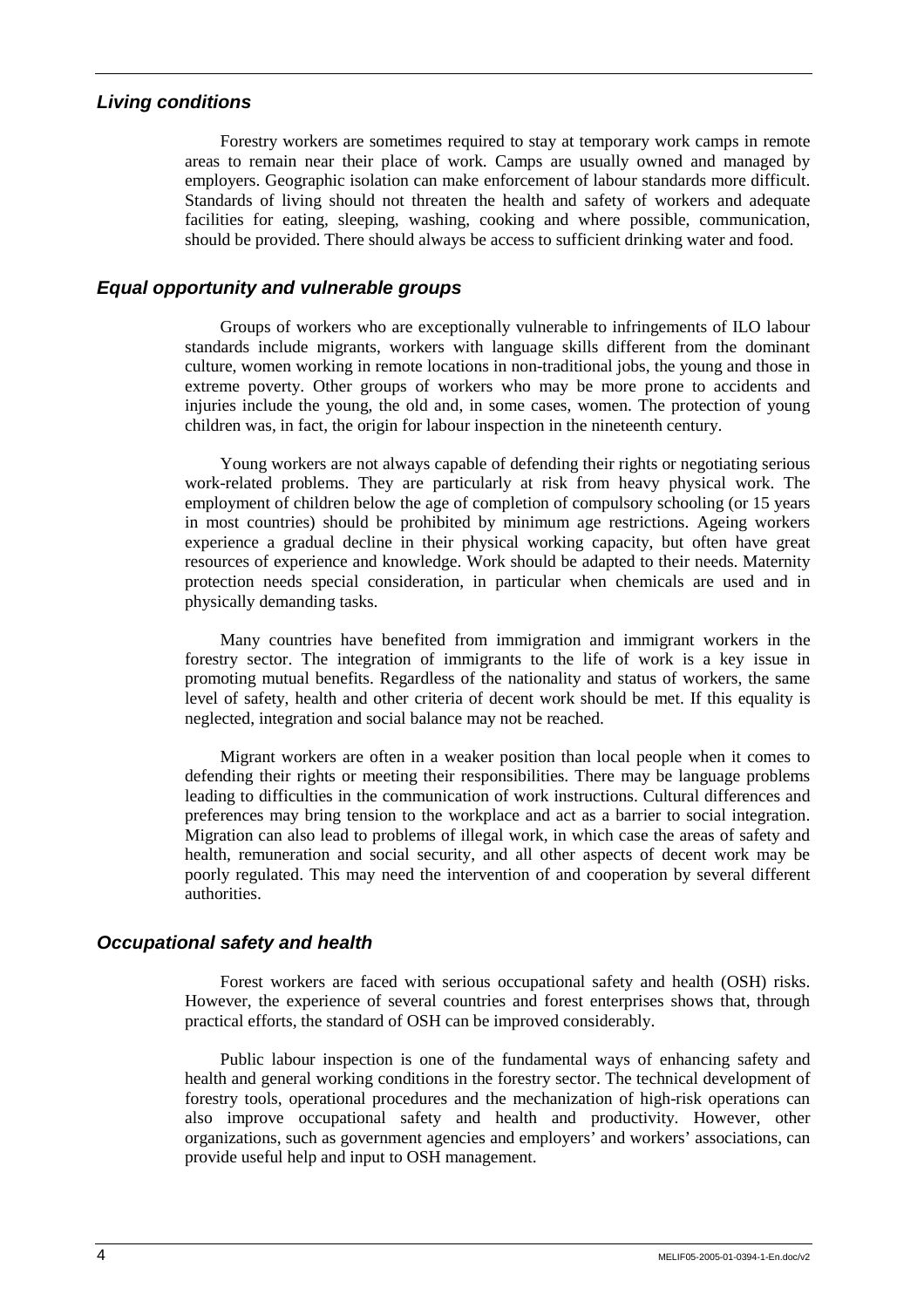### *Living conditions*

Forestry workers are sometimes required to stay at temporary work camps in remote areas to remain near their place of work. Camps are usually owned and managed by employers. Geographic isolation can make enforcement of labour standards more difficult. Standards of living should not threaten the health and safety of workers and adequate facilities for eating, sleeping, washing, cooking and where possible, communication, should be provided. There should always be access to sufficient drinking water and food.

### *Equal opportunity and vulnerable groups*

Groups of workers who are exceptionally vulnerable to infringements of ILO labour standards include migrants, workers with language skills different from the dominant culture, women working in remote locations in non-traditional jobs, the young and those in extreme poverty. Other groups of workers who may be more prone to accidents and injuries include the young, the old and, in some cases, women. The protection of young children was, in fact, the origin for labour inspection in the nineteenth century.

Young workers are not always capable of defending their rights or negotiating serious work-related problems. They are particularly at risk from heavy physical work. The employment of children below the age of completion of compulsory schooling (or 15 years in most countries) should be prohibited by minimum age restrictions. Ageing workers experience a gradual decline in their physical working capacity, but often have great resources of experience and knowledge. Work should be adapted to their needs. Maternity protection needs special consideration, in particular when chemicals are used and in physically demanding tasks.

Many countries have benefited from immigration and immigrant workers in the forestry sector. The integration of immigrants to the life of work is a key issue in promoting mutual benefits. Regardless of the nationality and status of workers, the same level of safety, health and other criteria of decent work should be met. If this equality is neglected, integration and social balance may not be reached.

Migrant workers are often in a weaker position than local people when it comes to defending their rights or meeting their responsibilities. There may be language problems leading to difficulties in the communication of work instructions. Cultural differences and preferences may bring tension to the workplace and act as a barrier to social integration. Migration can also lead to problems of illegal work, in which case the areas of safety and health, remuneration and social security, and all other aspects of decent work may be poorly regulated. This may need the intervention of and cooperation by several different authorities.

### *Occupational safety and health*

Forest workers are faced with serious occupational safety and health (OSH) risks. However, the experience of several countries and forest enterprises shows that, through practical efforts, the standard of OSH can be improved considerably.

Public labour inspection is one of the fundamental ways of enhancing safety and health and general working conditions in the forestry sector. The technical development of forestry tools, operational procedures and the mechanization of high-risk operations can also improve occupational safety and health and productivity. However, other organizations, such as government agencies and employers' and workers' associations, can provide useful help and input to OSH management.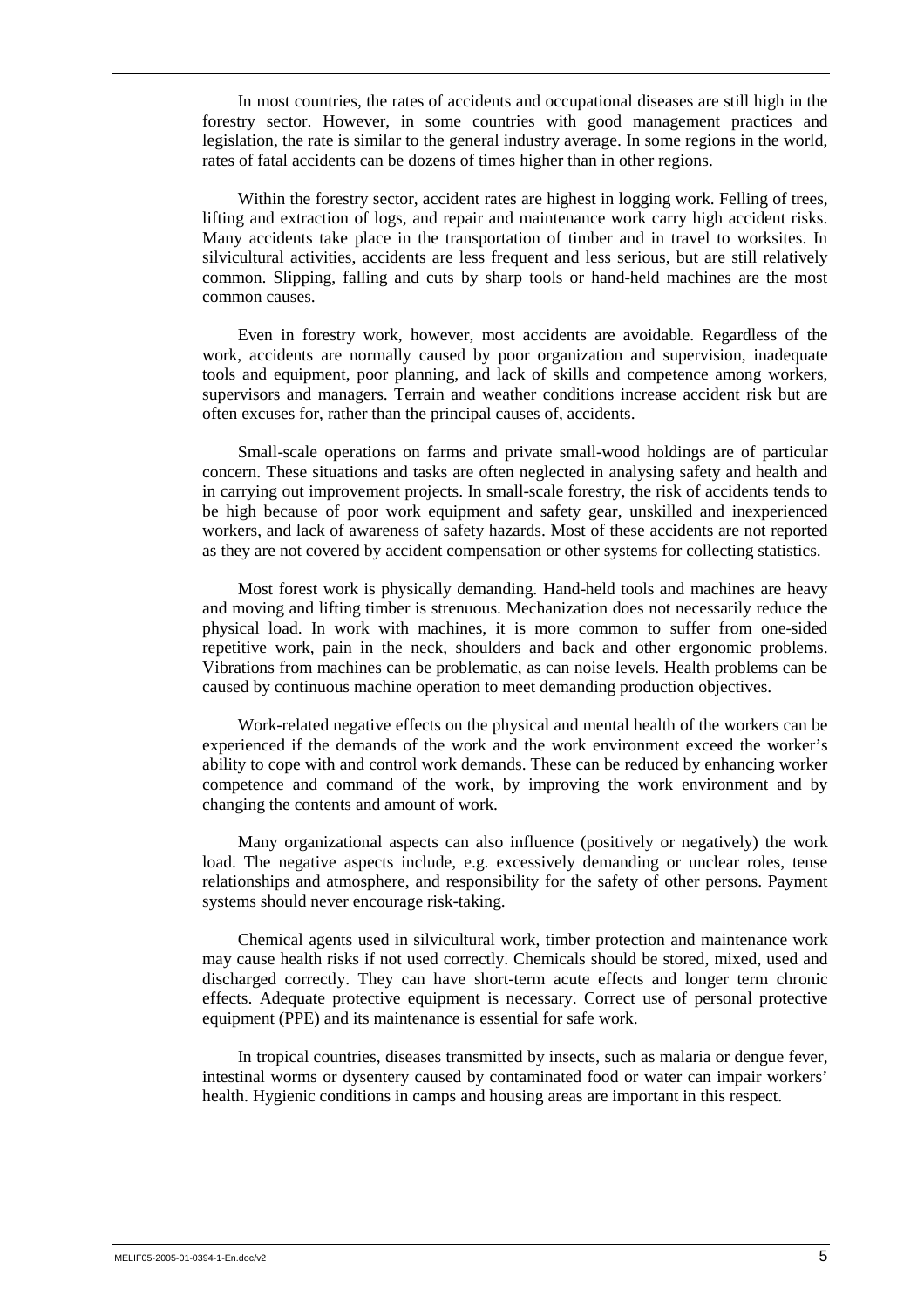In most countries, the rates of accidents and occupational diseases are still high in the forestry sector. However, in some countries with good management practices and legislation, the rate is similar to the general industry average. In some regions in the world, rates of fatal accidents can be dozens of times higher than in other regions.

Within the forestry sector, accident rates are highest in logging work. Felling of trees, lifting and extraction of logs, and repair and maintenance work carry high accident risks. Many accidents take place in the transportation of timber and in travel to worksites. In silvicultural activities, accidents are less frequent and less serious, but are still relatively common. Slipping, falling and cuts by sharp tools or hand-held machines are the most common causes.

Even in forestry work, however, most accidents are avoidable. Regardless of the work, accidents are normally caused by poor organization and supervision, inadequate tools and equipment, poor planning, and lack of skills and competence among workers, supervisors and managers. Terrain and weather conditions increase accident risk but are often excuses for, rather than the principal causes of, accidents.

Small-scale operations on farms and private small-wood holdings are of particular concern. These situations and tasks are often neglected in analysing safety and health and in carrying out improvement projects. In small-scale forestry, the risk of accidents tends to be high because of poor work equipment and safety gear, unskilled and inexperienced workers, and lack of awareness of safety hazards. Most of these accidents are not reported as they are not covered by accident compensation or other systems for collecting statistics.

Most forest work is physically demanding. Hand-held tools and machines are heavy and moving and lifting timber is strenuous. Mechanization does not necessarily reduce the physical load. In work with machines, it is more common to suffer from one-sided repetitive work, pain in the neck, shoulders and back and other ergonomic problems. Vibrations from machines can be problematic, as can noise levels. Health problems can be caused by continuous machine operation to meet demanding production objectives.

Work-related negative effects on the physical and mental health of the workers can be experienced if the demands of the work and the work environment exceed the worker's ability to cope with and control work demands. These can be reduced by enhancing worker competence and command of the work, by improving the work environment and by changing the contents and amount of work.

Many organizational aspects can also influence (positively or negatively) the work load. The negative aspects include, e.g. excessively demanding or unclear roles, tense relationships and atmosphere, and responsibility for the safety of other persons. Payment systems should never encourage risk-taking.

Chemical agents used in silvicultural work, timber protection and maintenance work may cause health risks if not used correctly. Chemicals should be stored, mixed, used and discharged correctly. They can have short-term acute effects and longer term chronic effects. Adequate protective equipment is necessary. Correct use of personal protective equipment (PPE) and its maintenance is essential for safe work.

In tropical countries, diseases transmitted by insects, such as malaria or dengue fever, intestinal worms or dysentery caused by contaminated food or water can impair workers' health. Hygienic conditions in camps and housing areas are important in this respect.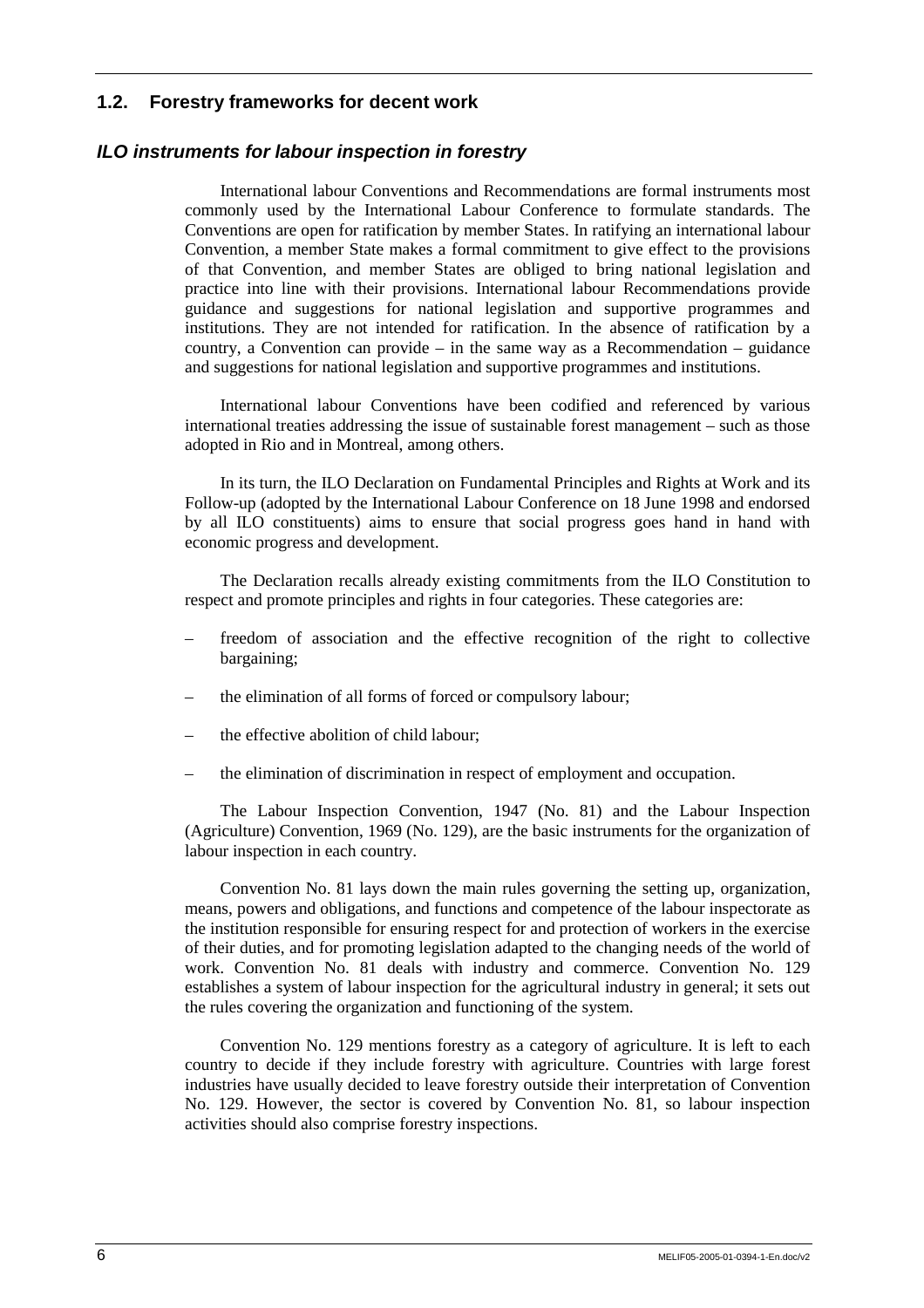## 1.2. Forestry frameworks for decent work

### *ILO instruments for labour inspection in forestry*

International labour Conventions and Recommendations are formal instruments most commonly used by the International Labour Conference to formulate standards. The Conventions are open for ratification by member States. In ratifying an international labour Convention, a member State makes a formal commitment to give effect to the provisions of that Convention, and member States are obliged to bring national legislation and practice into line with their provisions. International labour Recommendations provide guidance and suggestions for national legislation and supportive programmes and institutions. They are not intended for ratification. In the absence of ratification by a country, a Convention can provide – in the same way as a Recommendation – guidance and suggestions for national legislation and supportive programmes and institutions.

International labour Conventions have been codified and referenced by various international treaties addressing the issue of sustainable forest management – such as those adopted in Rio and in Montreal, among others.

In its turn, the ILO Declaration on Fundamental Principles and Rights at Work and its Follow-up (adopted by the International Labour Conference on 18 June 1998 and endorsed by all ILO constituents) aims to ensure that social progress goes hand in hand with economic progress and development.

The Declaration recalls already existing commitments from the ILO Constitution to respect and promote principles and rights in four categories. These categories are:

– freedom of association and the effective recognition of the right to collective bargaining;

– the elimination of all forms of forced or compulsory labour;

– the effective abolition of child labour;

– the elimination of discrimination in respect of employment and occupation.

The Labour Inspection Convention, 1947 (No. 81) and the Labour Inspection (Agriculture) Convention, 1969 (No. 129), are the basic instruments for the organization of labour inspection in each country.

Convention No. 81 lays down the main rules governing the setting up, organization, means, powers and obligations, and functions and competence of the labour inspectorate as the institution responsible for ensuring respect for and protection of workers in the exercise of their duties, and for promoting legislation adapted to the changing needs of the world of work. Convention No. 81 deals with industry and commerce. Convention No. 129 establishes a system of labour inspection for the agricultural industry in general; it sets out the rules covering the organization and functioning of the system.

Convention No. 129 mentions forestry as a category of agriculture. It is left to each country to decide if they include forestry with agriculture. Countries with large forest industries have usually decided to leave forestry outside their interpretation of Convention No. 129. However, the sector is covered by Convention No. 81, so labour inspection activities should also comprise forestry inspections.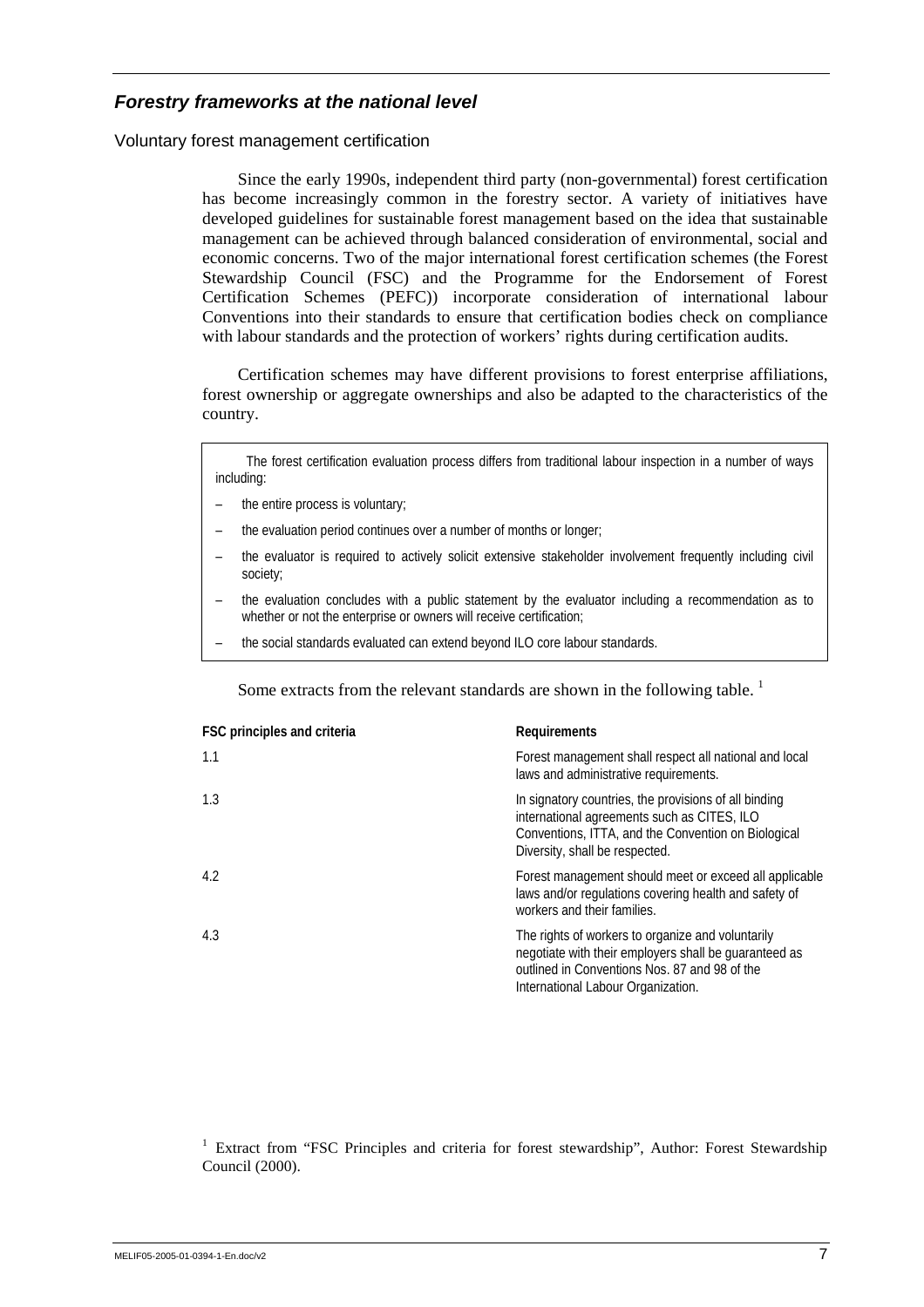### *Forestry frameworks at the national level*

Voluntary forest management certification

Since the early 1990s, independent third party (non-governmental) forest certification has become increasingly common in the forestry sector. A variety of initiatives have developed guidelines for sustainable forest management based on the idea that sustainable management can be achieved through balanced consideration of environmental, social and economic concerns. Two of the major international forest certification schemes (the Forest Stewardship Council (FSC) and the Programme for the Endorsement of Forest Certification Schemes (PEFC)) incorporate consideration of international labour Conventions into their standards to ensure that certification bodies check on compliance with labour standards and the protection of workers' rights during certification audits.

Certification schemes may have different provisions to forest enterprise affiliations, forest ownership or aggregate ownerships and also be adapted to the characteristics of the country.

> The forest certification evaluation process differs from traditional labour inspection in a number of ways including:
>
> – the entire process is voluntary;
>
> – the evaluation period continues over a number of months or longer;
>
> – the evaluator is required to actively solicit extensive stakeholder involvement frequently including civil society;
>
> – the evaluation concludes with a public statement by the evaluator including a recommendation as to whether or not the enterprise or owners will receive certification;
>
> – the social standards evaluated can extend beyond ILO core labour standards.

Some extracts from the relevant standards are shown in the following table. [1]

| FSC principles and criteria | Requirements |
|---|---|
| 1.1 | Forest management shall respect all national and local laws and administrative requirements. |
| 1.3 | In signatory countries, the provisions of all binding international agreements such as CITES, ILO Conventions, ITTA, and the Convention on Biological Diversity, shall be respected. |
| 4.2 | Forest management should meet or exceed all applicable laws and/or regulations covering health and safety of workers and their families. |
| 4.3 | The rights of workers to organize and voluntarily negotiate with their employers shall be guaranteed as outlined in Conventions Nos. 87 and 98 of the International Labour Organization. |

[1] Extract from "FSC Principles and criteria for forest stewardship", Author: Forest Stewardship Council (2000).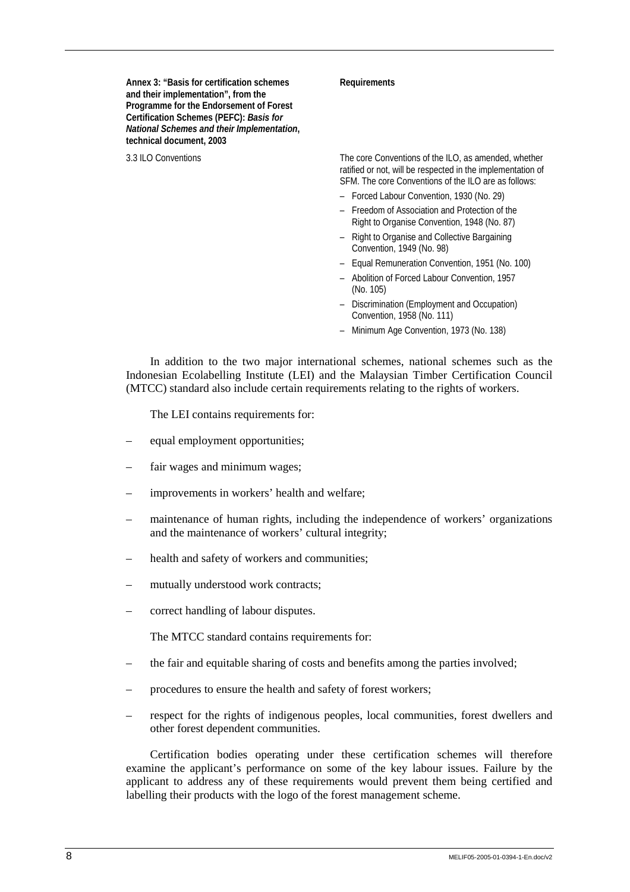| Annex 3: "Basis for certification schemes and their implementation", from the Programme for the Endorsement of Forest Certification Schemes (PEFC): *Basis for National Schemes and their Implementation*, technical document, 2003 | Requirements |
|---|---|
| 3.3 ILO Conventions | The core Conventions of the ILO, as amended, whether ratified or not, will be respected in the implementation of SFM. The core Conventions of the ILO are as follows:<br>– Forced Labour Convention, 1930 (No. 29)<br>– Freedom of Association and Protection of the Right to Organise Convention, 1948 (No. 87)<br>– Right to Organise and Collective Bargaining Convention, 1949 (No. 98)<br>– Equal Remuneration Convention, 1951 (No. 100)<br>– Abolition of Forced Labour Convention, 1957 (No. 105)<br>– Discrimination (Employment and Occupation) Convention, 1958 (No. 111)<br>– Minimum Age Convention, 1973 (No. 138) |

In addition to the two major international schemes, national schemes such as the Indonesian Ecolabelling Institute (LEI) and the Malaysian Timber Certification Council (MTCC) standard also include certain requirements relating to the rights of workers.

The LEI contains requirements for:

– equal employment opportunities;

– fair wages and minimum wages;

– improvements in workers' health and welfare;

– maintenance of human rights, including the independence of workers' organizations and the maintenance of workers' cultural integrity;

– health and safety of workers and communities;

– mutually understood work contracts;

– correct handling of labour disputes.

The MTCC standard contains requirements for:

– the fair and equitable sharing of costs and benefits among the parties involved;

– procedures to ensure the health and safety of forest workers;

– respect for the rights of indigenous peoples, local communities, forest dwellers and other forest dependent communities.

Certification bodies operating under these certification schemes will therefore examine the applicant's performance on some of the key labour issues. Failure by the applicant to address any of these requirements would prevent them being certified and labelling their products with the logo of the forest management scheme.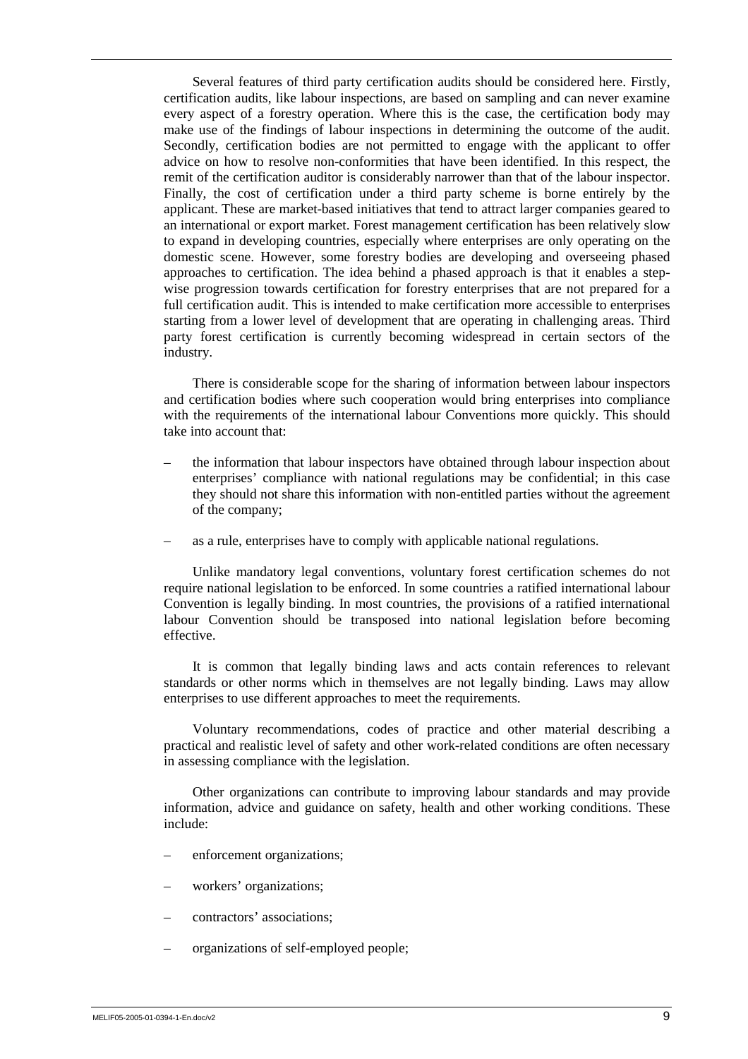Several features of third party certification audits should be considered here. Firstly, certification audits, like labour inspections, are based on sampling and can never examine every aspect of a forestry operation. Where this is the case, the certification body may make use of the findings of labour inspections in determining the outcome of the audit. Secondly, certification bodies are not permitted to engage with the applicant to offer advice on how to resolve non-conformities that have been identified. In this respect, the remit of the certification auditor is considerably narrower than that of the labour inspector. Finally, the cost of certification under a third party scheme is borne entirely by the applicant. These are market-based initiatives that tend to attract larger companies geared to an international or export market. Forest management certification has been relatively slow to expand in developing countries, especially where enterprises are only operating on the domestic scene. However, some forestry bodies are developing and overseeing phased approaches to certification. The idea behind a phased approach is that it enables a step-wise progression towards certification for forestry enterprises that are not prepared for a full certification audit. This is intended to make certification more accessible to enterprises starting from a lower level of development that are operating in challenging areas. Third party forest certification is currently becoming widespread in certain sectors of the industry.

There is considerable scope for the sharing of information between labour inspectors and certification bodies where such cooperation would bring enterprises into compliance with the requirements of the international labour Conventions more quickly. This should take into account that:

- the information that labour inspectors have obtained through labour inspection about enterprises' compliance with national regulations may be confidential; in this case they should not share this information with non-entitled parties without the agreement of the company;
- as a rule, enterprises have to comply with applicable national regulations.

Unlike mandatory legal conventions, voluntary forest certification schemes do not require national legislation to be enforced. In some countries a ratified international labour Convention is legally binding. In most countries, the provisions of a ratified international labour Convention should be transposed into national legislation before becoming effective.

It is common that legally binding laws and acts contain references to relevant standards or other norms which in themselves are not legally binding. Laws may allow enterprises to use different approaches to meet the requirements.

Voluntary recommendations, codes of practice and other material describing a practical and realistic level of safety and other work-related conditions are often necessary in assessing compliance with the legislation.

Other organizations can contribute to improving labour standards and may provide information, advice and guidance on safety, health and other working conditions. These include:

- enforcement organizations;
- workers' organizations;
- contractors' associations;
- organizations of self-employed people;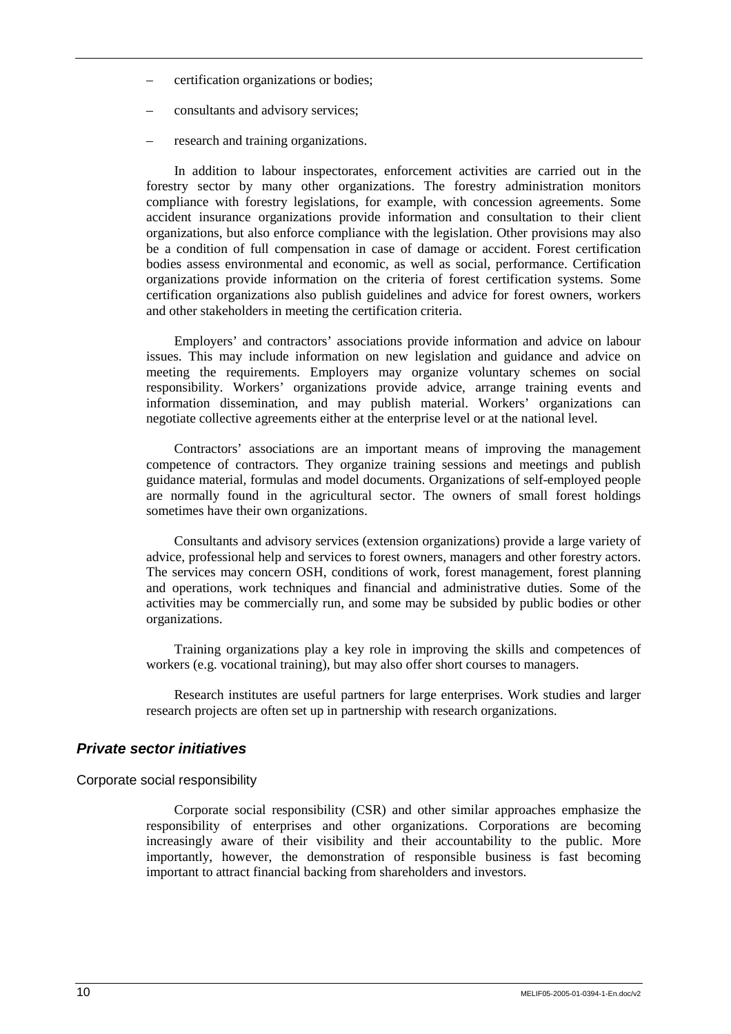- certification organizations or bodies;
- consultants and advisory services;
- research and training organizations.

In addition to labour inspectorates, enforcement activities are carried out in the forestry sector by many other organizations. The forestry administration monitors compliance with forestry legislations, for example, with concession agreements. Some accident insurance organizations provide information and consultation to their client organizations, but also enforce compliance with the legislation. Other provisions may also be a condition of full compensation in case of damage or accident. Forest certification bodies assess environmental and economic, as well as social, performance. Certification organizations provide information on the criteria of forest certification systems. Some certification organizations also publish guidelines and advice for forest owners, workers and other stakeholders in meeting the certification criteria.

Employers' and contractors' associations provide information and advice on labour issues. This may include information on new legislation and guidance and advice on meeting the requirements. Employers may organize voluntary schemes on social responsibility. Workers' organizations provide advice, arrange training events and information dissemination, and may publish material. Workers' organizations can negotiate collective agreements either at the enterprise level or at the national level.

Contractors' associations are an important means of improving the management competence of contractors. They organize training sessions and meetings and publish guidance material, formulas and model documents. Organizations of self-employed people are normally found in the agricultural sector. The owners of small forest holdings sometimes have their own organizations.

Consultants and advisory services (extension organizations) provide a large variety of advice, professional help and services to forest owners, managers and other forestry actors. The services may concern OSH, conditions of work, forest management, forest planning and operations, work techniques and financial and administrative duties. Some of the activities may be commercially run, and some may be subsided by public bodies or other organizations.

Training organizations play a key role in improving the skills and competences of workers (e.g. vocational training), but may also offer short courses to managers.

Research institutes are useful partners for large enterprises. Work studies and larger research projects are often set up in partnership with research organizations.

### *Private sector initiatives*

#### Corporate social responsibility

Corporate social responsibility (CSR) and other similar approaches emphasize the responsibility of enterprises and other organizations. Corporations are becoming increasingly aware of their visibility and their accountability to the public. More importantly, however, the demonstration of responsible business is fast becoming important to attract financial backing from shareholders and investors.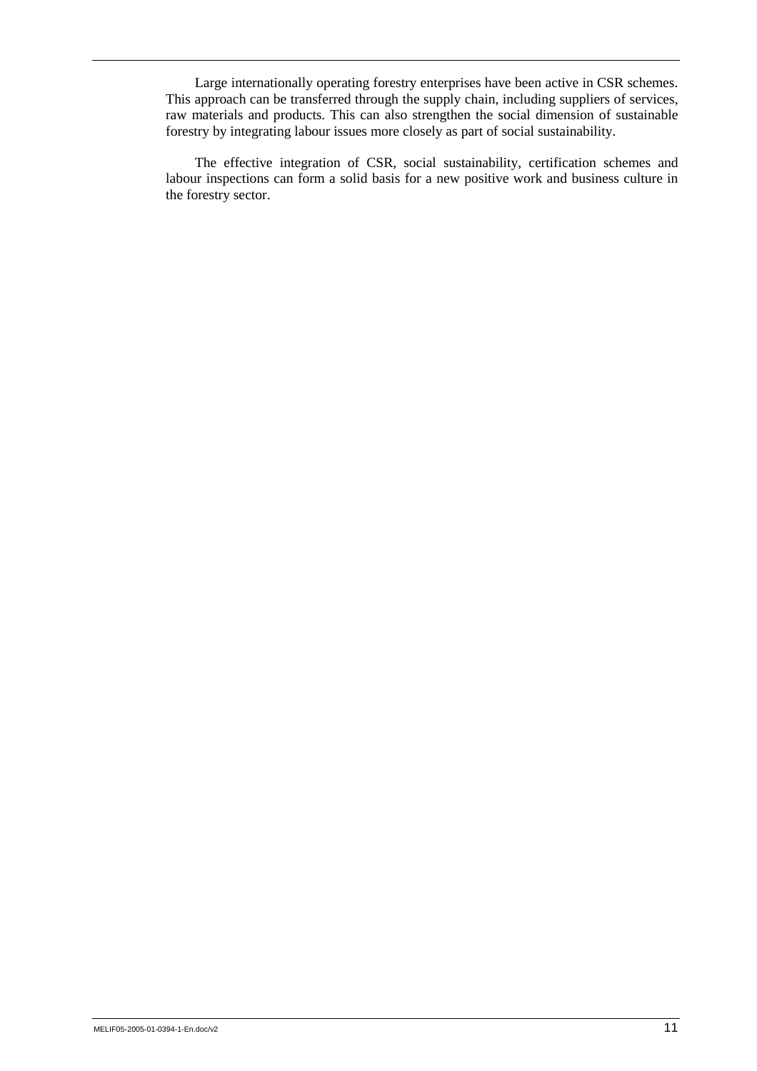Large internationally operating forestry enterprises have been active in CSR schemes. This approach can be transferred through the supply chain, including suppliers of services, raw materials and products. This can also strengthen the social dimension of sustainable forestry by integrating labour issues more closely as part of social sustainability.

The effective integration of CSR, social sustainability, certification schemes and labour inspections can form a solid basis for a new positive work and business culture in the forestry sector.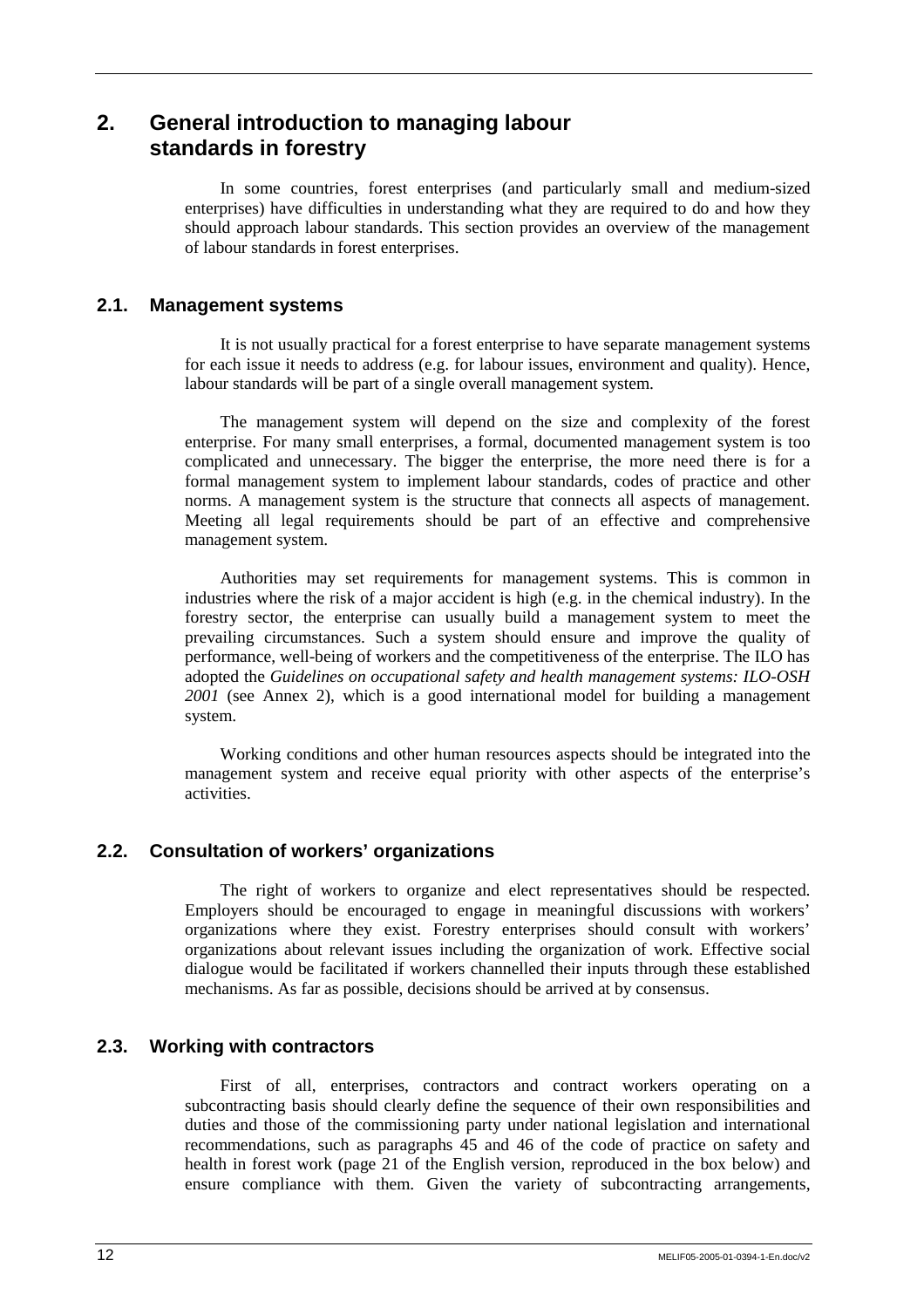# 2. General introduction to managing labour standards in forestry

In some countries, forest enterprises (and particularly small and medium-sized enterprises) have difficulties in understanding what they are required to do and how they should approach labour standards. This section provides an overview of the management of labour standards in forest enterprises.

## 2.1. Management systems

It is not usually practical for a forest enterprise to have separate management systems for each issue it needs to address (e.g. for labour issues, environment and quality). Hence, labour standards will be part of a single overall management system.

The management system will depend on the size and complexity of the forest enterprise. For many small enterprises, a formal, documented management system is too complicated and unnecessary. The bigger the enterprise, the more need there is for a formal management system to implement labour standards, codes of practice and other norms. A management system is the structure that connects all aspects of management. Meeting all legal requirements should be part of an effective and comprehensive management system.

Authorities may set requirements for management systems. This is common in industries where the risk of a major accident is high (e.g. in the chemical industry). In the forestry sector, the enterprise can usually build a management system to meet the prevailing circumstances. Such a system should ensure and improve the quality of performance, well-being of workers and the competitiveness of the enterprise. The ILO has adopted the *Guidelines on occupational safety and health management systems: ILO-OSH 2001* (see Annex 2), which is a good international model for building a management system.

Working conditions and other human resources aspects should be integrated into the management system and receive equal priority with other aspects of the enterprise's activities.

## 2.2. Consultation of workers' organizations

The right of workers to organize and elect representatives should be respected. Employers should be encouraged to engage in meaningful discussions with workers' organizations where they exist. Forestry enterprises should consult with workers' organizations about relevant issues including the organization of work. Effective social dialogue would be facilitated if workers channelled their inputs through these established mechanisms. As far as possible, decisions should be arrived at by consensus.

## 2.3. Working with contractors

First of all, enterprises, contractors and contract workers operating on a subcontracting basis should clearly define the sequence of their own responsibilities and duties and those of the commissioning party under national legislation and international recommendations, such as paragraphs 45 and 46 of the code of practice on safety and health in forest work (page 21 of the English version, reproduced in the box below) and ensure compliance with them. Given the variety of subcontracting arrangements,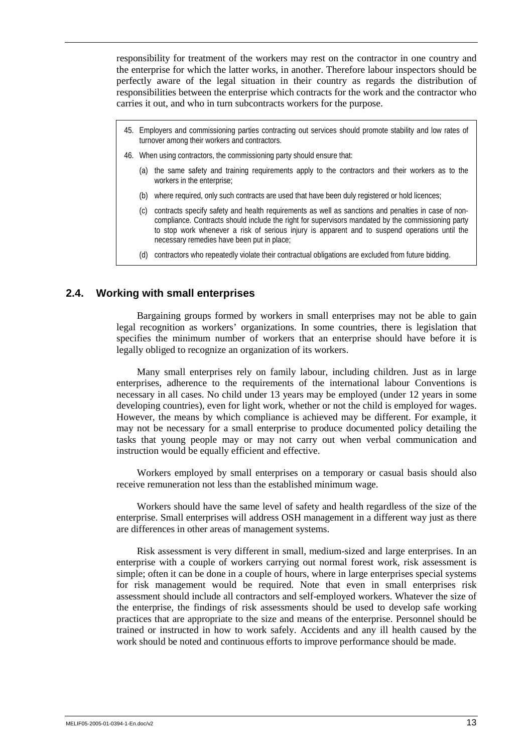responsibility for treatment of the workers may rest on the contractor in one country and the enterprise for which the latter works, in another. Therefore labour inspectors should be perfectly aware of the legal situation in their country as regards the distribution of responsibilities between the enterprise which contracts for the work and the contractor who carries it out, and who in turn subcontracts workers for the purpose.

> 45. Employers and commissioning parties contracting out services should promote stability and low rates of turnover among their workers and contractors.
>
> 46. When using contractors, the commissioning party should ensure that:
>
> (a) the same safety and training requirements apply to the contractors and their workers as to the workers in the enterprise;
>
> (b) where required, only such contracts are used that have been duly registered or hold licences;
>
> (c) contracts specify safety and health requirements as well as sanctions and penalties in case of non-compliance. Contracts should include the right for supervisors mandated by the commissioning party to stop work whenever a risk of serious injury is apparent and to suspend operations until the necessary remedies have been put in place;
>
> (d) contractors who repeatedly violate their contractual obligations are excluded from future bidding.

## 2.4. Working with small enterprises

Bargaining groups formed by workers in small enterprises may not be able to gain legal recognition as workers' organizations. In some countries, there is legislation that specifies the minimum number of workers that an enterprise should have before it is legally obliged to recognize an organization of its workers.

Many small enterprises rely on family labour, including children. Just as in large enterprises, adherence to the requirements of the international labour Conventions is necessary in all cases. No child under 13 years may be employed (under 12 years in some developing countries), even for light work, whether or not the child is employed for wages. However, the means by which compliance is achieved may be different. For example, it may not be necessary for a small enterprise to produce documented policy detailing the tasks that young people may or may not carry out when verbal communication and instruction would be equally efficient and effective.

Workers employed by small enterprises on a temporary or casual basis should also receive remuneration not less than the established minimum wage.

Workers should have the same level of safety and health regardless of the size of the enterprise. Small enterprises will address OSH management in a different way just as there are differences in other areas of management systems.

Risk assessment is very different in small, medium-sized and large enterprises. In an enterprise with a couple of workers carrying out normal forest work, risk assessment is simple; often it can be done in a couple of hours, where in large enterprises special systems for risk management would be required. Note that even in small enterprises risk assessment should include all contractors and self-employed workers. Whatever the size of the enterprise, the findings of risk assessments should be used to develop safe working practices that are appropriate to the size and means of the enterprise. Personnel should be trained or instructed in how to work safely. Accidents and any ill health caused by the work should be noted and continuous efforts to improve performance should be made.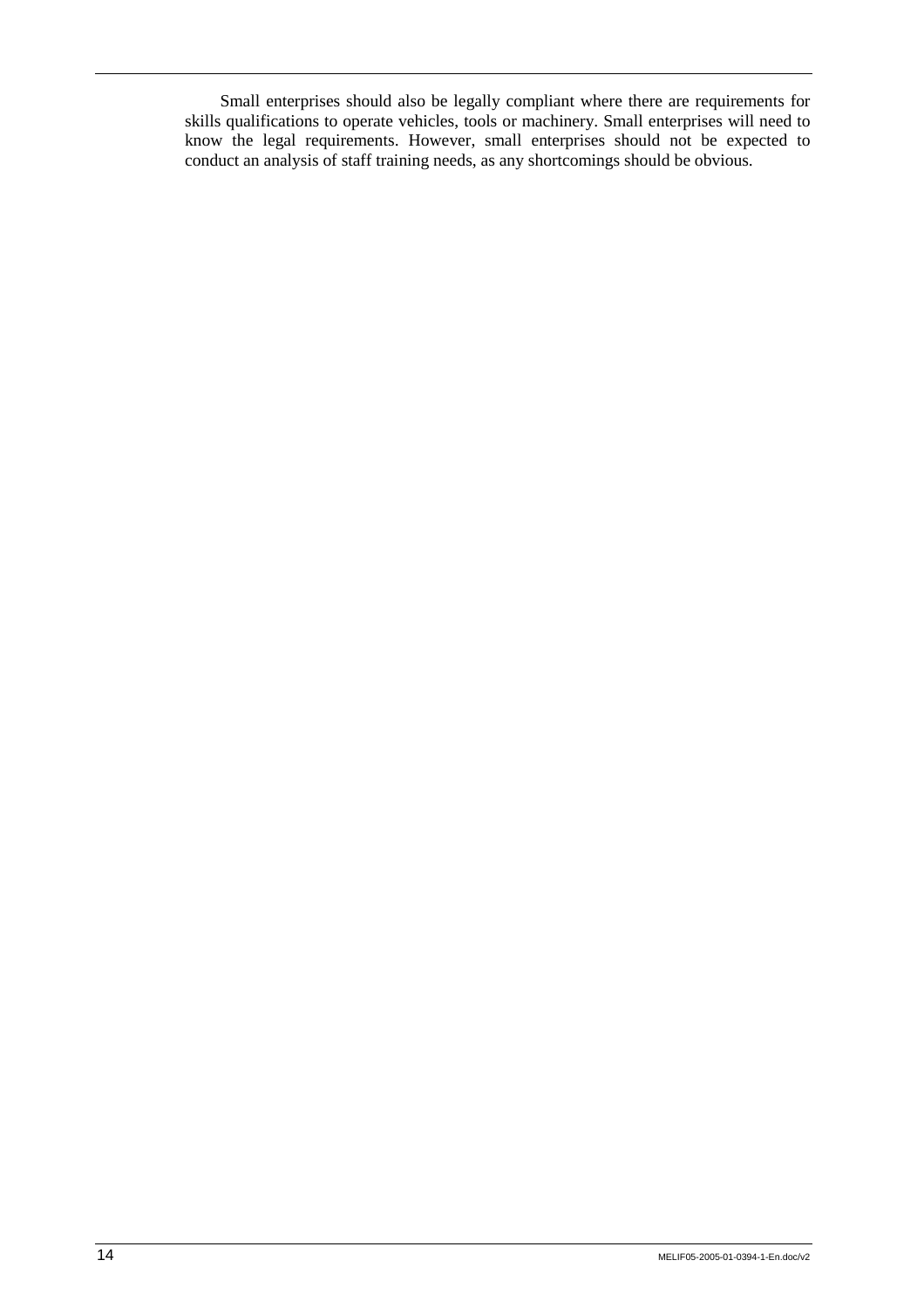Small enterprises should also be legally compliant where there are requirements for skills qualifications to operate vehicles, tools or machinery. Small enterprises will need to know the legal requirements. However, small enterprises should not be expected to conduct an analysis of staff training needs, as any shortcomings should be obvious.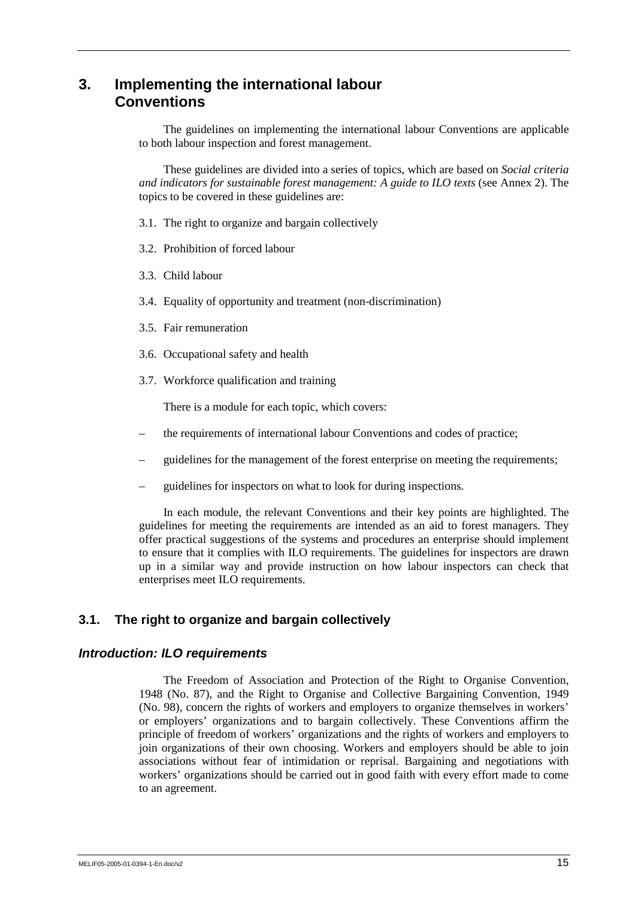# 3. Implementing the international labour Conventions

The guidelines on implementing the international labour Conventions are applicable to both labour inspection and forest management.

These guidelines are divided into a series of topics, which are based on *Social criteria and indicators for sustainable forest management: A guide to ILO texts* (see Annex 2). The topics to be covered in these guidelines are:

3.1. The right to organize and bargain collectively

3.2. Prohibition of forced labour

3.3. Child labour

3.4. Equality of opportunity and treatment (non-discrimination)

3.5. Fair remuneration

3.6. Occupational safety and health

3.7. Workforce qualification and training

There is a module for each topic, which covers:

– the requirements of international labour Conventions and codes of practice;

– guidelines for the management of the forest enterprise on meeting the requirements;

– guidelines for inspectors on what to look for during inspections.

In each module, the relevant Conventions and their key points are highlighted. The guidelines for meeting the requirements are intended as an aid to forest managers. They offer practical suggestions of the systems and procedures an enterprise should implement to ensure that it complies with ILO requirements. The guidelines for inspectors are drawn up in a similar way and provide instruction on how labour inspectors can check that enterprises meet ILO requirements.

## 3.1. The right to organize and bargain collectively

### *Introduction: ILO requirements*

The Freedom of Association and Protection of the Right to Organise Convention, 1948 (No. 87), and the Right to Organise and Collective Bargaining Convention, 1949 (No. 98), concern the rights of workers and employers to organize themselves in workers' or employers' organizations and to bargain collectively. These Conventions affirm the principle of freedom of workers' organizations and the rights of workers and employers to join organizations of their own choosing. Workers and employers should be able to join associations without fear of intimidation or reprisal. Bargaining and negotiations with workers' organizations should be carried out in good faith with every effort made to come to an agreement.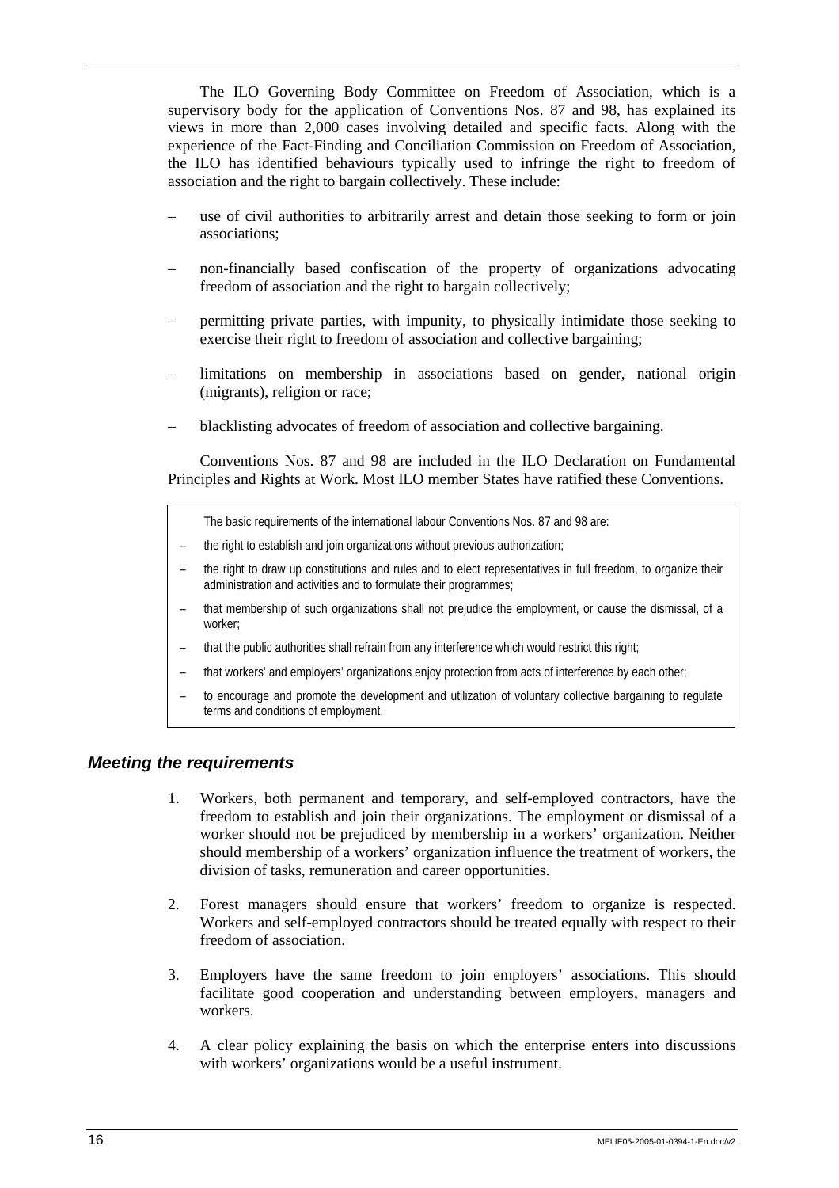The ILO Governing Body Committee on Freedom of Association, which is a supervisory body for the application of Conventions Nos. 87 and 98, has explained its views in more than 2,000 cases involving detailed and specific facts. Along with the experience of the Fact-Finding and Conciliation Commission on Freedom of Association, the ILO has identified behaviours typically used to infringe the right to freedom of association and the right to bargain collectively. These include:

- use of civil authorities to arbitrarily arrest and detain those seeking to form or join associations;
- non-financially based confiscation of the property of organizations advocating freedom of association and the right to bargain collectively;
- permitting private parties, with impunity, to physically intimidate those seeking to exercise their right to freedom of association and collective bargaining;
- limitations on membership in associations based on gender, national origin (migrants), religion or race;
- blacklisting advocates of freedom of association and collective bargaining.

Conventions Nos. 87 and 98 are included in the ILO Declaration on Fundamental Principles and Rights at Work. Most ILO member States have ratified these Conventions.

> The basic requirements of the international labour Conventions Nos. 87 and 98 are:
>
> - the right to establish and join organizations without previous authorization;
> - the right to draw up constitutions and rules and to elect representatives in full freedom, to organize their administration and activities and to formulate their programmes;
> - that membership of such organizations shall not prejudice the employment, or cause the dismissal, of a worker;
> - that the public authorities shall refrain from any interference which would restrict this right;
> - that workers' and employers' organizations enjoy protection from acts of interference by each other;
> - to encourage and promote the development and utilization of voluntary collective bargaining to regulate terms and conditions of employment.

### *Meeting the requirements*

1. Workers, both permanent and temporary, and self-employed contractors, have the freedom to establish and join their organizations. The employment or dismissal of a worker should not be prejudiced by membership in a workers' organization. Neither should membership of a workers' organization influence the treatment of workers, the division of tasks, remuneration and career opportunities.
2. Forest managers should ensure that workers' freedom to organize is respected. Workers and self-employed contractors should be treated equally with respect to their freedom of association.
3. Employers have the same freedom to join employers' associations. This should facilitate good cooperation and understanding between employers, managers and workers.
4. A clear policy explaining the basis on which the enterprise enters into discussions with workers' organizations would be a useful instrument.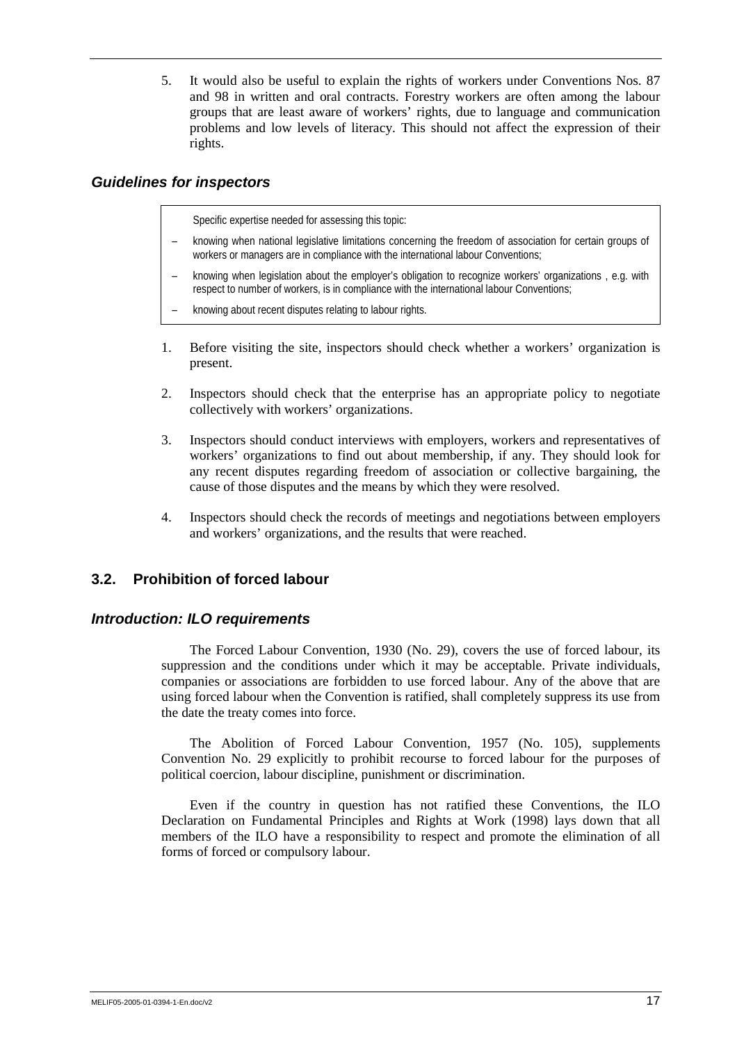5. It would also be useful to explain the rights of workers under Conventions Nos. 87 and 98 in written and oral contracts. Forestry workers are often among the labour groups that are least aware of workers' rights, due to language and communication problems and low levels of literacy. This should not affect the expression of their rights.

### *Guidelines for inspectors*

Specific expertise needed for assessing this topic:

- knowing when national legislative limitations concerning the freedom of association for certain groups of workers or managers are in compliance with the international labour Conventions;
- knowing when legislation about the employer's obligation to recognize workers' organizations , e.g. with respect to number of workers, is in compliance with the international labour Conventions;
- knowing about recent disputes relating to labour rights.

1. Before visiting the site, inspectors should check whether a workers' organization is present.

2. Inspectors should check that the enterprise has an appropriate policy to negotiate collectively with workers' organizations.

3. Inspectors should conduct interviews with employers, workers and representatives of workers' organizations to find out about membership, if any. They should look for any recent disputes regarding freedom of association or collective bargaining, the cause of those disputes and the means by which they were resolved.

4. Inspectors should check the records of meetings and negotiations between employers and workers' organizations, and the results that were reached.

## 3.2. Prohibition of forced labour

### *Introduction: ILO requirements*

The Forced Labour Convention, 1930 (No. 29), covers the use of forced labour, its suppression and the conditions under which it may be acceptable. Private individuals, companies or associations are forbidden to use forced labour. Any of the above that are using forced labour when the Convention is ratified, shall completely suppress its use from the date the treaty comes into force.

The Abolition of Forced Labour Convention, 1957 (No. 105), supplements Convention No. 29 explicitly to prohibit recourse to forced labour for the purposes of political coercion, labour discipline, punishment or discrimination.

Even if the country in question has not ratified these Conventions, the ILO Declaration on Fundamental Principles and Rights at Work (1998) lays down that all members of the ILO have a responsibility to respect and promote the elimination of all forms of forced or compulsory labour.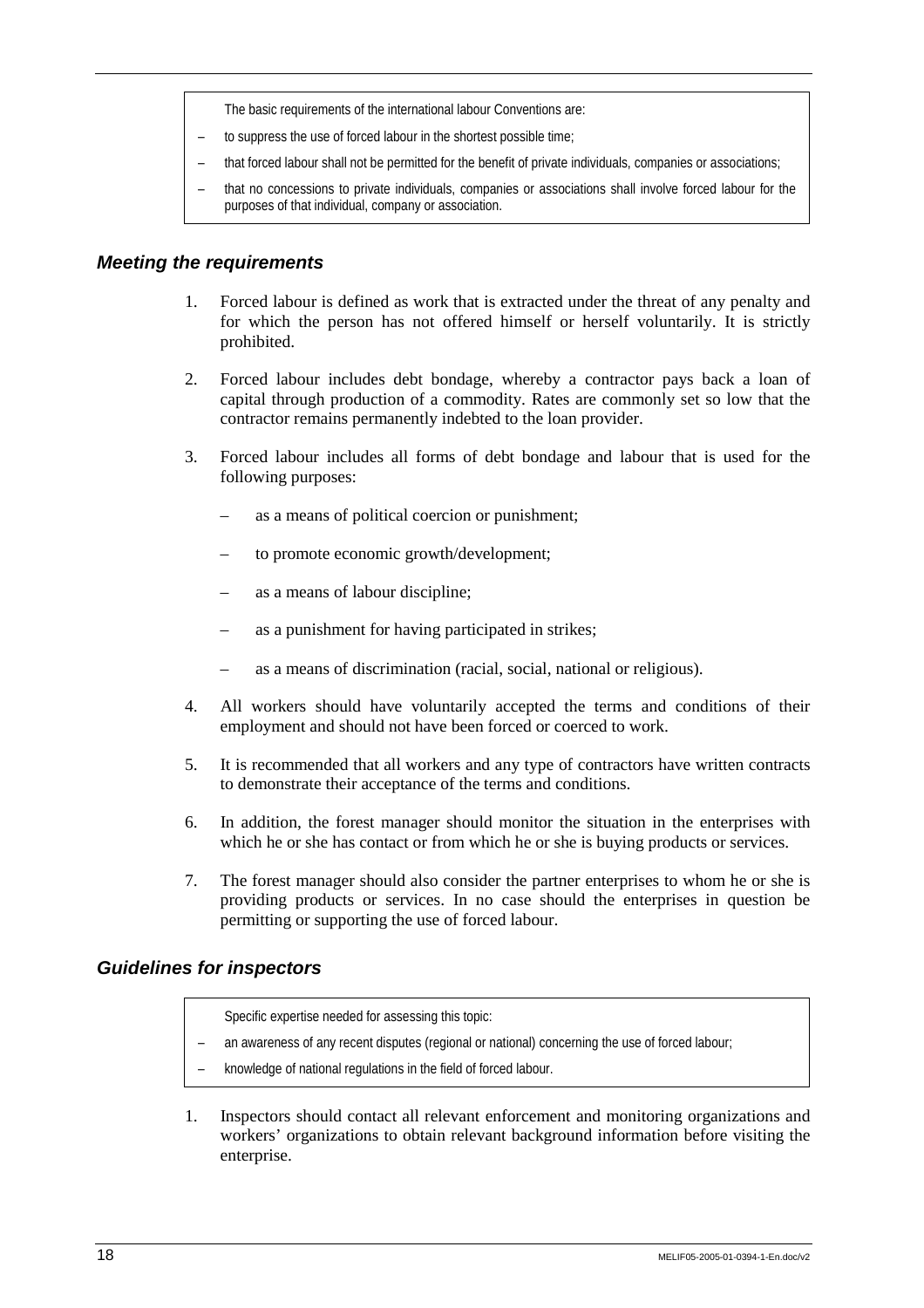The basic requirements of the international labour Conventions are:

- to suppress the use of forced labour in the shortest possible time;
- that forced labour shall not be permitted for the benefit of private individuals, companies or associations;
- that no concessions to private individuals, companies or associations shall involve forced labour for the purposes of that individual, company or association.

### *Meeting the requirements*

1. Forced labour is defined as work that is extracted under the threat of any penalty and for which the person has not offered himself or herself voluntarily. It is strictly prohibited.

2. Forced labour includes debt bondage, whereby a contractor pays back a loan of capital through production of a commodity. Rates are commonly set so low that the contractor remains permanently indebted to the loan provider.

3. Forced labour includes all forms of debt bondage and labour that is used for the following purposes:

   - as a means of political coercion or punishment;
   - to promote economic growth/development;
   - as a means of labour discipline;
   - as a punishment for having participated in strikes;
   - as a means of discrimination (racial, social, national or religious).

4. All workers should have voluntarily accepted the terms and conditions of their employment and should not have been forced or coerced to work.

5. It is recommended that all workers and any type of contractors have written contracts to demonstrate their acceptance of the terms and conditions.

6. In addition, the forest manager should monitor the situation in the enterprises with which he or she has contact or from which he or she is buying products or services.

7. The forest manager should also consider the partner enterprises to whom he or she is providing products or services. In no case should the enterprises in question be permitting or supporting the use of forced labour.

### *Guidelines for inspectors*

Specific expertise needed for assessing this topic:

- an awareness of any recent disputes (regional or national) concerning the use of forced labour;
- knowledge of national regulations in the field of forced labour.

1. Inspectors should contact all relevant enforcement and monitoring organizations and workers' organizations to obtain relevant background information before visiting the enterprise.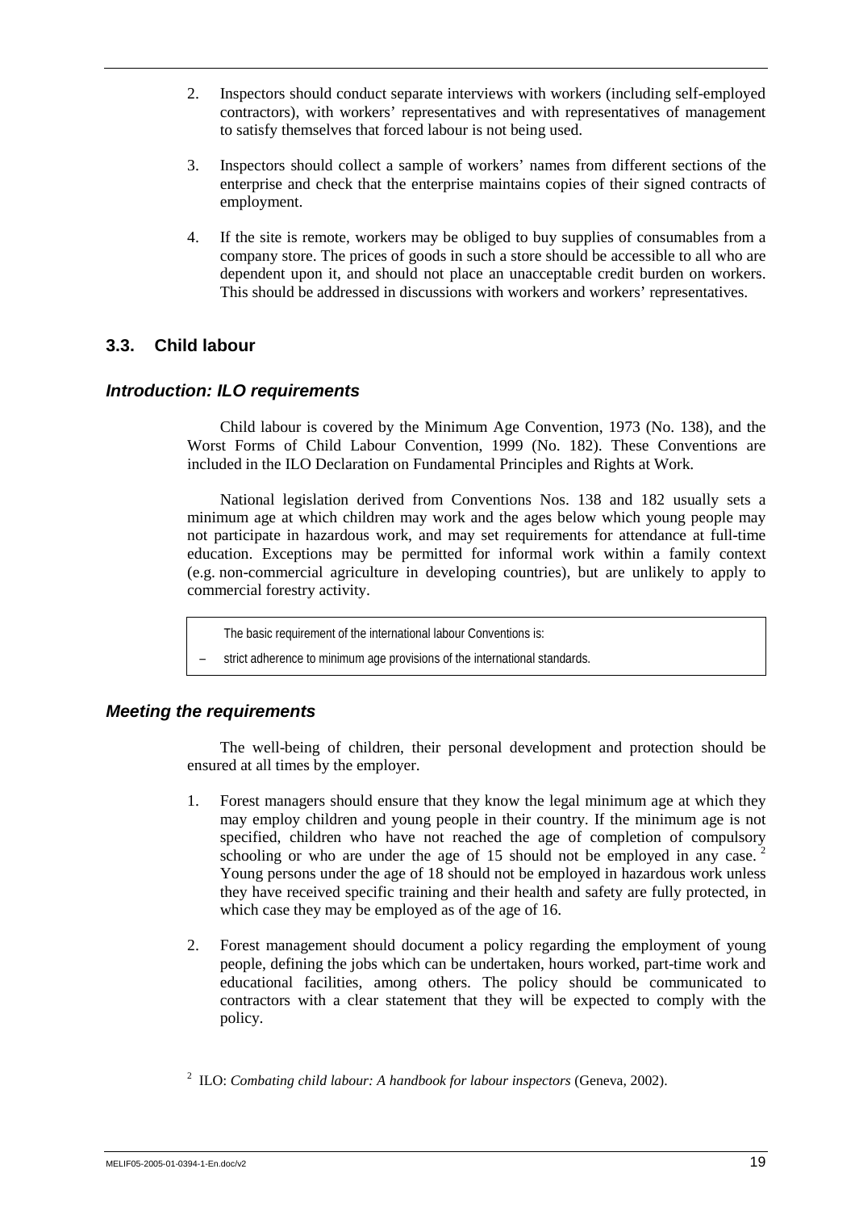2. Inspectors should conduct separate interviews with workers (including self-employed contractors), with workers' representatives and with representatives of management to satisfy themselves that forced labour is not being used.

3. Inspectors should collect a sample of workers' names from different sections of the enterprise and check that the enterprise maintains copies of their signed contracts of employment.

4. If the site is remote, workers may be obliged to buy supplies of consumables from a company store. The prices of goods in such a store should be accessible to all who are dependent upon it, and should not place an unacceptable credit burden on workers. This should be addressed in discussions with workers and workers' representatives.

## 3.3. Child labour

### *Introduction: ILO requirements*

Child labour is covered by the Minimum Age Convention, 1973 (No. 138), and the Worst Forms of Child Labour Convention, 1999 (No. 182). These Conventions are included in the ILO Declaration on Fundamental Principles and Rights at Work.

National legislation derived from Conventions Nos. 138 and 182 usually sets a minimum age at which children may work and the ages below which young people may not participate in hazardous work, and may set requirements for attendance at full-time education. Exceptions may be permitted for informal work within a family context (e.g. non-commercial agriculture in developing countries), but are unlikely to apply to commercial forestry activity.

> The basic requirement of the international labour Conventions is:
>
> – strict adherence to minimum age provisions of the international standards.

### *Meeting the requirements*

The well-being of children, their personal development and protection should be ensured at all times by the employer.

1. Forest managers should ensure that they know the legal minimum age at which they may employ children and young people in their country. If the minimum age is not specified, children who have not reached the age of completion of compulsory schooling or who are under the age of 15 should not be employed in any case. [2] Young persons under the age of 18 should not be employed in hazardous work unless they have received specific training and their health and safety are fully protected, in which case they may be employed as of the age of 16.

2. Forest management should document a policy regarding the employment of young people, defining the jobs which can be undertaken, hours worked, part-time work and educational facilities, among others. The policy should be communicated to contractors with a clear statement that they will be expected to comply with the policy.

[2] ILO: *Combating child labour: A handbook for labour inspectors* (Geneva, 2002).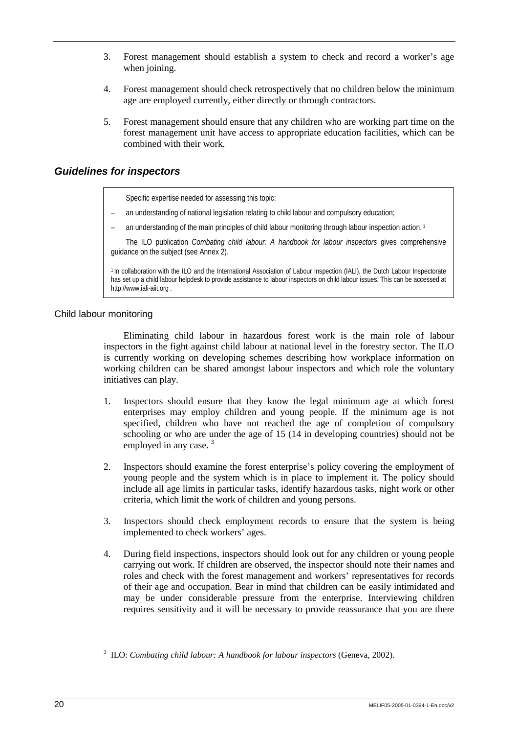3. Forest management should establish a system to check and record a worker's age when joining.

4. Forest management should check retrospectively that no children below the minimum age are employed currently, either directly or through contractors.

5. Forest management should ensure that any children who are working part time on the forest management unit have access to appropriate education facilities, which can be combined with their work.

### *Guidelines for inspectors*

> Specific expertise needed for assessing this topic:
>
> – an understanding of national legislation relating to child labour and compulsory education;
>
> – an understanding of the main principles of child labour monitoring through labour inspection action. [1]
>
> The ILO publication *Combating child labour: A handbook for labour inspectors* gives comprehensive guidance on the subject (see Annex 2).
>
> [1] In collaboration with the ILO and the International Association of Labour Inspection (IALI), the Dutch Labour Inspectorate has set up a child labour helpdesk to provide assistance to labour inspectors on child labour issues. This can be accessed at http://www.iali-aiit.org .

#### Child labour monitoring

Eliminating child labour in hazardous forest work is the main role of labour inspectors in the fight against child labour at national level in the forestry sector. The ILO is currently working on developing schemes describing how workplace information on working children can be shared amongst labour inspectors and which role the voluntary initiatives can play.

1. Inspectors should ensure that they know the legal minimum age at which forest enterprises may employ children and young people. If the minimum age is not specified, children who have not reached the age of completion of compulsory schooling or who are under the age of 15 (14 in developing countries) should not be employed in any case. [3]

2. Inspectors should examine the forest enterprise's policy covering the employment of young people and the system which is in place to implement it. The policy should include all age limits in particular tasks, identify hazardous tasks, night work or other criteria, which limit the work of children and young persons.

3. Inspectors should check employment records to ensure that the system is being implemented to check workers' ages.

4. During field inspections, inspectors should look out for any children or young people carrying out work. If children are observed, the inspector should note their names and roles and check with the forest management and workers' representatives for records of their age and occupation. Bear in mind that children can be easily intimidated and may be under considerable pressure from the enterprise. Interviewing children requires sensitivity and it will be necessary to provide reassurance that you are there

[3] ILO: *Combating child labour: A handbook for labour inspectors* (Geneva, 2002).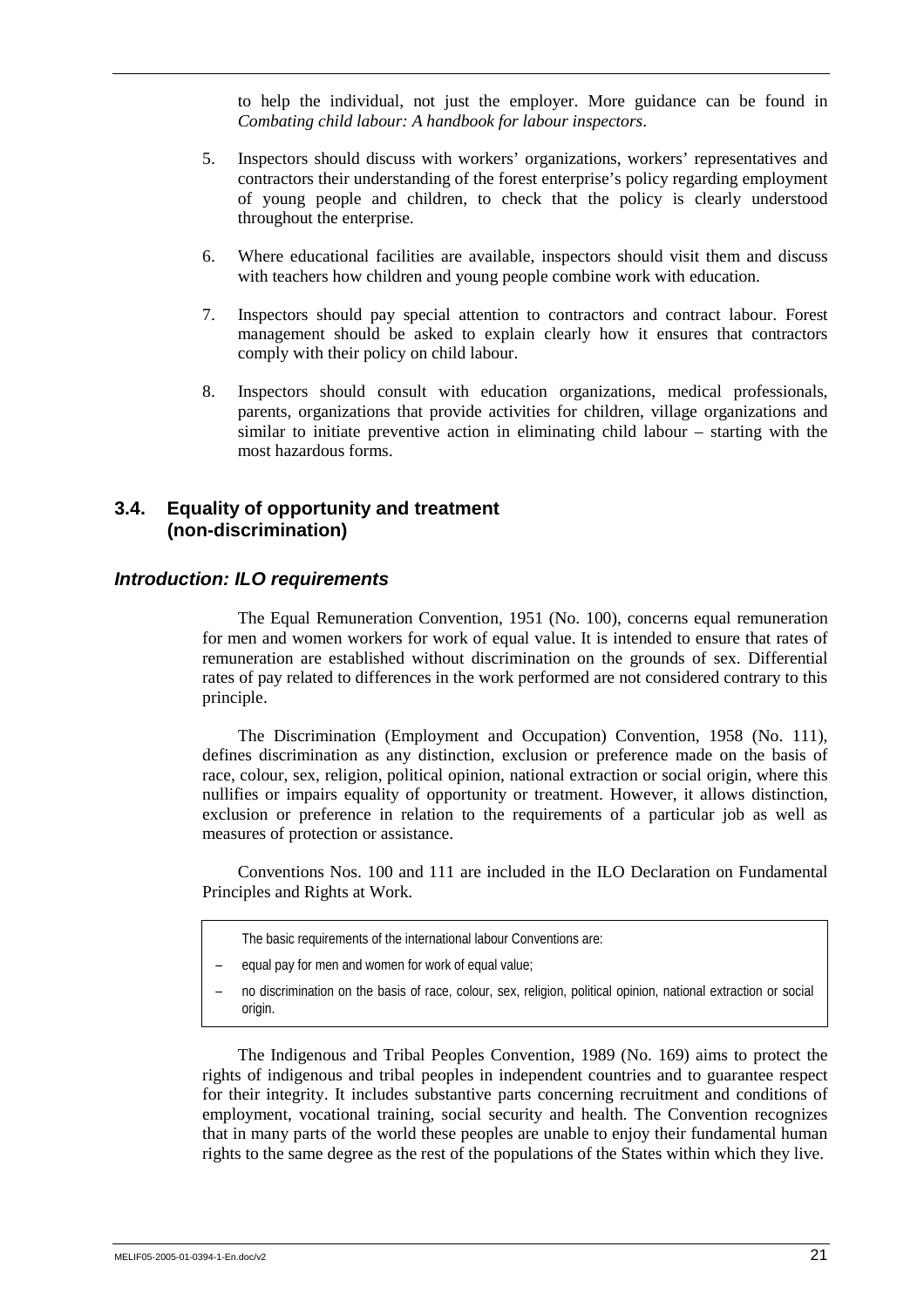to help the individual, not just the employer. More guidance can be found in *Combating child labour: A handbook for labour inspectors*.

5. Inspectors should discuss with workers' organizations, workers' representatives and contractors their understanding of the forest enterprise's policy regarding employment of young people and children, to check that the policy is clearly understood throughout the enterprise.

6. Where educational facilities are available, inspectors should visit them and discuss with teachers how children and young people combine work with education.

7. Inspectors should pay special attention to contractors and contract labour. Forest management should be asked to explain clearly how it ensures that contractors comply with their policy on child labour.

8. Inspectors should consult with education organizations, medical professionals, parents, organizations that provide activities for children, village organizations and similar to initiate preventive action in eliminating child labour – starting with the most hazardous forms.

## 3.4. Equality of opportunity and treatment (non-discrimination)

### *Introduction: ILO requirements*

The Equal Remuneration Convention, 1951 (No. 100), concerns equal remuneration for men and women workers for work of equal value. It is intended to ensure that rates of remuneration are established without discrimination on the grounds of sex. Differential rates of pay related to differences in the work performed are not considered contrary to this principle.

The Discrimination (Employment and Occupation) Convention, 1958 (No. 111), defines discrimination as any distinction, exclusion or preference made on the basis of race, colour, sex, religion, political opinion, national extraction or social origin, where this nullifies or impairs equality of opportunity or treatment. However, it allows distinction, exclusion or preference in relation to the requirements of a particular job as well as measures of protection or assistance.

Conventions Nos. 100 and 111 are included in the ILO Declaration on Fundamental Principles and Rights at Work.

> The basic requirements of the international labour Conventions are:
>
> – equal pay for men and women for work of equal value;
>
> – no discrimination on the basis of race, colour, sex, religion, political opinion, national extraction or social origin.

The Indigenous and Tribal Peoples Convention, 1989 (No. 169) aims to protect the rights of indigenous and tribal peoples in independent countries and to guarantee respect for their integrity. It includes substantive parts concerning recruitment and conditions of employment, vocational training, social security and health. The Convention recognizes that in many parts of the world these peoples are unable to enjoy their fundamental human rights to the same degree as the rest of the populations of the States within which they live.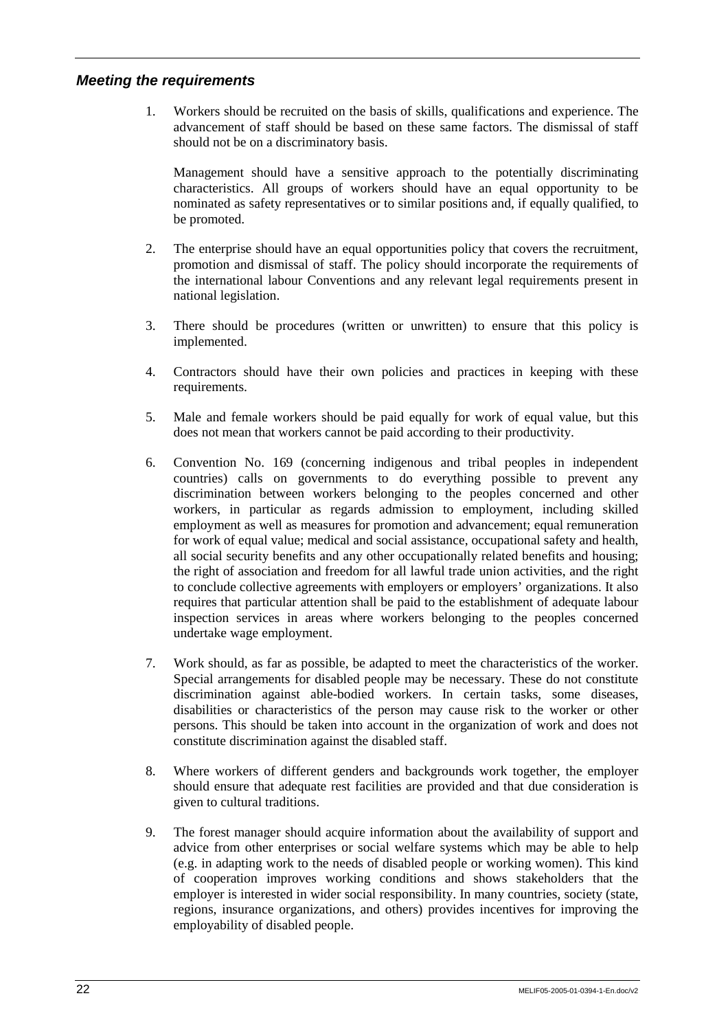### *Meeting the requirements*

1. Workers should be recruited on the basis of skills, qualifications and experience. The advancement of staff should be based on these same factors. The dismissal of staff should not be on a discriminatory basis.

   Management should have a sensitive approach to the potentially discriminating characteristics. All groups of workers should have an equal opportunity to be nominated as safety representatives or to similar positions and, if equally qualified, to be promoted.

2. The enterprise should have an equal opportunities policy that covers the recruitment, promotion and dismissal of staff. The policy should incorporate the requirements of the international labour Conventions and any relevant legal requirements present in national legislation.

3. There should be procedures (written or unwritten) to ensure that this policy is implemented.

4. Contractors should have their own policies and practices in keeping with these requirements.

5. Male and female workers should be paid equally for work of equal value, but this does not mean that workers cannot be paid according to their productivity.

6. Convention No. 169 (concerning indigenous and tribal peoples in independent countries) calls on governments to do everything possible to prevent any discrimination between workers belonging to the peoples concerned and other workers, in particular as regards admission to employment, including skilled employment as well as measures for promotion and advancement; equal remuneration for work of equal value; medical and social assistance, occupational safety and health, all social security benefits and any other occupationally related benefits and housing; the right of association and freedom for all lawful trade union activities, and the right to conclude collective agreements with employers or employers' organizations. It also requires that particular attention shall be paid to the establishment of adequate labour inspection services in areas where workers belonging to the peoples concerned undertake wage employment.

7. Work should, as far as possible, be adapted to meet the characteristics of the worker. Special arrangements for disabled people may be necessary. These do not constitute discrimination against able-bodied workers. In certain tasks, some diseases, disabilities or characteristics of the person may cause risk to the worker or other persons. This should be taken into account in the organization of work and does not constitute discrimination against the disabled staff.

8. Where workers of different genders and backgrounds work together, the employer should ensure that adequate rest facilities are provided and that due consideration is given to cultural traditions.

9. The forest manager should acquire information about the availability of support and advice from other enterprises or social welfare systems which may be able to help (e.g. in adapting work to the needs of disabled people or working women). This kind of cooperation improves working conditions and shows stakeholders that the employer is interested in wider social responsibility. In many countries, society (state, regions, insurance organizations, and others) provides incentives for improving the employability of disabled people.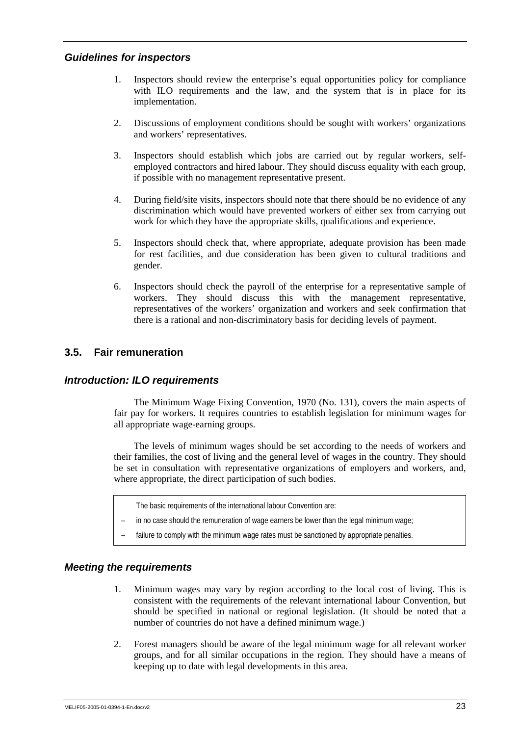### *Guidelines for inspectors*

1. Inspectors should review the enterprise's equal opportunities policy for compliance with ILO requirements and the law, and the system that is in place for its implementation.

2. Discussions of employment conditions should be sought with workers' organizations and workers' representatives.

3. Inspectors should establish which jobs are carried out by regular workers, self-employed contractors and hired labour. They should discuss equality with each group, if possible with no management representative present.

4. During field/site visits, inspectors should note that there should be no evidence of any discrimination which would have prevented workers of either sex from carrying out work for which they have the appropriate skills, qualifications and experience.

5. Inspectors should check that, where appropriate, adequate provision has been made for rest facilities, and due consideration has been given to cultural traditions and gender.

6. Inspectors should check the payroll of the enterprise for a representative sample of workers. They should discuss this with the management representative, representatives of the workers' organization and workers and seek confirmation that there is a rational and non-discriminatory basis for deciding levels of payment.

## 3.5. Fair remuneration

### *Introduction: ILO requirements*

The Minimum Wage Fixing Convention, 1970 (No. 131), covers the main aspects of fair pay for workers. It requires countries to establish legislation for minimum wages for all appropriate wage-earning groups.

The levels of minimum wages should be set according to the needs of workers and their families, the cost of living and the general level of wages in the country. They should be set in consultation with representative organizations of employers and workers, and, where appropriate, the direct participation of such bodies.

> The basic requirements of the international labour Convention are:
>
> – in no case should the remuneration of wage earners be lower than the legal minimum wage;
>
> – failure to comply with the minimum wage rates must be sanctioned by appropriate penalties.

### *Meeting the requirements*

1. Minimum wages may vary by region according to the local cost of living. This is consistent with the requirements of the relevant international labour Convention, but should be specified in national or regional legislation. (It should be noted that a number of countries do not have a defined minimum wage.)

2. Forest managers should be aware of the legal minimum wage for all relevant worker groups, and for all similar occupations in the region. They should have a means of keeping up to date with legal developments in this area.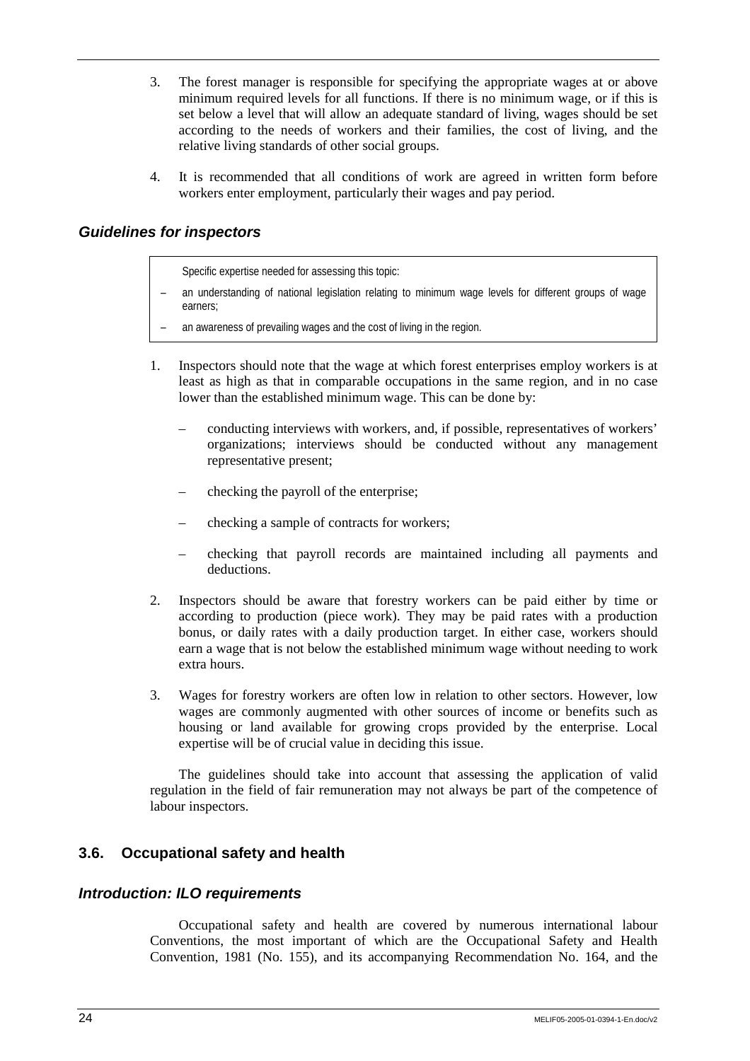3. The forest manager is responsible for specifying the appropriate wages at or above minimum required levels for all functions. If there is no minimum wage, or if this is set below a level that will allow an adequate standard of living, wages should be set according to the needs of workers and their families, the cost of living, and the relative living standards of other social groups.

4. It is recommended that all conditions of work are agreed in written form before workers enter employment, particularly their wages and pay period.

### *Guidelines for inspectors*

> Specific expertise needed for assessing this topic:
>
> – an understanding of national legislation relating to minimum wage levels for different groups of wage earners;
>
> – an awareness of prevailing wages and the cost of living in the region.

1. Inspectors should note that the wage at which forest enterprises employ workers is at least as high as that in comparable occupations in the same region, and in no case lower than the established minimum wage. This can be done by:

   – conducting interviews with workers, and, if possible, representatives of workers' organizations; interviews should be conducted without any management representative present;

   – checking the payroll of the enterprise;

   – checking a sample of contracts for workers;

   – checking that payroll records are maintained including all payments and deductions.

2. Inspectors should be aware that forestry workers can be paid either by time or according to production (piece work). They may be paid rates with a production bonus, or daily rates with a daily production target. In either case, workers should earn a wage that is not below the established minimum wage without needing to work extra hours.

3. Wages for forestry workers are often low in relation to other sectors. However, low wages are commonly augmented with other sources of income or benefits such as housing or land available for growing crops provided by the enterprise. Local expertise will be of crucial value in deciding this issue.

The guidelines should take into account that assessing the application of valid regulation in the field of fair remuneration may not always be part of the competence of labour inspectors.

## 3.6. Occupational safety and health

### *Introduction: ILO requirements*

Occupational safety and health are covered by numerous international labour Conventions, the most important of which are the Occupational Safety and Health Convention, 1981 (No. 155), and its accompanying Recommendation No. 164, and the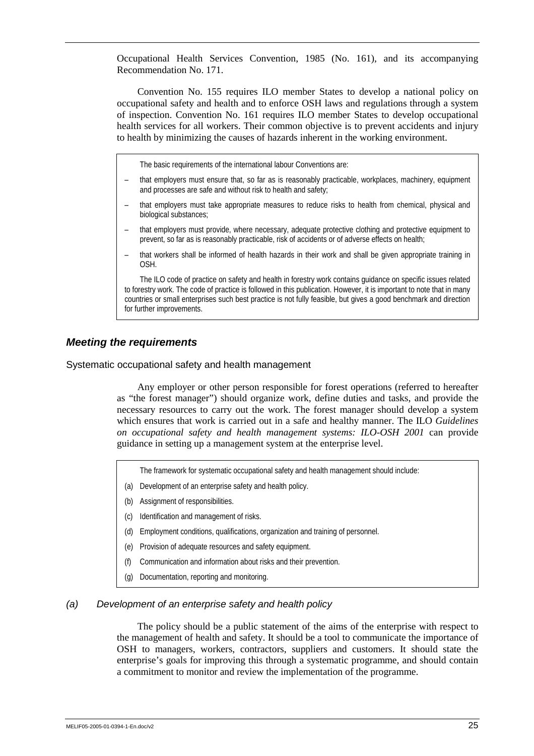Occupational Health Services Convention, 1985 (No. 161), and its accompanying Recommendation No. 171.

Convention No. 155 requires ILO member States to develop a national policy on occupational safety and health and to enforce OSH laws and regulations through a system of inspection. Convention No. 161 requires ILO member States to develop occupational health services for all workers. Their common objective is to prevent accidents and injury to health by minimizing the causes of hazards inherent in the working environment.

> The basic requirements of the international labour Conventions are:
>
> – that employers must ensure that, so far as is reasonably practicable, workplaces, machinery, equipment and processes are safe and without risk to health and safety;
>
> – that employers must take appropriate measures to reduce risks to health from chemical, physical and biological substances;
>
> – that employers must provide, where necessary, adequate protective clothing and protective equipment to prevent, so far as is reasonably practicable, risk of accidents or of adverse effects on health;
>
> – that workers shall be informed of health hazards in their work and shall be given appropriate training in OSH.
>
> The ILO code of practice on safety and health in forestry work contains guidance on specific issues related to forestry work. The code of practice is followed in this publication. However, it is important to note that in many countries or small enterprises such best practice is not fully feasible, but gives a good benchmark and direction for further improvements.

## *Meeting the requirements*

### Systematic occupational safety and health management

Any employer or other person responsible for forest operations (referred to hereafter as "the forest manager") should organize work, define duties and tasks, and provide the necessary resources to carry out the work. The forest manager should develop a system which ensures that work is carried out in a safe and healthy manner. The ILO *Guidelines on occupational safety and health management systems: ILO-OSH 2001* can provide guidance in setting up a management system at the enterprise level.

> The framework for systematic occupational safety and health management should include:
>
> (a) Development of an enterprise safety and health policy.
>
> (b) Assignment of responsibilities.
>
> (c) Identification and management of risks.
>
> (d) Employment conditions, qualifications, organization and training of personnel.
>
> (e) Provision of adequate resources and safety equipment.
>
> (f) Communication and information about risks and their prevention.
>
> (g) Documentation, reporting and monitoring.

#### *(a) Development of an enterprise safety and health policy*

The policy should be a public statement of the aims of the enterprise with respect to the management of health and safety. It should be a tool to communicate the importance of OSH to managers, workers, contractors, suppliers and customers. It should state the enterprise's goals for improving this through a systematic programme, and should contain a commitment to monitor and review the implementation of the programme.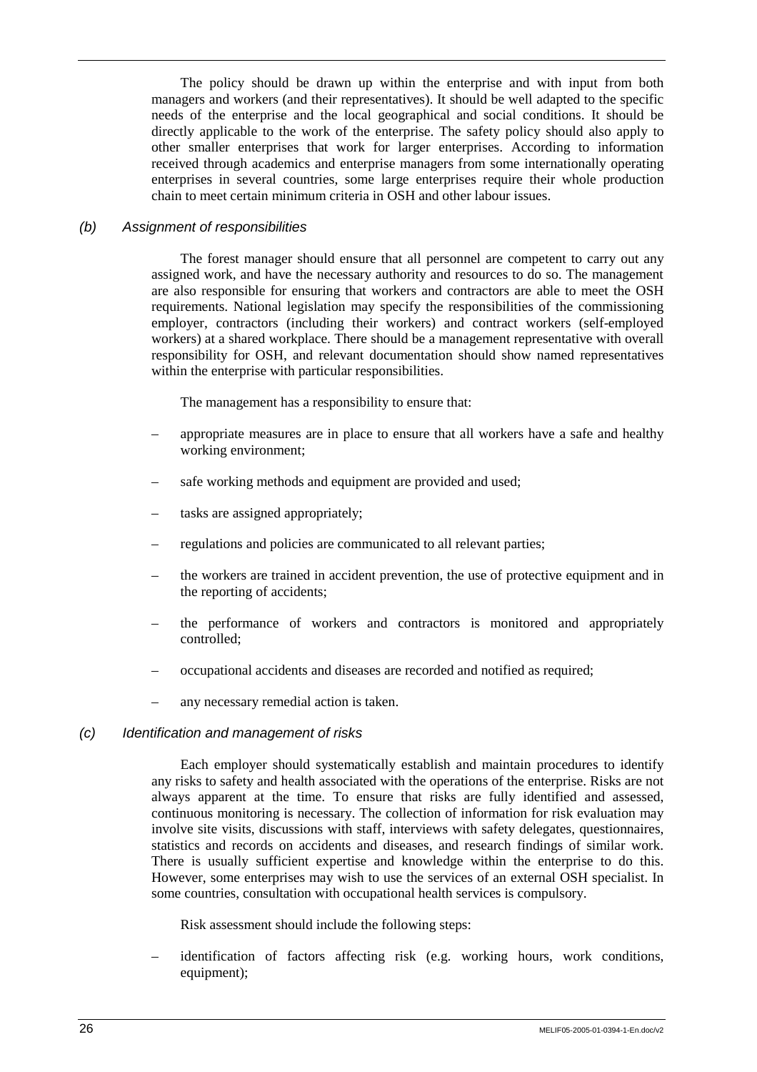The policy should be drawn up within the enterprise and with input from both managers and workers (and their representatives). It should be well adapted to the specific needs of the enterprise and the local geographical and social conditions. It should be directly applicable to the work of the enterprise. The safety policy should also apply to other smaller enterprises that work for larger enterprises. According to information received through academics and enterprise managers from some internationally operating enterprises in several countries, some large enterprises require their whole production chain to meet certain minimum criteria in OSH and other labour issues.

### *(b) Assignment of responsibilities*

The forest manager should ensure that all personnel are competent to carry out any assigned work, and have the necessary authority and resources to do so. The management are also responsible for ensuring that workers and contractors are able to meet the OSH requirements. National legislation may specify the responsibilities of the commissioning employer, contractors (including their workers) and contract workers (self-employed workers) at a shared workplace. There should be a management representative with overall responsibility for OSH, and relevant documentation should show named representatives within the enterprise with particular responsibilities.

The management has a responsibility to ensure that:

– appropriate measures are in place to ensure that all workers have a safe and healthy working environment;

– safe working methods and equipment are provided and used;

– tasks are assigned appropriately;

– regulations and policies are communicated to all relevant parties;

– the workers are trained in accident prevention, the use of protective equipment and in the reporting of accidents;

– the performance of workers and contractors is monitored and appropriately controlled;

– occupational accidents and diseases are recorded and notified as required;

– any necessary remedial action is taken.

### *(c) Identification and management of risks*

Each employer should systematically establish and maintain procedures to identify any risks to safety and health associated with the operations of the enterprise. Risks are not always apparent at the time. To ensure that risks are fully identified and assessed, continuous monitoring is necessary. The collection of information for risk evaluation may involve site visits, discussions with staff, interviews with safety delegates, questionnaires, statistics and records on accidents and diseases, and research findings of similar work. There is usually sufficient expertise and knowledge within the enterprise to do this. However, some enterprises may wish to use the services of an external OSH specialist. In some countries, consultation with occupational health services is compulsory.

Risk assessment should include the following steps:

– identification of factors affecting risk (e.g. working hours, work conditions, equipment);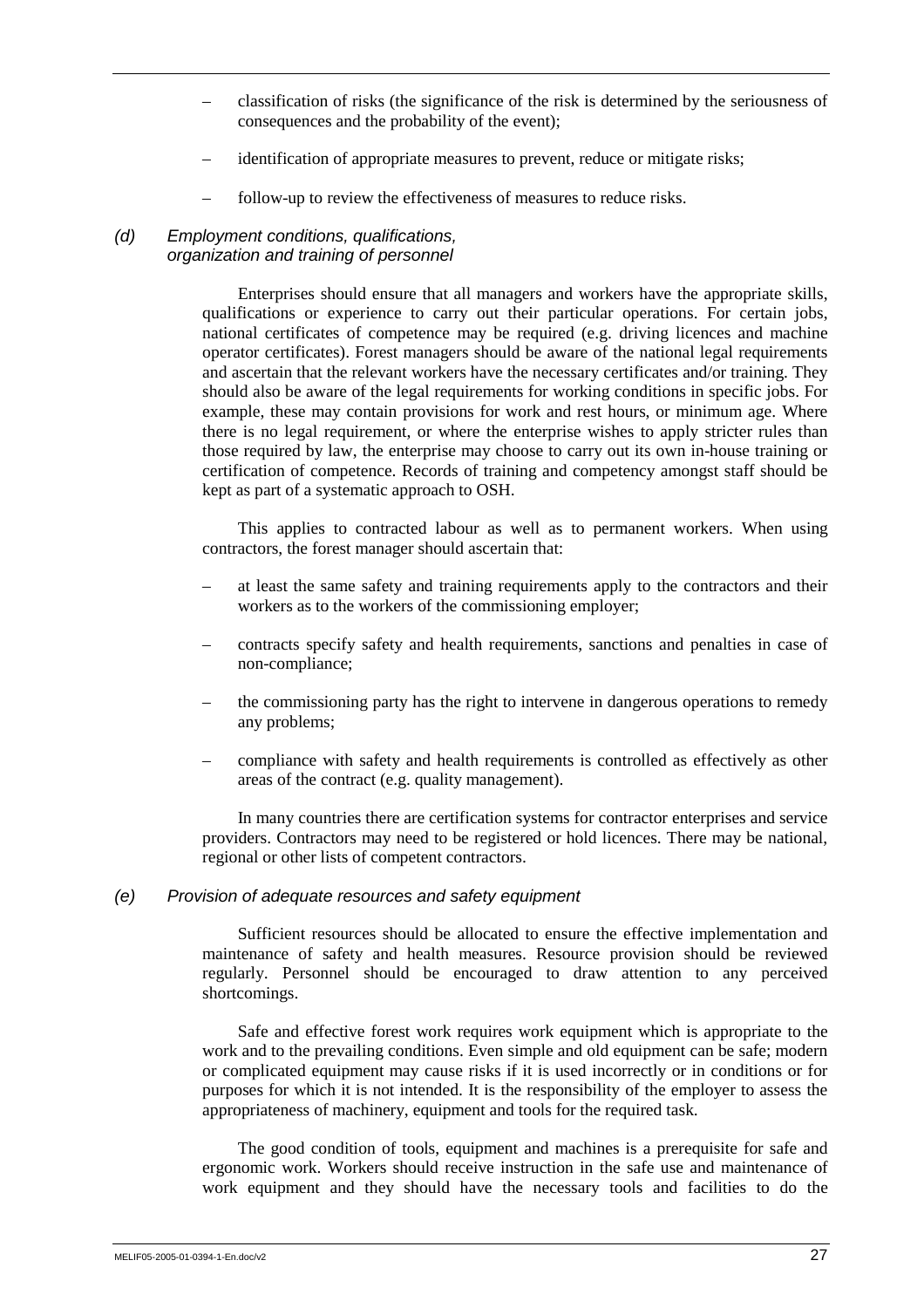- classification of risks (the significance of the risk is determined by the seriousness of consequences and the probability of the event);
- identification of appropriate measures to prevent, reduce or mitigate risks;
- follow-up to review the effectiveness of measures to reduce risks.

### *(d) Employment conditions, qualifications, organization and training of personnel*

Enterprises should ensure that all managers and workers have the appropriate skills, qualifications or experience to carry out their particular operations. For certain jobs, national certificates of competence may be required (e.g. driving licences and machine operator certificates). Forest managers should be aware of the national legal requirements and ascertain that the relevant workers have the necessary certificates and/or training. They should also be aware of the legal requirements for working conditions in specific jobs. For example, these may contain provisions for work and rest hours, or minimum age. Where there is no legal requirement, or where the enterprise wishes to apply stricter rules than those required by law, the enterprise may choose to carry out its own in-house training or certification of competence. Records of training and competency amongst staff should be kept as part of a systematic approach to OSH.

This applies to contracted labour as well as to permanent workers. When using contractors, the forest manager should ascertain that:

- at least the same safety and training requirements apply to the contractors and their workers as to the workers of the commissioning employer;
- contracts specify safety and health requirements, sanctions and penalties in case of non-compliance;
- the commissioning party has the right to intervene in dangerous operations to remedy any problems;
- compliance with safety and health requirements is controlled as effectively as other areas of the contract (e.g. quality management).

In many countries there are certification systems for contractor enterprises and service providers. Contractors may need to be registered or hold licences. There may be national, regional or other lists of competent contractors.

### *(e) Provision of adequate resources and safety equipment*

Sufficient resources should be allocated to ensure the effective implementation and maintenance of safety and health measures. Resource provision should be reviewed regularly. Personnel should be encouraged to draw attention to any perceived shortcomings.

Safe and effective forest work requires work equipment which is appropriate to the work and to the prevailing conditions. Even simple and old equipment can be safe; modern or complicated equipment may cause risks if it is used incorrectly or in conditions or for purposes for which it is not intended. It is the responsibility of the employer to assess the appropriateness of machinery, equipment and tools for the required task.

The good condition of tools, equipment and machines is a prerequisite for safe and ergonomic work. Workers should receive instruction in the safe use and maintenance of work equipment and they should have the necessary tools and facilities to do the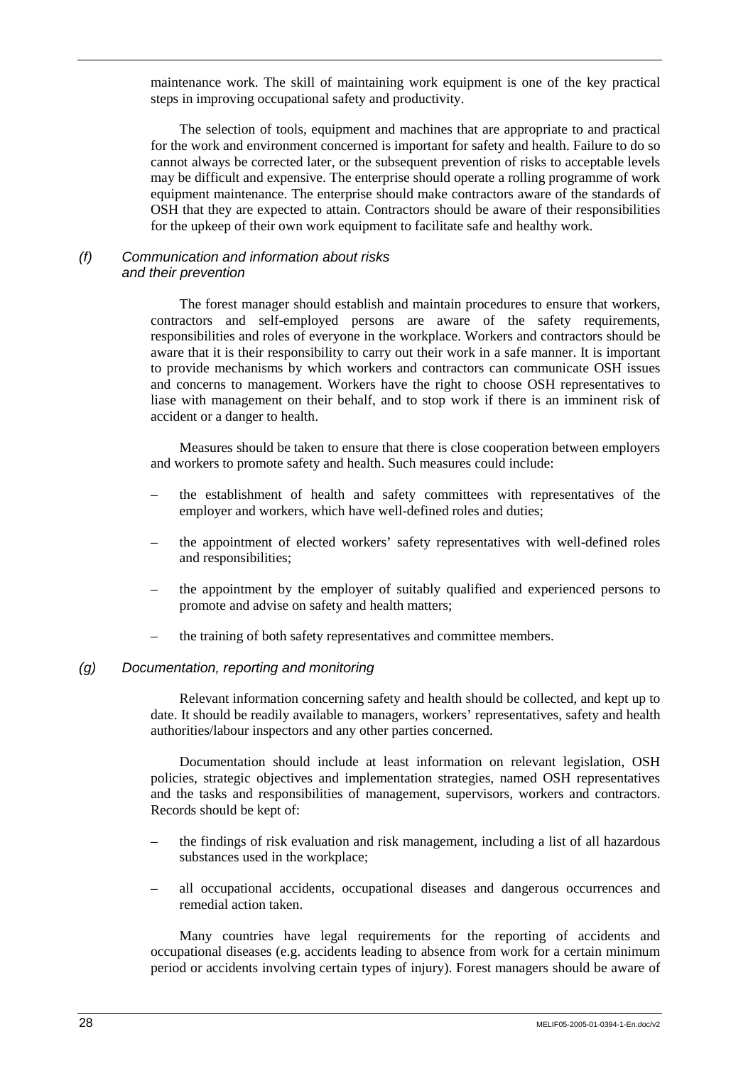maintenance work. The skill of maintaining work equipment is one of the key practical steps in improving occupational safety and productivity.

The selection of tools, equipment and machines that are appropriate to and practical for the work and environment concerned is important for safety and health. Failure to do so cannot always be corrected later, or the subsequent prevention of risks to acceptable levels may be difficult and expensive. The enterprise should operate a rolling programme of work equipment maintenance. The enterprise should make contractors aware of the standards of OSH that they are expected to attain. Contractors should be aware of their responsibilities for the upkeep of their own work equipment to facilitate safe and healthy work.

### *(f) Communication and information about risks and their prevention*

The forest manager should establish and maintain procedures to ensure that workers, contractors and self-employed persons are aware of the safety requirements, responsibilities and roles of everyone in the workplace. Workers and contractors should be aware that it is their responsibility to carry out their work in a safe manner. It is important to provide mechanisms by which workers and contractors can communicate OSH issues and concerns to management. Workers have the right to choose OSH representatives to liase with management on their behalf, and to stop work if there is an imminent risk of accident or a danger to health.

Measures should be taken to ensure that there is close cooperation between employers and workers to promote safety and health. Such measures could include:

- the establishment of health and safety committees with representatives of the employer and workers, which have well-defined roles and duties;
- the appointment of elected workers' safety representatives with well-defined roles and responsibilities;
- the appointment by the employer of suitably qualified and experienced persons to promote and advise on safety and health matters;
- the training of both safety representatives and committee members.

### *(g) Documentation, reporting and monitoring*

Relevant information concerning safety and health should be collected, and kept up to date. It should be readily available to managers, workers' representatives, safety and health authorities/labour inspectors and any other parties concerned.

Documentation should include at least information on relevant legislation, OSH policies, strategic objectives and implementation strategies, named OSH representatives and the tasks and responsibilities of management, supervisors, workers and contractors. Records should be kept of:

- the findings of risk evaluation and risk management, including a list of all hazardous substances used in the workplace;
- all occupational accidents, occupational diseases and dangerous occurrences and remedial action taken.

Many countries have legal requirements for the reporting of accidents and occupational diseases (e.g. accidents leading to absence from work for a certain minimum period or accidents involving certain types of injury). Forest managers should be aware of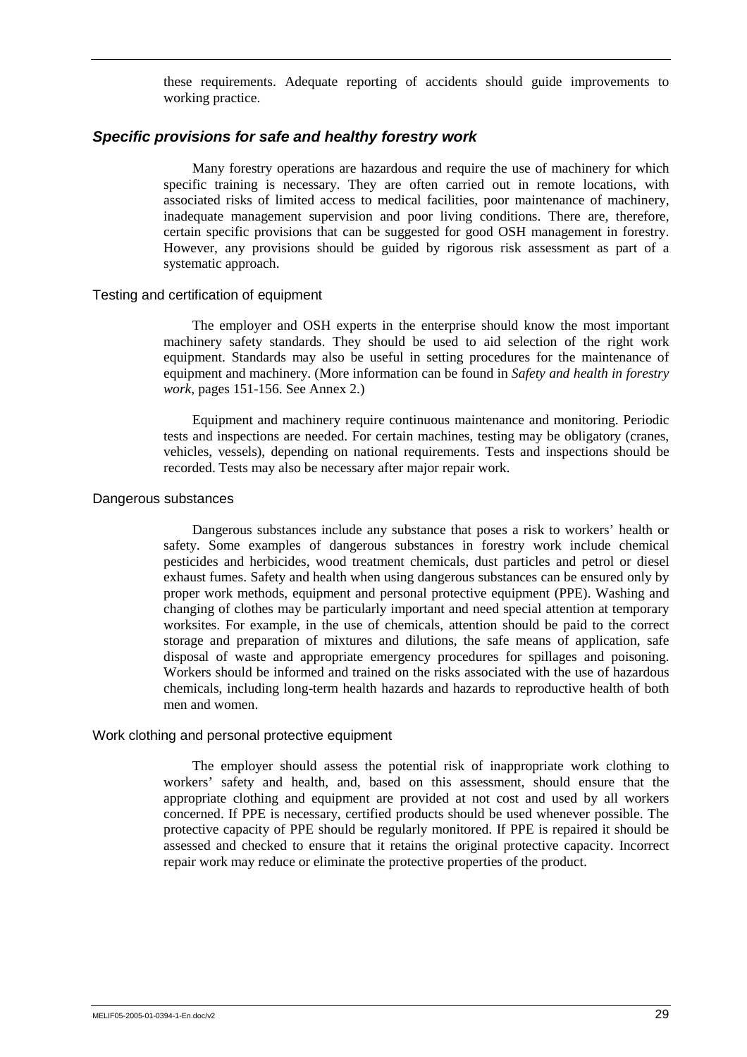these requirements. Adequate reporting of accidents should guide improvements to working practice.

## *Specific provisions for safe and healthy forestry work*

Many forestry operations are hazardous and require the use of machinery for which specific training is necessary. They are often carried out in remote locations, with associated risks of limited access to medical facilities, poor maintenance of machinery, inadequate management supervision and poor living conditions. There are, therefore, certain specific provisions that can be suggested for good OSH management in forestry. However, any provisions should be guided by rigorous risk assessment as part of a systematic approach.

### Testing and certification of equipment

The employer and OSH experts in the enterprise should know the most important machinery safety standards. They should be used to aid selection of the right work equipment. Standards may also be useful in setting procedures for the maintenance of equipment and machinery. (More information can be found in *Safety and health in forestry work*, pages 151-156. See Annex 2.)

Equipment and machinery require continuous maintenance and monitoring. Periodic tests and inspections are needed. For certain machines, testing may be obligatory (cranes, vehicles, vessels), depending on national requirements. Tests and inspections should be recorded. Tests may also be necessary after major repair work.

### Dangerous substances

Dangerous substances include any substance that poses a risk to workers' health or safety. Some examples of dangerous substances in forestry work include chemical pesticides and herbicides, wood treatment chemicals, dust particles and petrol or diesel exhaust fumes. Safety and health when using dangerous substances can be ensured only by proper work methods, equipment and personal protective equipment (PPE). Washing and changing of clothes may be particularly important and need special attention at temporary worksites. For example, in the use of chemicals, attention should be paid to the correct storage and preparation of mixtures and dilutions, the safe means of application, safe disposal of waste and appropriate emergency procedures for spillages and poisoning. Workers should be informed and trained on the risks associated with the use of hazardous chemicals, including long-term health hazards and hazards to reproductive health of both men and women.

### Work clothing and personal protective equipment

The employer should assess the potential risk of inappropriate work clothing to workers' safety and health, and, based on this assessment, should ensure that the appropriate clothing and equipment are provided at not cost and used by all workers concerned. If PPE is necessary, certified products should be used whenever possible. The protective capacity of PPE should be regularly monitored. If PPE is repaired it should be assessed and checked to ensure that it retains the original protective capacity. Incorrect repair work may reduce or eliminate the protective properties of the product.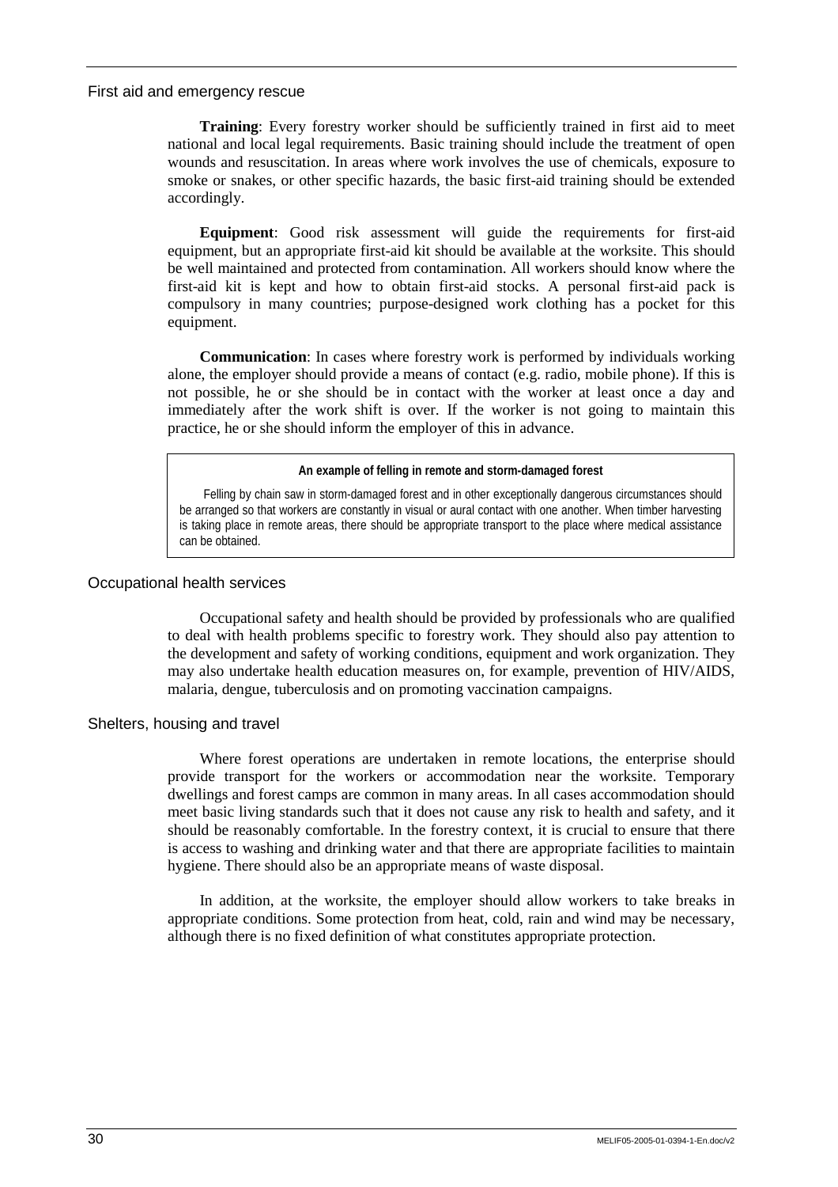## First aid and emergency rescue

**Training**: Every forestry worker should be sufficiently trained in first aid to meet national and local legal requirements. Basic training should include the treatment of open wounds and resuscitation. In areas where work involves the use of chemicals, exposure to smoke or snakes, or other specific hazards, the basic first-aid training should be extended accordingly.

**Equipment**: Good risk assessment will guide the requirements for first-aid equipment, but an appropriate first-aid kit should be available at the worksite. This should be well maintained and protected from contamination. All workers should know where the first-aid kit is kept and how to obtain first-aid stocks. A personal first-aid pack is compulsory in many countries; purpose-designed work clothing has a pocket for this equipment.

**Communication**: In cases where forestry work is performed by individuals working alone, the employer should provide a means of contact (e.g. radio, mobile phone). If this is not possible, he or she should be in contact with the worker at least once a day and immediately after the work shift is over. If the worker is not going to maintain this practice, he or she should inform the employer of this in advance.

> **An example of felling in remote and storm-damaged forest**
>
> Felling by chain saw in storm-damaged forest and in other exceptionally dangerous circumstances should be arranged so that workers are constantly in visual or aural contact with one another. When timber harvesting is taking place in remote areas, there should be appropriate transport to the place where medical assistance can be obtained.

## Occupational health services

Occupational safety and health should be provided by professionals who are qualified to deal with health problems specific to forestry work. They should also pay attention to the development and safety of working conditions, equipment and work organization. They may also undertake health education measures on, for example, prevention of HIV/AIDS, malaria, dengue, tuberculosis and on promoting vaccination campaigns.

## Shelters, housing and travel

Where forest operations are undertaken in remote locations, the enterprise should provide transport for the workers or accommodation near the worksite. Temporary dwellings and forest camps are common in many areas. In all cases accommodation should meet basic living standards such that it does not cause any risk to health and safety, and it should be reasonably comfortable. In the forestry context, it is crucial to ensure that there is access to washing and drinking water and that there are appropriate facilities to maintain hygiene. There should also be an appropriate means of waste disposal.

In addition, at the worksite, the employer should allow workers to take breaks in appropriate conditions. Some protection from heat, cold, rain and wind may be necessary, although there is no fixed definition of what constitutes appropriate protection.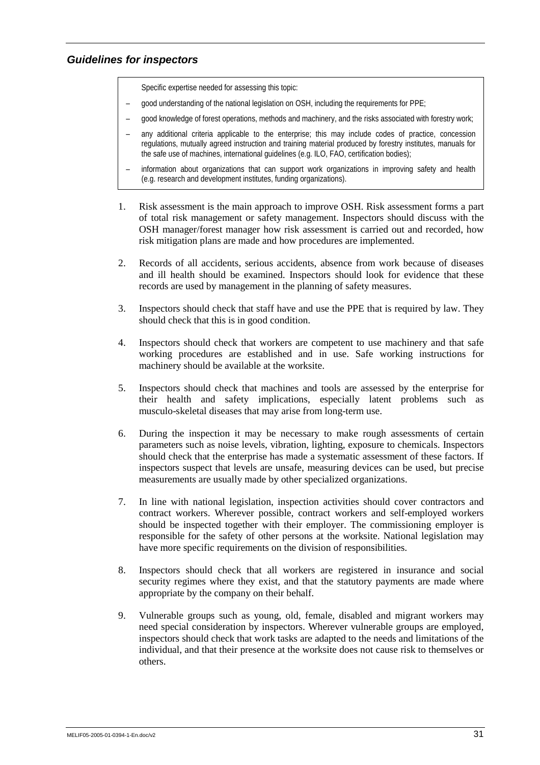### *Guidelines for inspectors*

> Specific expertise needed for assessing this topic:
>
> – good understanding of the national legislation on OSH, including the requirements for PPE;
>
> – good knowledge of forest operations, methods and machinery, and the risks associated with forestry work;
>
> – any additional criteria applicable to the enterprise; this may include codes of practice, concession regulations, mutually agreed instruction and training material produced by forestry institutes, manuals for the safe use of machines, international guidelines (e.g. ILO, FAO, certification bodies);
>
> – information about organizations that can support work organizations in improving safety and health (e.g. research and development institutes, funding organizations).

1. Risk assessment is the main approach to improve OSH. Risk assessment forms a part of total risk management or safety management. Inspectors should discuss with the OSH manager/forest manager how risk assessment is carried out and recorded, how risk mitigation plans are made and how procedures are implemented.

2. Records of all accidents, serious accidents, absence from work because of diseases and ill health should be examined. Inspectors should look for evidence that these records are used by management in the planning of safety measures.

3. Inspectors should check that staff have and use the PPE that is required by law. They should check that this is in good condition.

4. Inspectors should check that workers are competent to use machinery and that safe working procedures are established and in use. Safe working instructions for machinery should be available at the worksite.

5. Inspectors should check that machines and tools are assessed by the enterprise for their health and safety implications, especially latent problems such as musculo-skeletal diseases that may arise from long-term use.

6. During the inspection it may be necessary to make rough assessments of certain parameters such as noise levels, vibration, lighting, exposure to chemicals. Inspectors should check that the enterprise has made a systematic assessment of these factors. If inspectors suspect that levels are unsafe, measuring devices can be used, but precise measurements are usually made by other specialized organizations.

7. In line with national legislation, inspection activities should cover contractors and contract workers. Wherever possible, contract workers and self-employed workers should be inspected together with their employer. The commissioning employer is responsible for the safety of other persons at the worksite. National legislation may have more specific requirements on the division of responsibilities.

8. Inspectors should check that all workers are registered in insurance and social security regimes where they exist, and that the statutory payments are made where appropriate by the company on their behalf.

9. Vulnerable groups such as young, old, female, disabled and migrant workers may need special consideration by inspectors. Wherever vulnerable groups are employed, inspectors should check that work tasks are adapted to the needs and limitations of the individual, and that their presence at the worksite does not cause risk to themselves or others.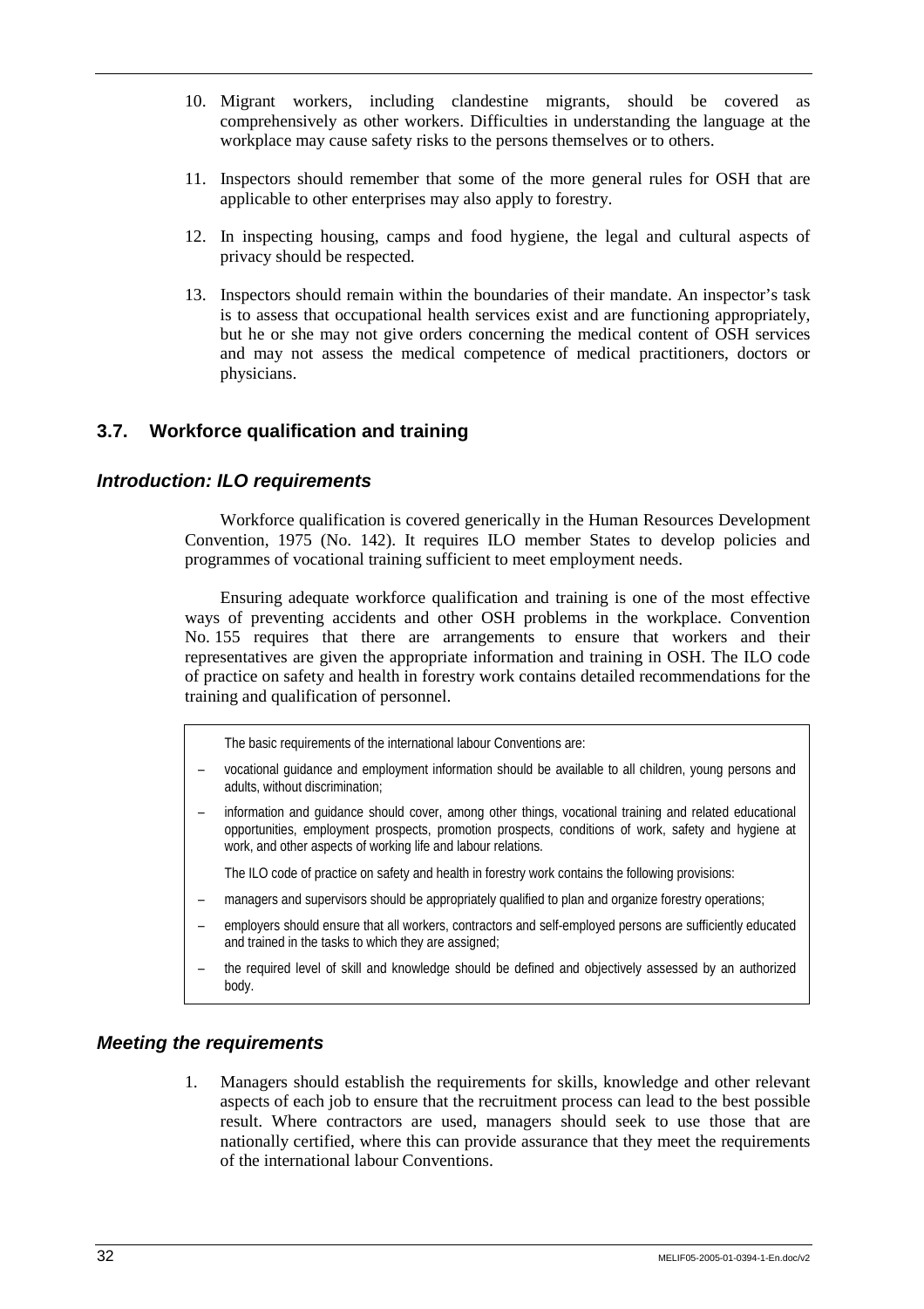10. Migrant workers, including clandestine migrants, should be covered as comprehensively as other workers. Difficulties in understanding the language at the workplace may cause safety risks to the persons themselves or to others.

11. Inspectors should remember that some of the more general rules for OSH that are applicable to other enterprises may also apply to forestry.

12. In inspecting housing, camps and food hygiene, the legal and cultural aspects of privacy should be respected.

13. Inspectors should remain within the boundaries of their mandate. An inspector's task is to assess that occupational health services exist and are functioning appropriately, but he or she may not give orders concerning the medical content of OSH services and may not assess the medical competence of medical practitioners, doctors or physicians.

## 3.7. Workforce qualification and training

### *Introduction: ILO requirements*

Workforce qualification is covered generically in the Human Resources Development Convention, 1975 (No. 142). It requires ILO member States to develop policies and programmes of vocational training sufficient to meet employment needs.

Ensuring adequate workforce qualification and training is one of the most effective ways of preventing accidents and other OSH problems in the workplace. Convention No. 155 requires that there are arrangements to ensure that workers and their representatives are given the appropriate information and training in OSH. The ILO code of practice on safety and health in forestry work contains detailed recommendations for the training and qualification of personnel.

> The basic requirements of the international labour Conventions are:
>
> – vocational guidance and employment information should be available to all children, young persons and adults, without discrimination;
>
> – information and guidance should cover, among other things, vocational training and related educational opportunities, employment prospects, promotion prospects, conditions of work, safety and hygiene at work, and other aspects of working life and labour relations.
>
> The ILO code of practice on safety and health in forestry work contains the following provisions:
>
> – managers and supervisors should be appropriately qualified to plan and organize forestry operations;
>
> – employers should ensure that all workers, contractors and self-employed persons are sufficiently educated and trained in the tasks to which they are assigned;
>
> – the required level of skill and knowledge should be defined and objectively assessed by an authorized body.

### *Meeting the requirements*

1. Managers should establish the requirements for skills, knowledge and other relevant aspects of each job to ensure that the recruitment process can lead to the best possible result. Where contractors are used, managers should seek to use those that are nationally certified, where this can provide assurance that they meet the requirements of the international labour Conventions.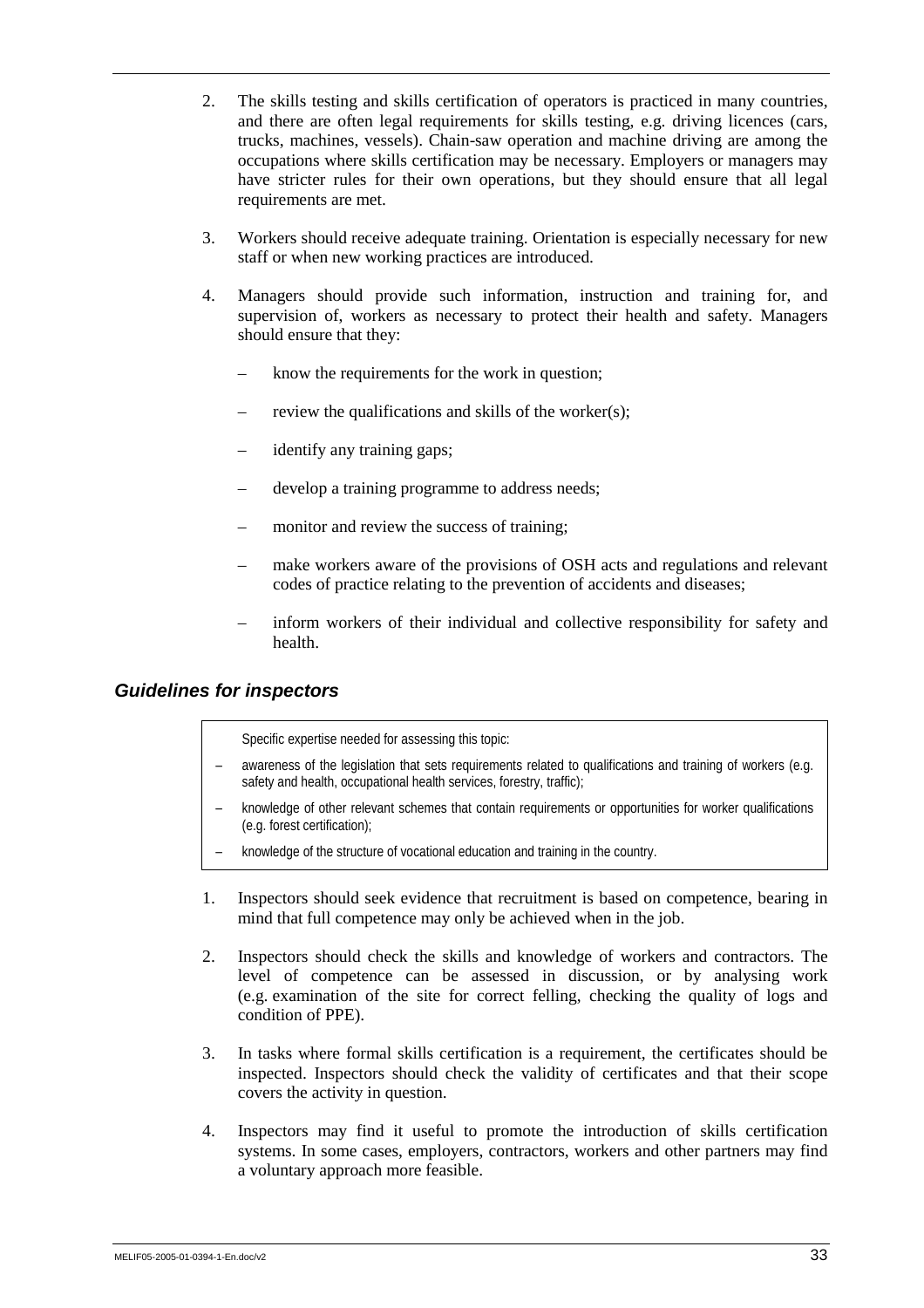2. The skills testing and skills certification of operators is practiced in many countries, and there are often legal requirements for skills testing, e.g. driving licences (cars, trucks, machines, vessels). Chain-saw operation and machine driving are among the occupations where skills certification may be necessary. Employers or managers may have stricter rules for their own operations, but they should ensure that all legal requirements are met.

3. Workers should receive adequate training. Orientation is especially necessary for new staff or when new working practices are introduced.

4. Managers should provide such information, instruction and training for, and supervision of, workers as necessary to protect their health and safety. Managers should ensure that they:

   – know the requirements for the work in question;

   – review the qualifications and skills of the worker(s);

   – identify any training gaps;

   – develop a training programme to address needs;

   – monitor and review the success of training;

   – make workers aware of the provisions of OSH acts and regulations and relevant codes of practice relating to the prevention of accidents and diseases;

   – inform workers of their individual and collective responsibility for safety and health.

### *Guidelines for inspectors*

> Specific expertise needed for assessing this topic:
>
> – awareness of the legislation that sets requirements related to qualifications and training of workers (e.g. safety and health, occupational health services, forestry, traffic);
>
> – knowledge of other relevant schemes that contain requirements or opportunities for worker qualifications (e.g. forest certification);
>
> – knowledge of the structure of vocational education and training in the country.

1. Inspectors should seek evidence that recruitment is based on competence, bearing in mind that full competence may only be achieved when in the job.

2. Inspectors should check the skills and knowledge of workers and contractors. The level of competence can be assessed in discussion, or by analysing work (e.g. examination of the site for correct felling, checking the quality of logs and condition of PPE).

3. In tasks where formal skills certification is a requirement, the certificates should be inspected. Inspectors should check the validity of certificates and that their scope covers the activity in question.

4. Inspectors may find it useful to promote the introduction of skills certification systems. In some cases, employers, contractors, workers and other partners may find a voluntary approach more feasible.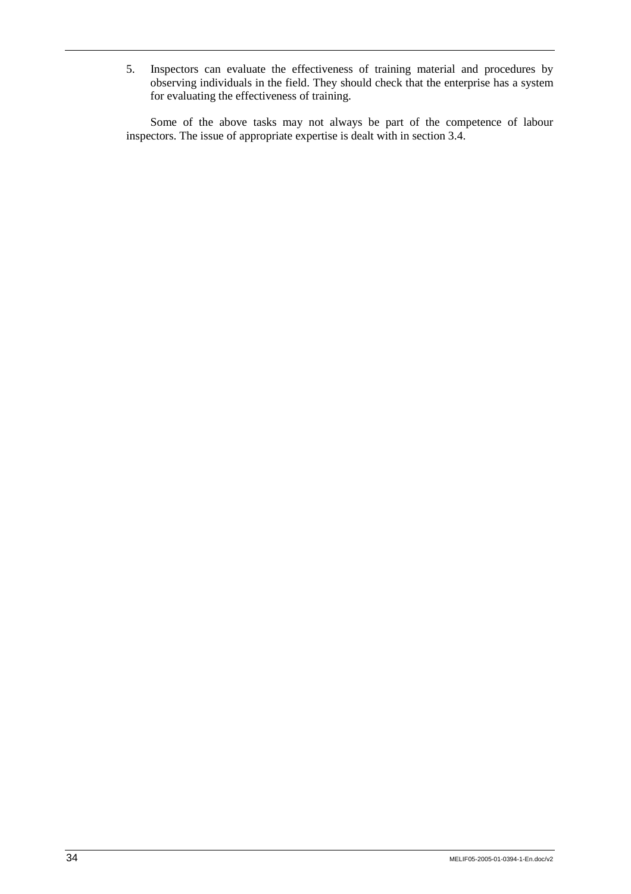5. Inspectors can evaluate the effectiveness of training material and procedures by observing individuals in the field. They should check that the enterprise has a system for evaluating the effectiveness of training.

Some of the above tasks may not always be part of the competence of labour inspectors. The issue of appropriate expertise is dealt with in section 3.4.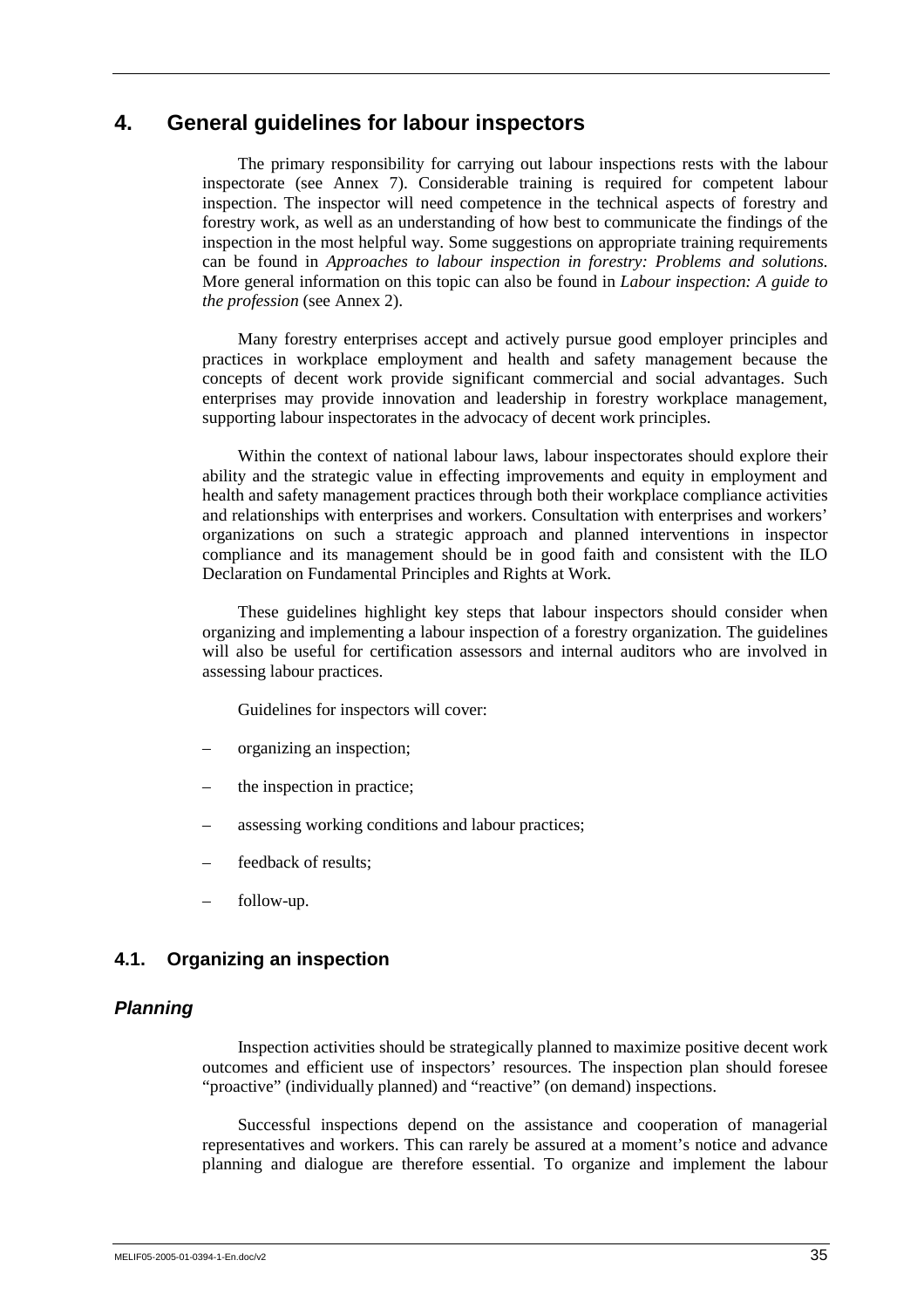# 4. General guidelines for labour inspectors

The primary responsibility for carrying out labour inspections rests with the labour inspectorate (see Annex 7). Considerable training is required for competent labour inspection. The inspector will need competence in the technical aspects of forestry and forestry work, as well as an understanding of how best to communicate the findings of the inspection in the most helpful way. Some suggestions on appropriate training requirements can be found in *Approaches to labour inspection in forestry: Problems and solutions.* More general information on this topic can also be found in *Labour inspection: A guide to the profession* (see Annex 2).

Many forestry enterprises accept and actively pursue good employer principles and practices in workplace employment and health and safety management because the concepts of decent work provide significant commercial and social advantages. Such enterprises may provide innovation and leadership in forestry workplace management, supporting labour inspectorates in the advocacy of decent work principles.

Within the context of national labour laws, labour inspectorates should explore their ability and the strategic value in effecting improvements and equity in employment and health and safety management practices through both their workplace compliance activities and relationships with enterprises and workers. Consultation with enterprises and workers' organizations on such a strategic approach and planned interventions in inspector compliance and its management should be in good faith and consistent with the ILO Declaration on Fundamental Principles and Rights at Work.

These guidelines highlight key steps that labour inspectors should consider when organizing and implementing a labour inspection of a forestry organization. The guidelines will also be useful for certification assessors and internal auditors who are involved in assessing labour practices.

Guidelines for inspectors will cover:

– organizing an inspection;

– the inspection in practice;

– assessing working conditions and labour practices;

– feedback of results;

– follow-up.

## 4.1. Organizing an inspection

### *Planning*

Inspection activities should be strategically planned to maximize positive decent work outcomes and efficient use of inspectors' resources. The inspection plan should foresee "proactive" (individually planned) and "reactive" (on demand) inspections.

Successful inspections depend on the assistance and cooperation of managerial representatives and workers. This can rarely be assured at a moment's notice and advance planning and dialogue are therefore essential. To organize and implement the labour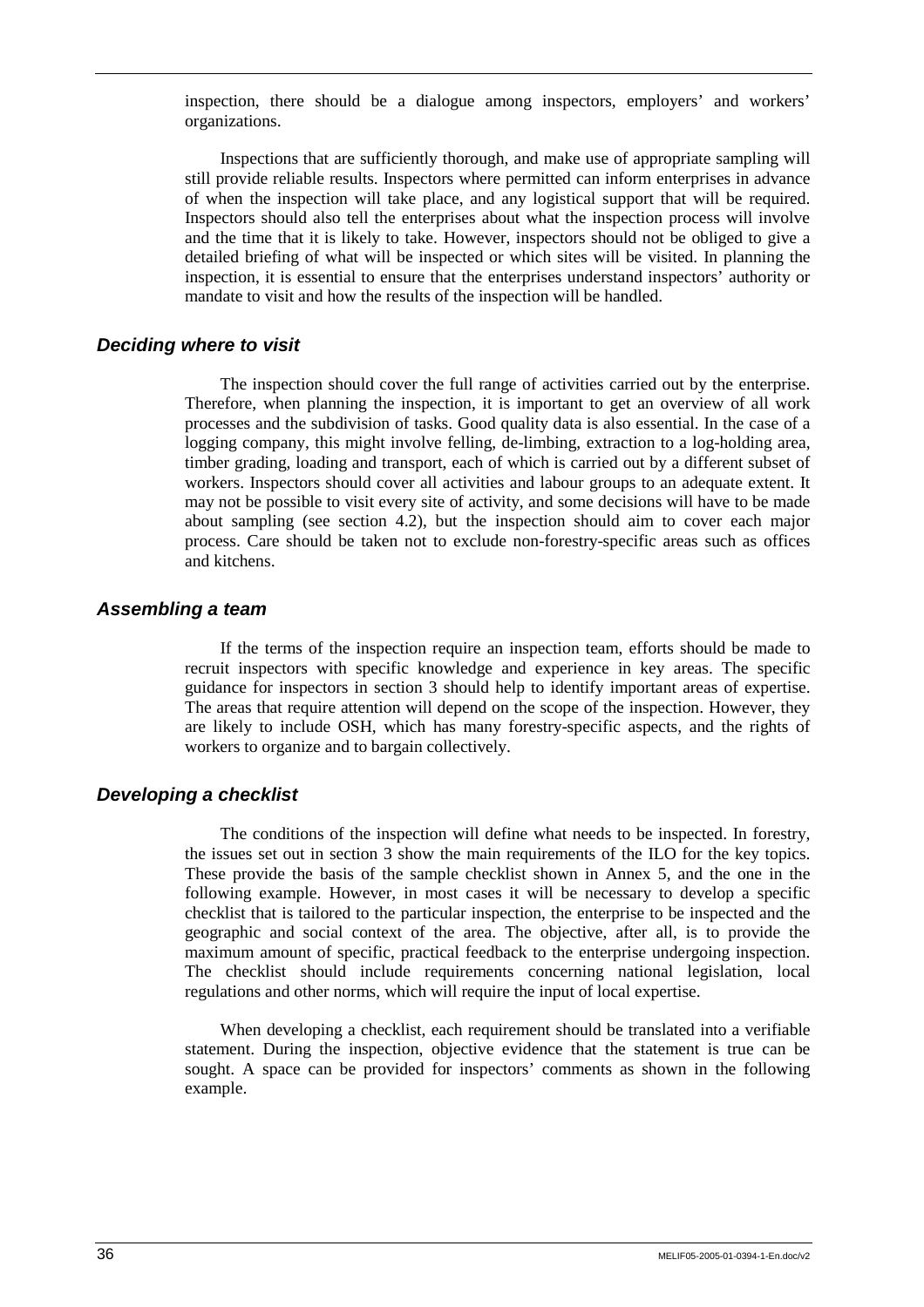inspection, there should be a dialogue among inspectors, employers' and workers' organizations.

Inspections that are sufficiently thorough, and make use of appropriate sampling will still provide reliable results. Inspectors where permitted can inform enterprises in advance of when the inspection will take place, and any logistical support that will be required. Inspectors should also tell the enterprises about what the inspection process will involve and the time that it is likely to take. However, inspectors should not be obliged to give a detailed briefing of what will be inspected or which sites will be visited. In planning the inspection, it is essential to ensure that the enterprises understand inspectors' authority or mandate to visit and how the results of the inspection will be handled.

### *Deciding where to visit*

The inspection should cover the full range of activities carried out by the enterprise. Therefore, when planning the inspection, it is important to get an overview of all work processes and the subdivision of tasks. Good quality data is also essential. In the case of a logging company, this might involve felling, de-limbing, extraction to a log-holding area, timber grading, loading and transport, each of which is carried out by a different subset of workers. Inspectors should cover all activities and labour groups to an adequate extent. It may not be possible to visit every site of activity, and some decisions will have to be made about sampling (see section 4.2), but the inspection should aim to cover each major process. Care should be taken not to exclude non-forestry-specific areas such as offices and kitchens.

### *Assembling a team*

If the terms of the inspection require an inspection team, efforts should be made to recruit inspectors with specific knowledge and experience in key areas. The specific guidance for inspectors in section 3 should help to identify important areas of expertise. The areas that require attention will depend on the scope of the inspection. However, they are likely to include OSH, which has many forestry-specific aspects, and the rights of workers to organize and to bargain collectively.

### *Developing a checklist*

The conditions of the inspection will define what needs to be inspected. In forestry, the issues set out in section 3 show the main requirements of the ILO for the key topics. These provide the basis of the sample checklist shown in Annex 5, and the one in the following example. However, in most cases it will be necessary to develop a specific checklist that is tailored to the particular inspection, the enterprise to be inspected and the geographic and social context of the area. The objective, after all, is to provide the maximum amount of specific, practical feedback to the enterprise undergoing inspection. The checklist should include requirements concerning national legislation, local regulations and other norms, which will require the input of local expertise.

When developing a checklist, each requirement should be translated into a verifiable statement. During the inspection, objective evidence that the statement is true can be sought. A space can be provided for inspectors' comments as shown in the following example.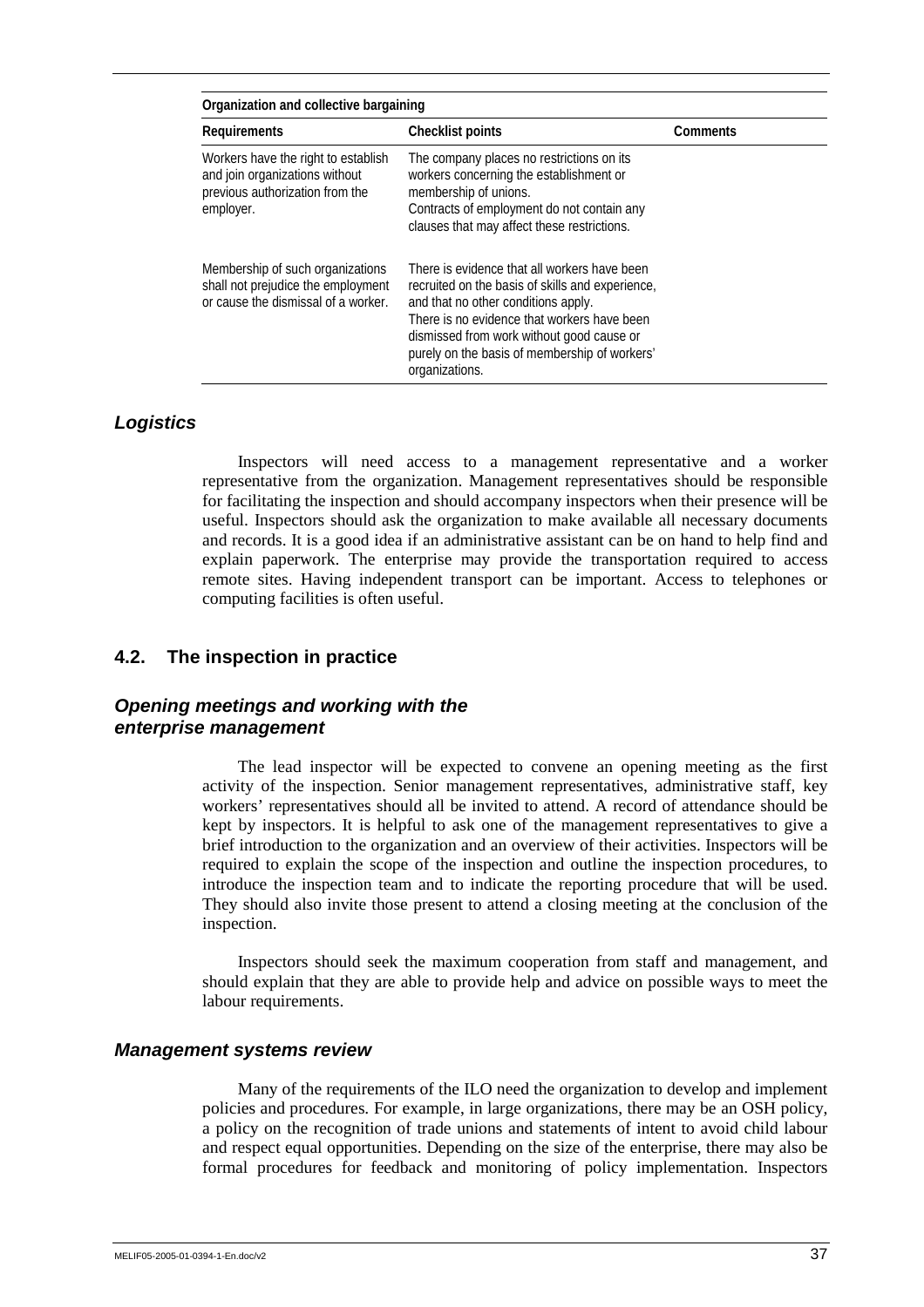| Organization and collective bargaining | | |
|---|---|---|
| **Requirements** | **Checklist points** | **Comments** |
| Workers have the right to establish and join organizations without previous authorization from the employer. | The company places no restrictions on its workers concerning the establishment or membership of unions.<br>Contracts of employment do not contain any clauses that may affect these restrictions. | |
| Membership of such organizations shall not prejudice the employment or cause the dismissal of a worker. | There is evidence that all workers have been recruited on the basis of skills and experience, and that no other conditions apply.<br>There is no evidence that workers have been dismissed from work without good cause or purely on the basis of membership of workers' organizations. | |

### *Logistics*

Inspectors will need access to a management representative and a worker representative from the organization. Management representatives should be responsible for facilitating the inspection and should accompany inspectors when their presence will be useful. Inspectors should ask the organization to make available all necessary documents and records. It is a good idea if an administrative assistant can be on hand to help find and explain paperwork. The enterprise may provide the transportation required to access remote sites. Having independent transport can be important. Access to telephones or computing facilities is often useful.

## 4.2. The inspection in practice

### *Opening meetings and working with the enterprise management*

The lead inspector will be expected to convene an opening meeting as the first activity of the inspection. Senior management representatives, administrative staff, key workers' representatives should all be invited to attend. A record of attendance should be kept by inspectors. It is helpful to ask one of the management representatives to give a brief introduction to the organization and an overview of their activities. Inspectors will be required to explain the scope of the inspection and outline the inspection procedures, to introduce the inspection team and to indicate the reporting procedure that will be used. They should also invite those present to attend a closing meeting at the conclusion of the inspection.

Inspectors should seek the maximum cooperation from staff and management, and should explain that they are able to provide help and advice on possible ways to meet the labour requirements.

### *Management systems review*

Many of the requirements of the ILO need the organization to develop and implement policies and procedures. For example, in large organizations, there may be an OSH policy, a policy on the recognition of trade unions and statements of intent to avoid child labour and respect equal opportunities. Depending on the size of the enterprise, there may also be formal procedures for feedback and monitoring of policy implementation. Inspectors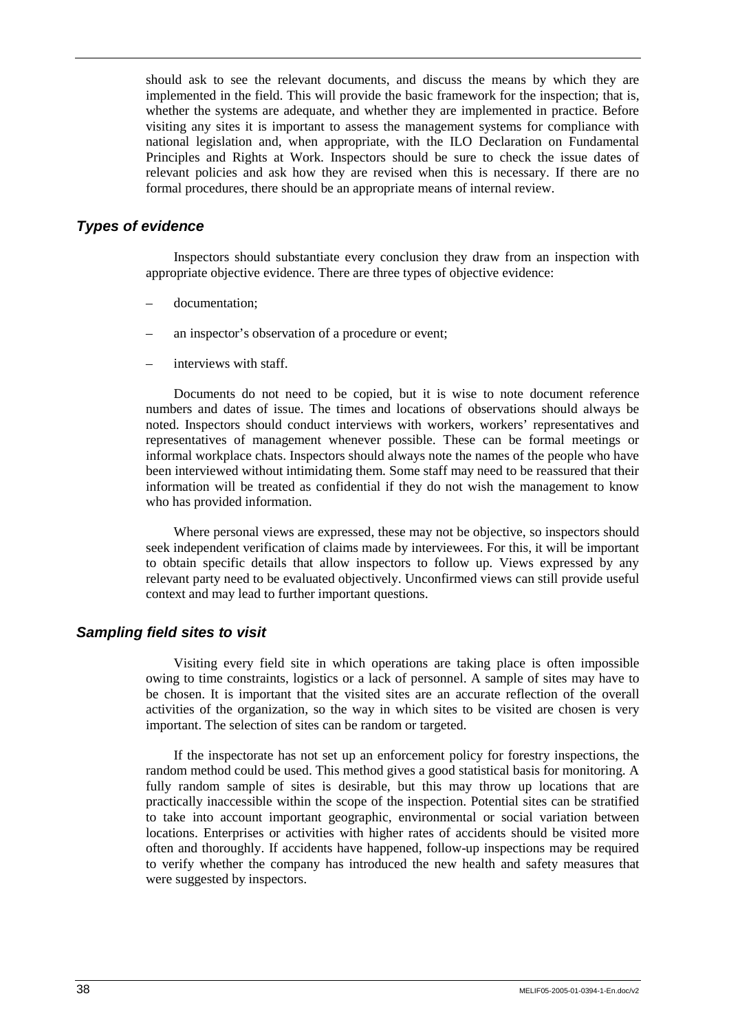should ask to see the relevant documents, and discuss the means by which they are implemented in the field. This will provide the basic framework for the inspection; that is, whether the systems are adequate, and whether they are implemented in practice. Before visiting any sites it is important to assess the management systems for compliance with national legislation and, when appropriate, with the ILO Declaration on Fundamental Principles and Rights at Work. Inspectors should be sure to check the issue dates of relevant policies and ask how they are revised when this is necessary. If there are no formal procedures, there should be an appropriate means of internal review.

### *Types of evidence*

Inspectors should substantiate every conclusion they draw from an inspection with appropriate objective evidence. There are three types of objective evidence:

– documentation;

– an inspector's observation of a procedure or event;

– interviews with staff.

Documents do not need to be copied, but it is wise to note document reference numbers and dates of issue. The times and locations of observations should always be noted. Inspectors should conduct interviews with workers, workers' representatives and representatives of management whenever possible. These can be formal meetings or informal workplace chats. Inspectors should always note the names of the people who have been interviewed without intimidating them. Some staff may need to be reassured that their information will be treated as confidential if they do not wish the management to know who has provided information.

Where personal views are expressed, these may not be objective, so inspectors should seek independent verification of claims made by interviewees. For this, it will be important to obtain specific details that allow inspectors to follow up. Views expressed by any relevant party need to be evaluated objectively. Unconfirmed views can still provide useful context and may lead to further important questions.

### *Sampling field sites to visit*

Visiting every field site in which operations are taking place is often impossible owing to time constraints, logistics or a lack of personnel. A sample of sites may have to be chosen. It is important that the visited sites are an accurate reflection of the overall activities of the organization, so the way in which sites to be visited are chosen is very important. The selection of sites can be random or targeted.

If the inspectorate has not set up an enforcement policy for forestry inspections, the random method could be used. This method gives a good statistical basis for monitoring. A fully random sample of sites is desirable, but this may throw up locations that are practically inaccessible within the scope of the inspection. Potential sites can be stratified to take into account important geographic, environmental or social variation between locations. Enterprises or activities with higher rates of accidents should be visited more often and thoroughly. If accidents have happened, follow-up inspections may be required to verify whether the company has introduced the new health and safety measures that were suggested by inspectors.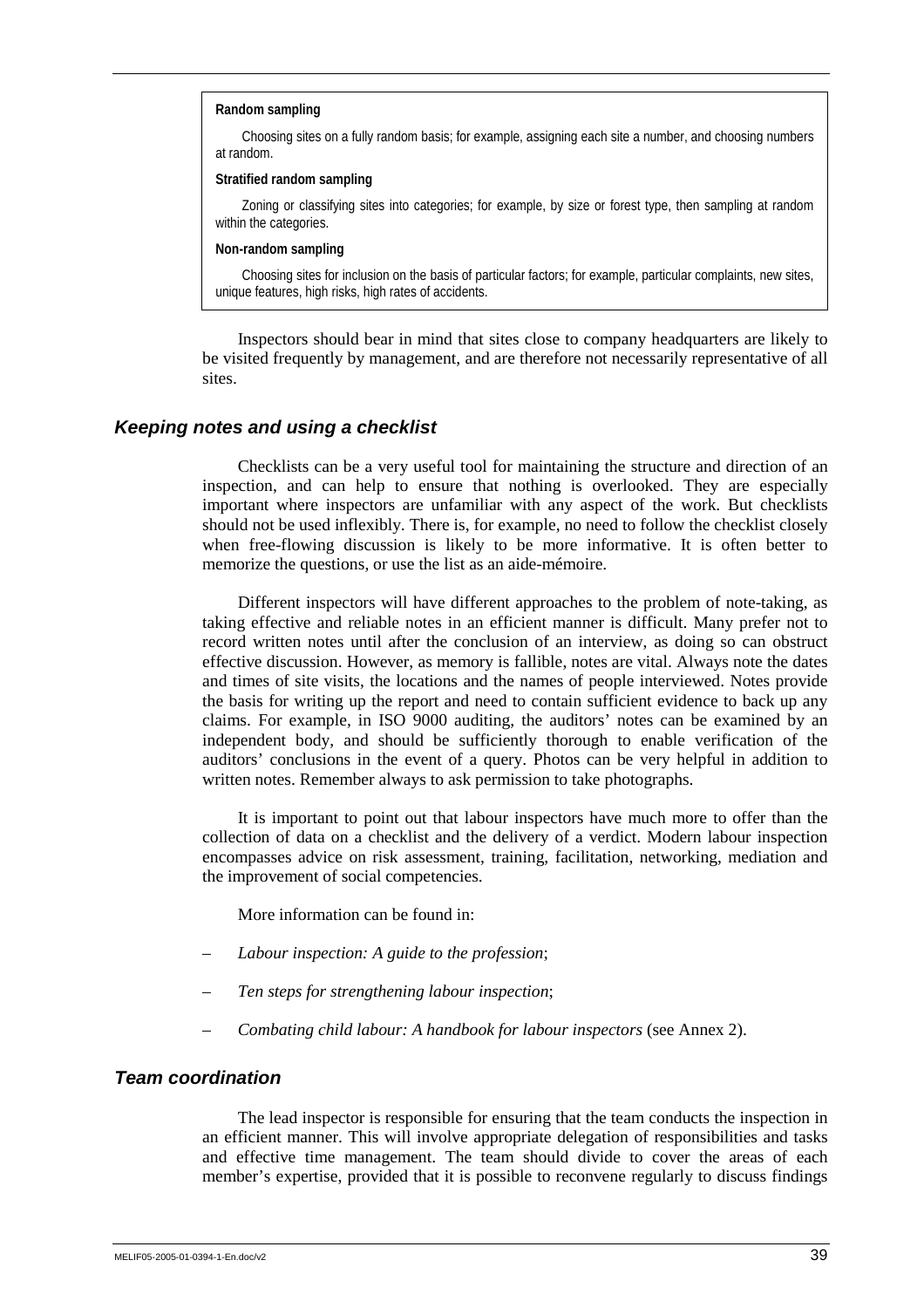**Random sampling**

Choosing sites on a fully random basis; for example, assigning each site a number, and choosing numbers at random.

**Stratified random sampling**

Zoning or classifying sites into categories; for example, by size or forest type, then sampling at random within the categories.

**Non-random sampling**

Choosing sites for inclusion on the basis of particular factors; for example, particular complaints, new sites, unique features, high risks, high rates of accidents.

Inspectors should bear in mind that sites close to company headquarters are likely to be visited frequently by management, and are therefore not necessarily representative of all sites.

### *Keeping notes and using a checklist*

Checklists can be a very useful tool for maintaining the structure and direction of an inspection, and can help to ensure that nothing is overlooked. They are especially important where inspectors are unfamiliar with any aspect of the work. But checklists should not be used inflexibly. There is, for example, no need to follow the checklist closely when free-flowing discussion is likely to be more informative. It is often better to memorize the questions, or use the list as an aide-mémoire.

Different inspectors will have different approaches to the problem of note-taking, as taking effective and reliable notes in an efficient manner is difficult. Many prefer not to record written notes until after the conclusion of an interview, as doing so can obstruct effective discussion. However, as memory is fallible, notes are vital. Always note the dates and times of site visits, the locations and the names of people interviewed. Notes provide the basis for writing up the report and need to contain sufficient evidence to back up any claims. For example, in ISO 9000 auditing, the auditors' notes can be examined by an independent body, and should be sufficiently thorough to enable verification of the auditors' conclusions in the event of a query. Photos can be very helpful in addition to written notes. Remember always to ask permission to take photographs.

It is important to point out that labour inspectors have much more to offer than the collection of data on a checklist and the delivery of a verdict. Modern labour inspection encompasses advice on risk assessment, training, facilitation, networking, mediation and the improvement of social competencies.

More information can be found in:

– *Labour inspection: A guide to the profession*;

– *Ten steps for strengthening labour inspection*;

– *Combating child labour: A handbook for labour inspectors* (see Annex 2).

### *Team coordination*

The lead inspector is responsible for ensuring that the team conducts the inspection in an efficient manner. This will involve appropriate delegation of responsibilities and tasks and effective time management. The team should divide to cover the areas of each member's expertise, provided that it is possible to reconvene regularly to discuss findings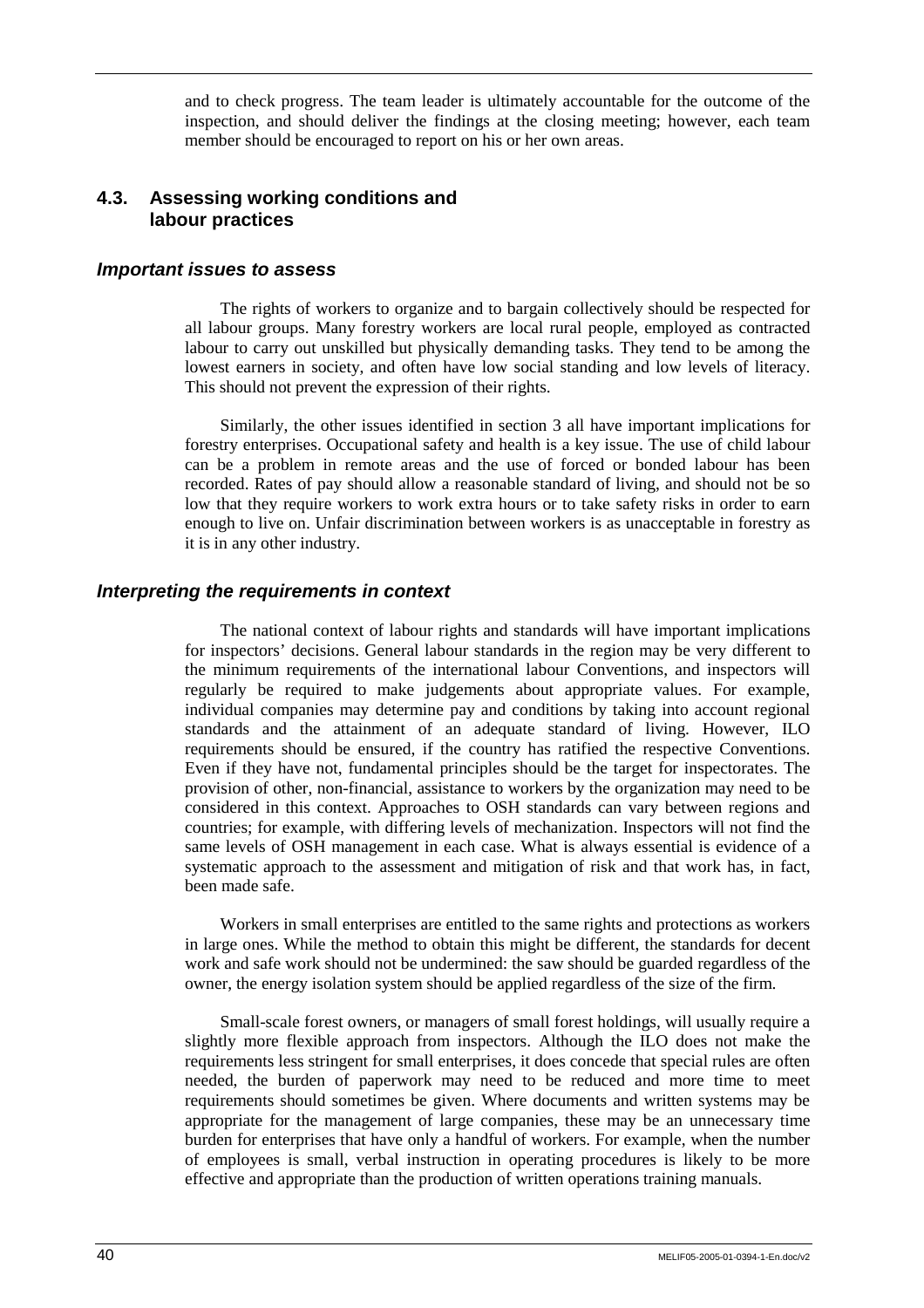and to check progress. The team leader is ultimately accountable for the outcome of the inspection, and should deliver the findings at the closing meeting; however, each team member should be encouraged to report on his or her own areas.

## 4.3. Assessing working conditions and labour practices

### *Important issues to assess*

The rights of workers to organize and to bargain collectively should be respected for all labour groups. Many forestry workers are local rural people, employed as contracted labour to carry out unskilled but physically demanding tasks. They tend to be among the lowest earners in society, and often have low social standing and low levels of literacy. This should not prevent the expression of their rights.

Similarly, the other issues identified in section 3 all have important implications for forestry enterprises. Occupational safety and health is a key issue. The use of child labour can be a problem in remote areas and the use of forced or bonded labour has been recorded. Rates of pay should allow a reasonable standard of living, and should not be so low that they require workers to work extra hours or to take safety risks in order to earn enough to live on. Unfair discrimination between workers is as unacceptable in forestry as it is in any other industry.

### *Interpreting the requirements in context*

The national context of labour rights and standards will have important implications for inspectors' decisions. General labour standards in the region may be very different to the minimum requirements of the international labour Conventions, and inspectors will regularly be required to make judgements about appropriate values. For example, individual companies may determine pay and conditions by taking into account regional standards and the attainment of an adequate standard of living. However, ILO requirements should be ensured, if the country has ratified the respective Conventions. Even if they have not, fundamental principles should be the target for inspectorates. The provision of other, non-financial, assistance to workers by the organization may need to be considered in this context. Approaches to OSH standards can vary between regions and countries; for example, with differing levels of mechanization. Inspectors will not find the same levels of OSH management in each case. What is always essential is evidence of a systematic approach to the assessment and mitigation of risk and that work has, in fact, been made safe.

Workers in small enterprises are entitled to the same rights and protections as workers in large ones. While the method to obtain this might be different, the standards for decent work and safe work should not be undermined: the saw should be guarded regardless of the owner, the energy isolation system should be applied regardless of the size of the firm.

Small-scale forest owners, or managers of small forest holdings, will usually require a slightly more flexible approach from inspectors. Although the ILO does not make the requirements less stringent for small enterprises, it does concede that special rules are often needed, the burden of paperwork may need to be reduced and more time to meet requirements should sometimes be given. Where documents and written systems may be appropriate for the management of large companies, these may be an unnecessary time burden for enterprises that have only a handful of workers. For example, when the number of employees is small, verbal instruction in operating procedures is likely to be more effective and appropriate than the production of written operations training manuals.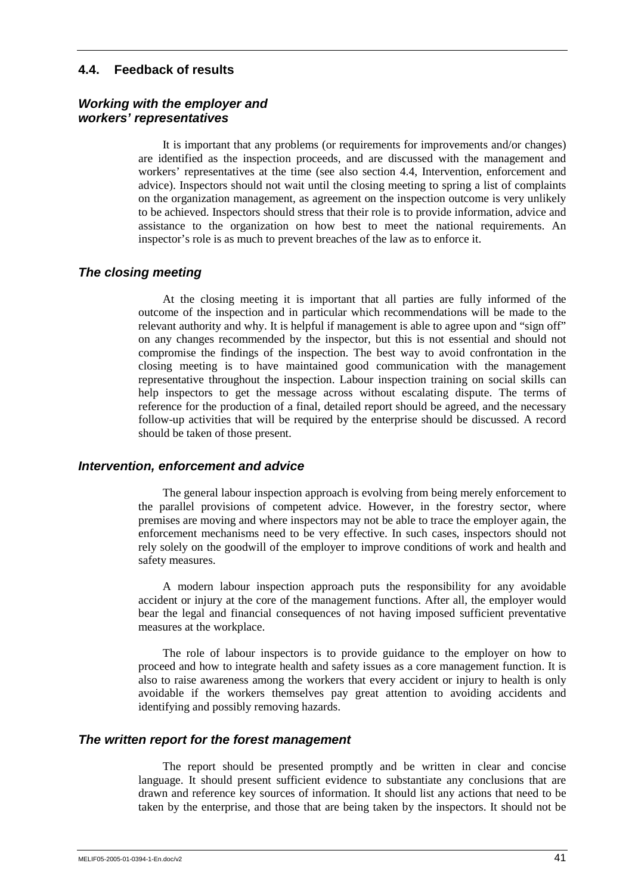## 4.4. Feedback of results

### *Working with the employer and workers' representatives*

It is important that any problems (or requirements for improvements and/or changes) are identified as the inspection proceeds, and are discussed with the management and workers' representatives at the time (see also section 4.4, Intervention, enforcement and advice). Inspectors should not wait until the closing meeting to spring a list of complaints on the organization management, as agreement on the inspection outcome is very unlikely to be achieved. Inspectors should stress that their role is to provide information, advice and assistance to the organization on how best to meet the national requirements. An inspector's role is as much to prevent breaches of the law as to enforce it.

### *The closing meeting*

At the closing meeting it is important that all parties are fully informed of the outcome of the inspection and in particular which recommendations will be made to the relevant authority and why. It is helpful if management is able to agree upon and "sign off" on any changes recommended by the inspector, but this is not essential and should not compromise the findings of the inspection. The best way to avoid confrontation in the closing meeting is to have maintained good communication with the management representative throughout the inspection. Labour inspection training on social skills can help inspectors to get the message across without escalating dispute. The terms of reference for the production of a final, detailed report should be agreed, and the necessary follow-up activities that will be required by the enterprise should be discussed. A record should be taken of those present.

### *Intervention, enforcement and advice*

The general labour inspection approach is evolving from being merely enforcement to the parallel provisions of competent advice. However, in the forestry sector, where premises are moving and where inspectors may not be able to trace the employer again, the enforcement mechanisms need to be very effective. In such cases, inspectors should not rely solely on the goodwill of the employer to improve conditions of work and health and safety measures.

A modern labour inspection approach puts the responsibility for any avoidable accident or injury at the core of the management functions. After all, the employer would bear the legal and financial consequences of not having imposed sufficient preventative measures at the workplace.

The role of labour inspectors is to provide guidance to the employer on how to proceed and how to integrate health and safety issues as a core management function. It is also to raise awareness among the workers that every accident or injury to health is only avoidable if the workers themselves pay great attention to avoiding accidents and identifying and possibly removing hazards.

### *The written report for the forest management*

The report should be presented promptly and be written in clear and concise language. It should present sufficient evidence to substantiate any conclusions that are drawn and reference key sources of information. It should list any actions that need to be taken by the enterprise, and those that are being taken by the inspectors. It should not be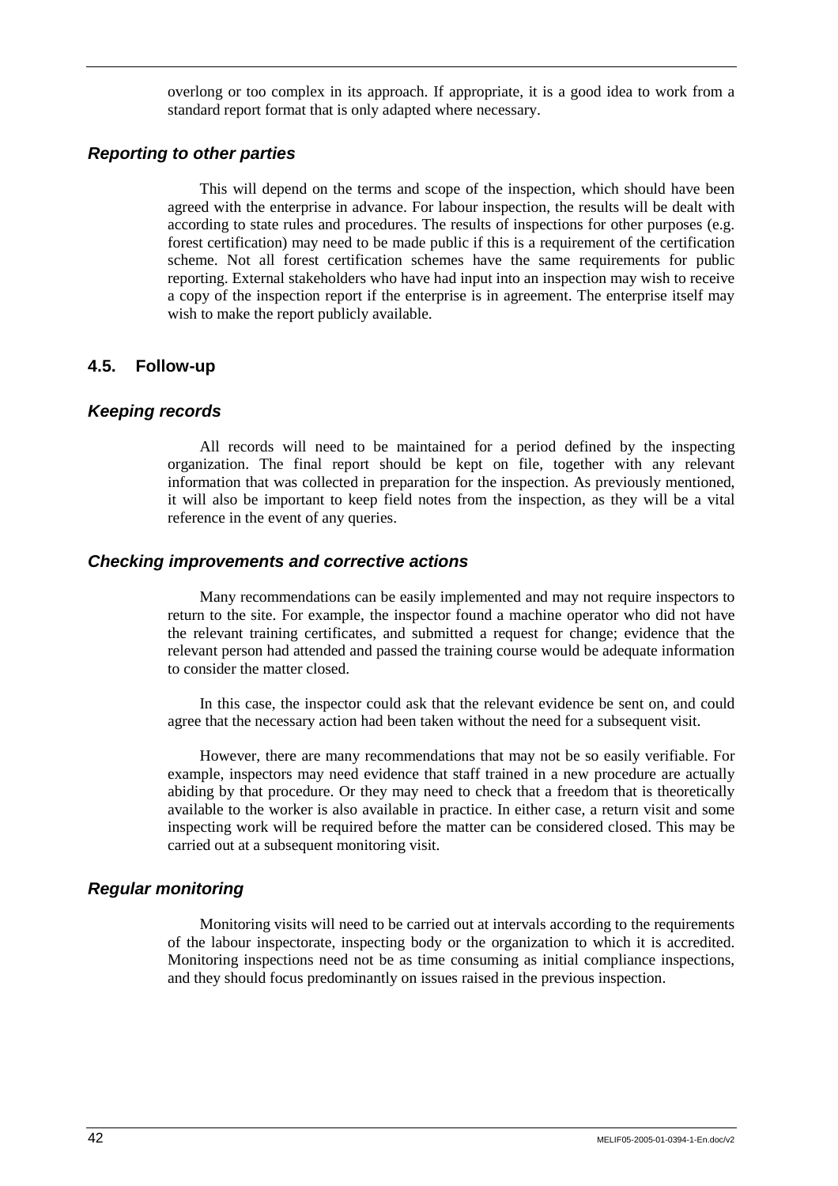overlong or too complex in its approach. If appropriate, it is a good idea to work from a standard report format that is only adapted where necessary.

### *Reporting to other parties*

This will depend on the terms and scope of the inspection, which should have been agreed with the enterprise in advance. For labour inspection, the results will be dealt with according to state rules and procedures. The results of inspections for other purposes (e.g. forest certification) may need to be made public if this is a requirement of the certification scheme. Not all forest certification schemes have the same requirements for public reporting. External stakeholders who have had input into an inspection may wish to receive a copy of the inspection report if the enterprise is in agreement. The enterprise itself may wish to make the report publicly available.

## 4.5. Follow-up

### *Keeping records*

All records will need to be maintained for a period defined by the inspecting organization. The final report should be kept on file, together with any relevant information that was collected in preparation for the inspection. As previously mentioned, it will also be important to keep field notes from the inspection, as they will be a vital reference in the event of any queries.

### *Checking improvements and corrective actions*

Many recommendations can be easily implemented and may not require inspectors to return to the site. For example, the inspector found a machine operator who did not have the relevant training certificates, and submitted a request for change; evidence that the relevant person had attended and passed the training course would be adequate information to consider the matter closed.

In this case, the inspector could ask that the relevant evidence be sent on, and could agree that the necessary action had been taken without the need for a subsequent visit.

However, there are many recommendations that may not be so easily verifiable. For example, inspectors may need evidence that staff trained in a new procedure are actually abiding by that procedure. Or they may need to check that a freedom that is theoretically available to the worker is also available in practice. In either case, a return visit and some inspecting work will be required before the matter can be considered closed. This may be carried out at a subsequent monitoring visit.

### *Regular monitoring*

Monitoring visits will need to be carried out at intervals according to the requirements of the labour inspectorate, inspecting body or the organization to which it is accredited. Monitoring inspections need not be as time consuming as initial compliance inspections, and they should focus predominantly on issues raised in the previous inspection.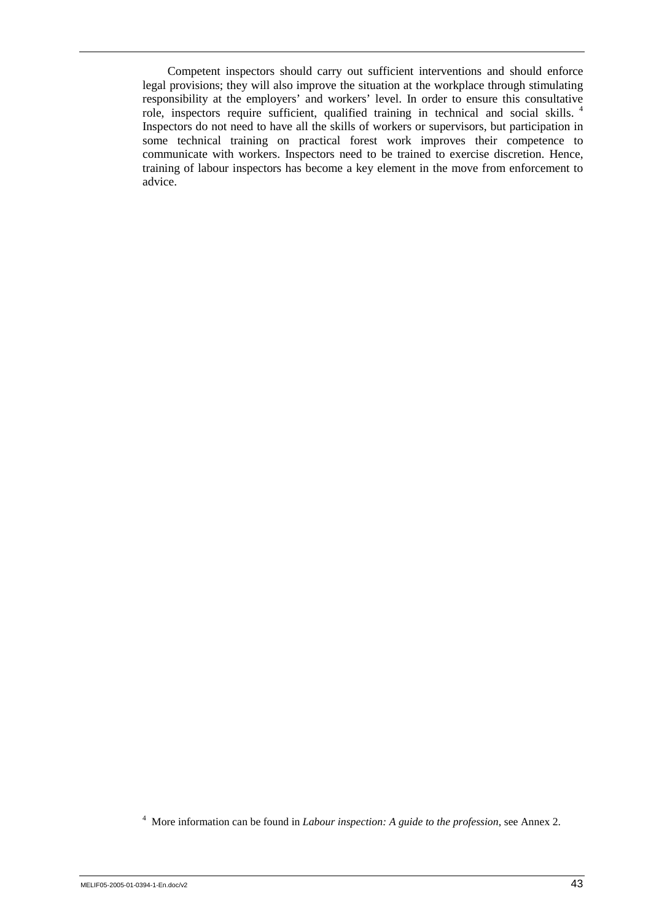Competent inspectors should carry out sufficient interventions and should enforce legal provisions; they will also improve the situation at the workplace through stimulating responsibility at the employers' and workers' level. In order to ensure this consultative role, inspectors require sufficient, qualified training in technical and social skills. [4] Inspectors do not need to have all the skills of workers or supervisors, but participation in some technical training on practical forest work improves their competence to communicate with workers. Inspectors need to be trained to exercise discretion. Hence, training of labour inspectors has become a key element in the move from enforcement to advice.

[4] More information can be found in *Labour inspection: A guide to the profession*, see Annex 2.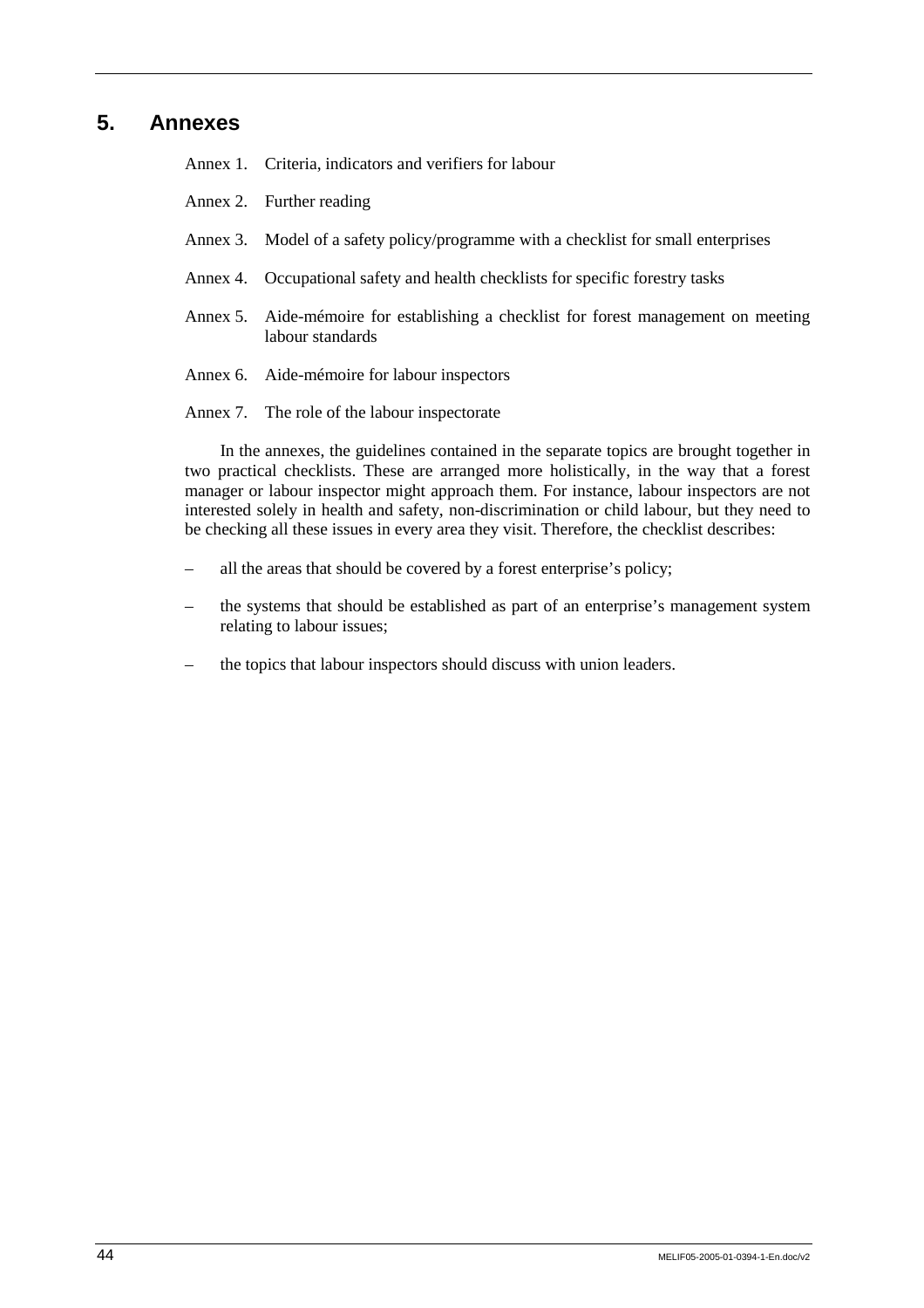# 5. Annexes

Annex 1. Criteria, indicators and verifiers for labour

Annex 2. Further reading

Annex 3. Model of a safety policy/programme with a checklist for small enterprises

Annex 4. Occupational safety and health checklists for specific forestry tasks

Annex 5. Aide-mémoire for establishing a checklist for forest management on meeting labour standards

Annex 6. Aide-mémoire for labour inspectors

Annex 7. The role of the labour inspectorate

In the annexes, the guidelines contained in the separate topics are brought together in two practical checklists. These are arranged more holistically, in the way that a forest manager or labour inspector might approach them. For instance, labour inspectors are not interested solely in health and safety, non-discrimination or child labour, but they need to be checking all these issues in every area they visit. Therefore, the checklist describes:

– all the areas that should be covered by a forest enterprise's policy;

– the systems that should be established as part of an enterprise's management system relating to labour issues;

– the topics that labour inspectors should discuss with union leaders.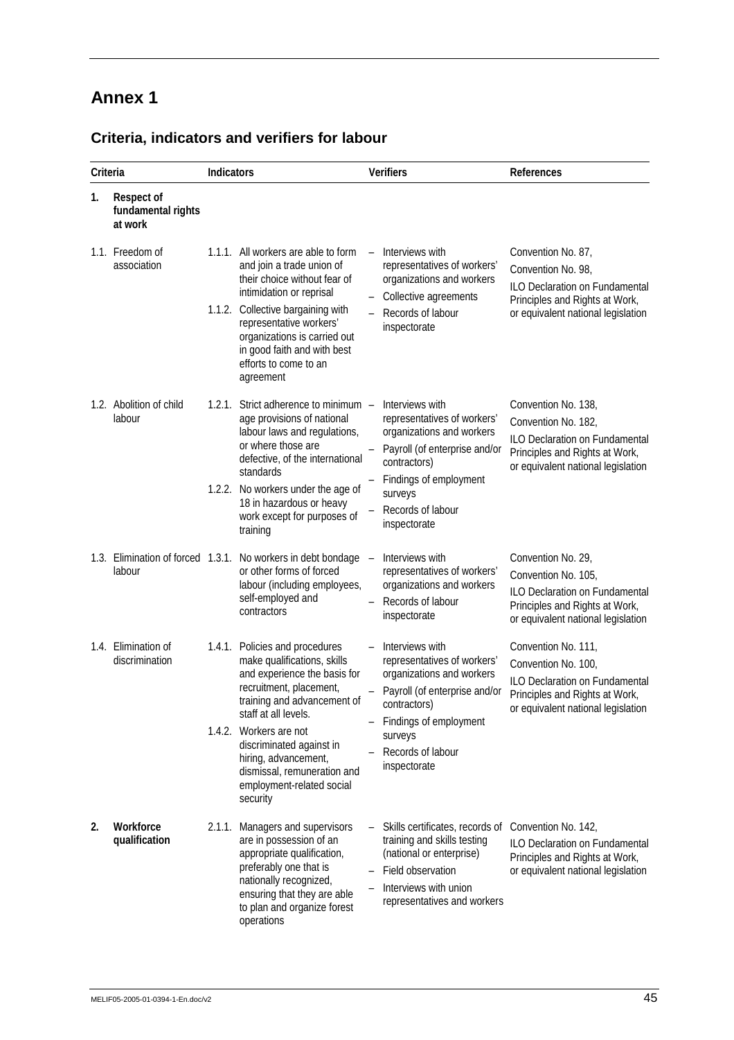# Annex 1

## Criteria, indicators and verifiers for labour

| Criteria | Indicators | Verifiers | References |
|---|---|---|---|
| **1. Respect of fundamental rights at work** | | | |
| 1.1. Freedom of association | 1.1.1. All workers are able to form and join a trade union of their choice without fear of intimidation or reprisal<br>1.1.2. Collective bargaining with representative workers' organizations is carried out in good faith and with best efforts to come to an agreement | – Interviews with representatives of workers' organizations and workers<br>– Collective agreements<br>– Records of labour inspectorate | Convention No. 87,<br>Convention No. 98,<br>ILO Declaration on Fundamental Principles and Rights at Work, or equivalent national legislation |
| 1.2. Abolition of child labour | 1.2.1. Strict adherence to minimum age provisions of national labour laws and regulations, or where those are defective, of the international standards<br>1.2.2. No workers under the age of 18 in hazardous or heavy work except for purposes of training | – Interviews with representatives of workers' organizations and workers<br>– Payroll (of enterprise and/or contractors)<br>– Findings of employment surveys<br>– Records of labour inspectorate | Convention No. 138,<br>Convention No. 182,<br>ILO Declaration on Fundamental Principles and Rights at Work, or equivalent national legislation |
| 1.3. Elimination of forced labour | 1.3.1. No workers in debt bondage or other forms of forced labour (including employees, self-employed and contractors | – Interviews with representatives of workers' organizations and workers<br>– Records of labour inspectorate | Convention No. 29,<br>Convention No. 105,<br>ILO Declaration on Fundamental Principles and Rights at Work, or equivalent national legislation |
| 1.4. Elimination of discrimination | 1.4.1. Policies and procedures make qualifications, skills and experience the basis for recruitment, placement, training and advancement of staff at all levels.<br>1.4.2. Workers are not discriminated against in hiring, advancement, dismissal, remuneration and employment-related social security | – Interviews with representatives of workers' organizations and workers<br>– Payroll (of enterprise and/or contractors)<br>– Findings of employment surveys<br>– Records of labour inspectorate | Convention No. 111,<br>Convention No. 100,<br>ILO Declaration on Fundamental Principles and Rights at Work, or equivalent national legislation |
| **2. Workforce qualification** | 2.1.1. Managers and supervisors are in possession of an appropriate qualification, preferably one that is nationally recognized, ensuring that they are able to plan and organize forest operations | – Skills certificates, records of training and skills testing (national or enterprise)<br>– Field observation<br>– Interviews with union representatives and workers | Convention No. 142,<br>ILO Declaration on Fundamental Principles and Rights at Work, or equivalent national legislation |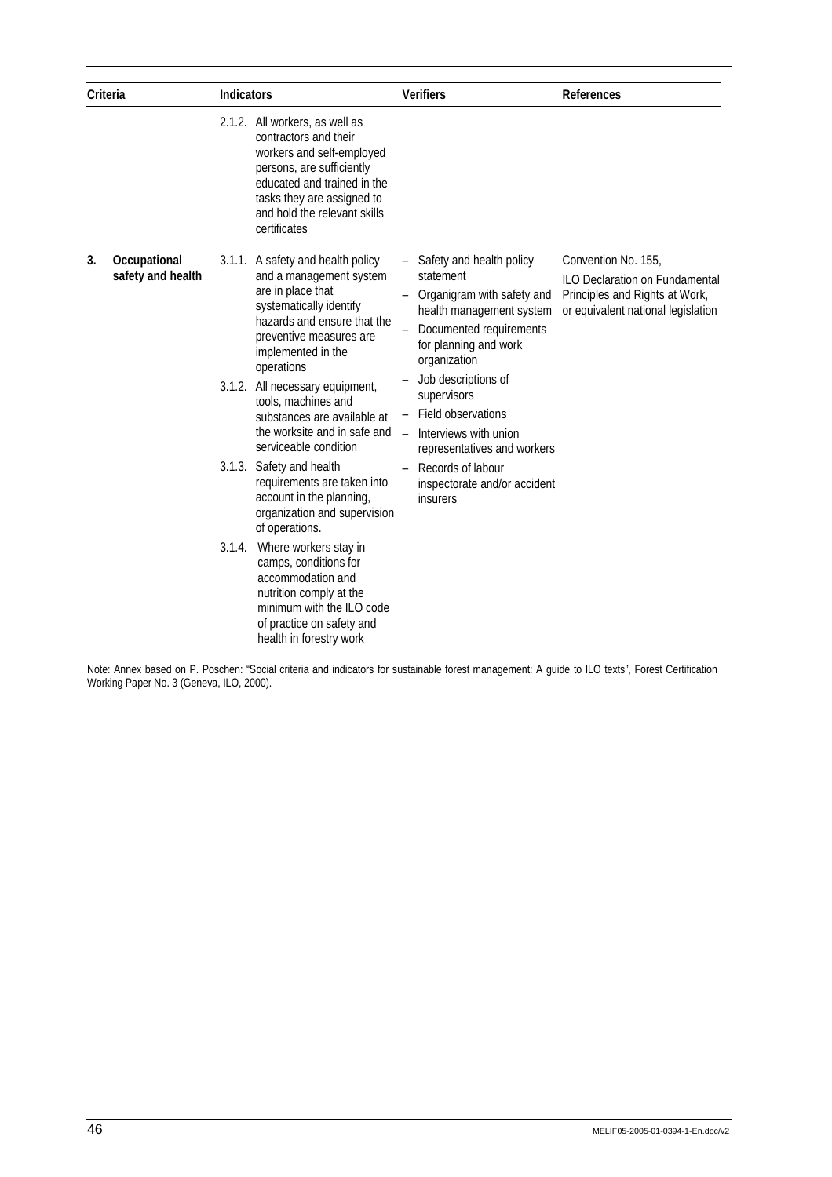| Criteria | Indicators | Verifiers | References |
|---|---|---|---|
| | 2.1.2. All workers, as well as contractors and their workers and self-employed persons, are sufficiently educated and trained in the tasks they are assigned to and hold the relevant skills certificates | | |
| **3. Occupational safety and health** | 3.1.1. A safety and health policy and a management system are in place that systematically identify hazards and ensure that the preventive measures are implemented in the operations<br><br>3.1.2. All necessary equipment, tools, machines and substances are available at the worksite and in safe and serviceable condition<br><br>3.1.3. Safety and health requirements are taken into account in the planning, organization and supervision of operations.<br><br>3.1.4. Where workers stay in camps, conditions for accommodation and nutrition comply at the minimum with the ILO code of practice on safety and health in forestry work | – Safety and health policy statement<br>– Organigram with safety and health management system<br>– Documented requirements for planning and work organization<br>– Job descriptions of supervisors<br>– Field observations<br>– Interviews with union representatives and workers<br>– Records of labour inspectorate and/or accident insurers | Convention No. 155, ILO Declaration on Fundamental Principles and Rights at Work, or equivalent national legislation |

Note: Annex based on P. Poschen: "Social criteria and indicators for sustainable forest management: A guide to ILO texts", Forest Certification Working Paper No. 3 (Geneva, ILO, 2000).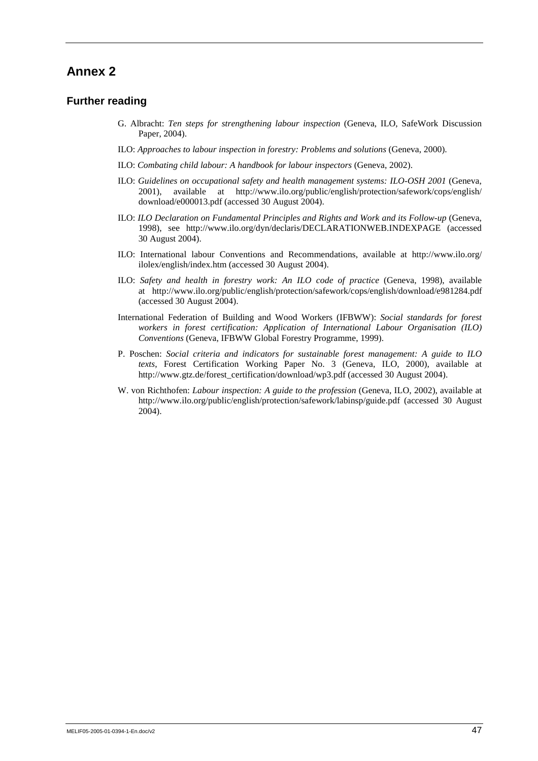# Annex 2

## Further reading

G. Albracht: *Ten steps for strengthening labour inspection* (Geneva, ILO, SafeWork Discussion Paper, 2004).

ILO: *Approaches to labour inspection in forestry: Problems and solutions* (Geneva, 2000).

ILO: *Combating child labour: A handbook for labour inspectors* (Geneva, 2002).

ILO: *Guidelines on occupational safety and health management systems: ILO-OSH 2001* (Geneva, 2001), available at http://www.ilo.org/public/english/protection/safework/cops/english/download/e000013.pdf (accessed 30 August 2004).

ILO: *ILO Declaration on Fundamental Principles and Rights and Work and its Follow-up* (Geneva, 1998), see http://www.ilo.org/dyn/declaris/DECLARATIONWEB.INDEXPAGE (accessed 30 August 2004).

ILO: International labour Conventions and Recommendations, available at http://www.ilo.org/ilolex/english/index.htm (accessed 30 August 2004).

ILO: *Safety and health in forestry work: An ILO code of practice* (Geneva, 1998), available at http://www.ilo.org/public/english/protection/safework/cops/english/download/e981284.pdf (accessed 30 August 2004).

International Federation of Building and Wood Workers (IFBWW): *Social standards for forest workers in forest certification: Application of International Labour Organisation (ILO) Conventions* (Geneva, IFBWW Global Forestry Programme, 1999).

P. Poschen: *Social criteria and indicators for sustainable forest management: A guide to ILO texts*, Forest Certification Working Paper No. 3 (Geneva, ILO, 2000), available at http://www.gtz.de/forest_certification/download/wp3.pdf (accessed 30 August 2004).

W. von Richthofen: *Labour inspection: A guide to the profession* (Geneva, ILO, 2002), available at http://www.ilo.org/public/english/protection/safework/labinsp/guide.pdf (accessed 30 August 2004).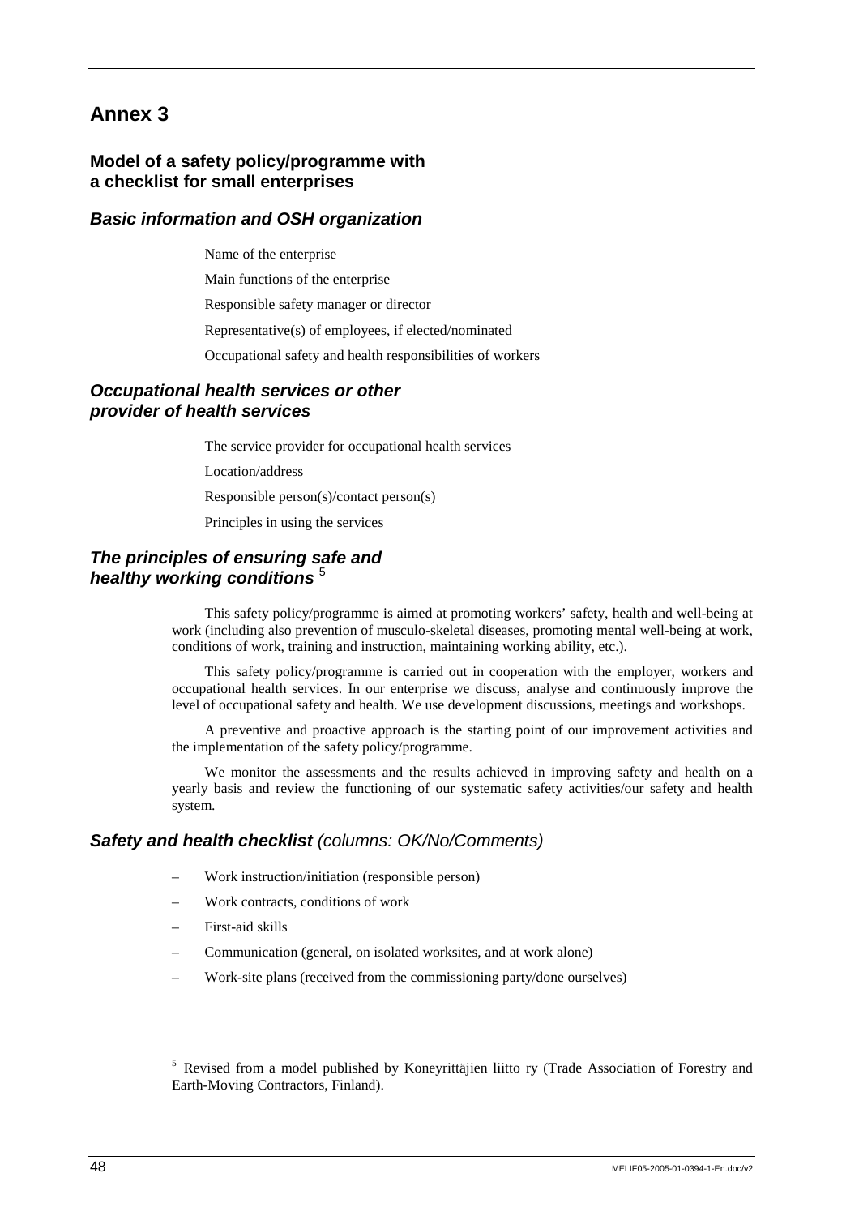# Annex 3

## Model of a safety policy/programme with a checklist for small enterprises

### *Basic information and OSH organization*

Name of the enterprise

Main functions of the enterprise

Responsible safety manager or director

Representative(s) of employees, if elected/nominated

Occupational safety and health responsibilities of workers

### *Occupational health services or other provider of health services*

The service provider for occupational health services

Location/address

Responsible person(s)/contact person(s)

Principles in using the services

### *The principles of ensuring safe and healthy working conditions* [5]

This safety policy/programme is aimed at promoting workers' safety, health and well-being at work (including also prevention of musculo-skeletal diseases, promoting mental well-being at work, conditions of work, training and instruction, maintaining working ability, etc.).

This safety policy/programme is carried out in cooperation with the employer, workers and occupational health services. In our enterprise we discuss, analyse and continuously improve the level of occupational safety and health. We use development discussions, meetings and workshops.

A preventive and proactive approach is the starting point of our improvement activities and the implementation of the safety policy/programme.

We monitor the assessments and the results achieved in improving safety and health on a yearly basis and review the functioning of our systematic safety activities/our safety and health system.

### *Safety and health checklist* (columns: OK/No/Comments)

– Work instruction/initiation (responsible person)

– Work contracts, conditions of work

– First-aid skills

– Communication (general, on isolated worksites, and at work alone)

– Work-site plans (received from the commissioning party/done ourselves)

[5] Revised from a model published by Koneyrittäjien liitto ry (Trade Association of Forestry and Earth-Moving Contractors, Finland).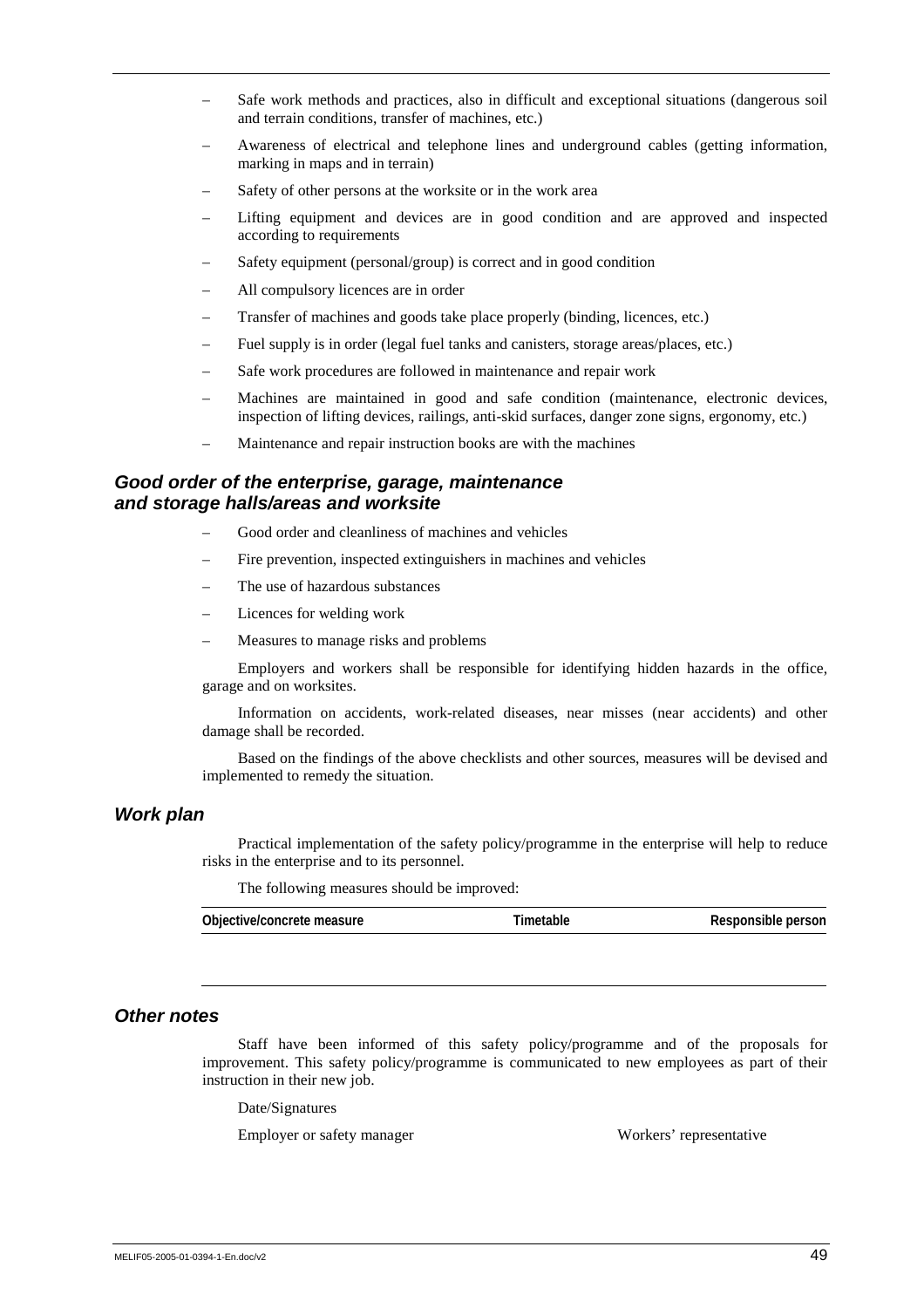- Safe work methods and practices, also in difficult and exceptional situations (dangerous soil and terrain conditions, transfer of machines, etc.)
- Awareness of electrical and telephone lines and underground cables (getting information, marking in maps and in terrain)
- Safety of other persons at the worksite or in the work area
- Lifting equipment and devices are in good condition and are approved and inspected according to requirements
- Safety equipment (personal/group) is correct and in good condition
- All compulsory licences are in order
- Transfer of machines and goods take place properly (binding, licences, etc.)
- Fuel supply is in order (legal fuel tanks and canisters, storage areas/places, etc.)
- Safe work procedures are followed in maintenance and repair work
- Machines are maintained in good and safe condition (maintenance, electronic devices, inspection of lifting devices, railings, anti-skid surfaces, danger zone signs, ergonomy, etc.)
- Maintenance and repair instruction books are with the machines

### *Good order of the enterprise, garage, maintenance and storage halls/areas and worksite*

- Good order and cleanliness of machines and vehicles
- Fire prevention, inspected extinguishers in machines and vehicles
- The use of hazardous substances
- Licences for welding work
- Measures to manage risks and problems

Employers and workers shall be responsible for identifying hidden hazards in the office, garage and on worksites.

Information on accidents, work-related diseases, near misses (near accidents) and other damage shall be recorded.

Based on the findings of the above checklists and other sources, measures will be devised and implemented to remedy the situation.

### *Work plan*

Practical implementation of the safety policy/programme in the enterprise will help to reduce risks in the enterprise and to its personnel.

The following measures should be improved:

| Objective/concrete measure | Timetable | Responsible person |
|---|---|---|
| | | |

### *Other notes*

Staff have been informed of this safety policy/programme and of the proposals for improvement. This safety policy/programme is communicated to new employees as part of their instruction in their new job.

Date/Signatures

Employer or safety manager                                        Workers' representative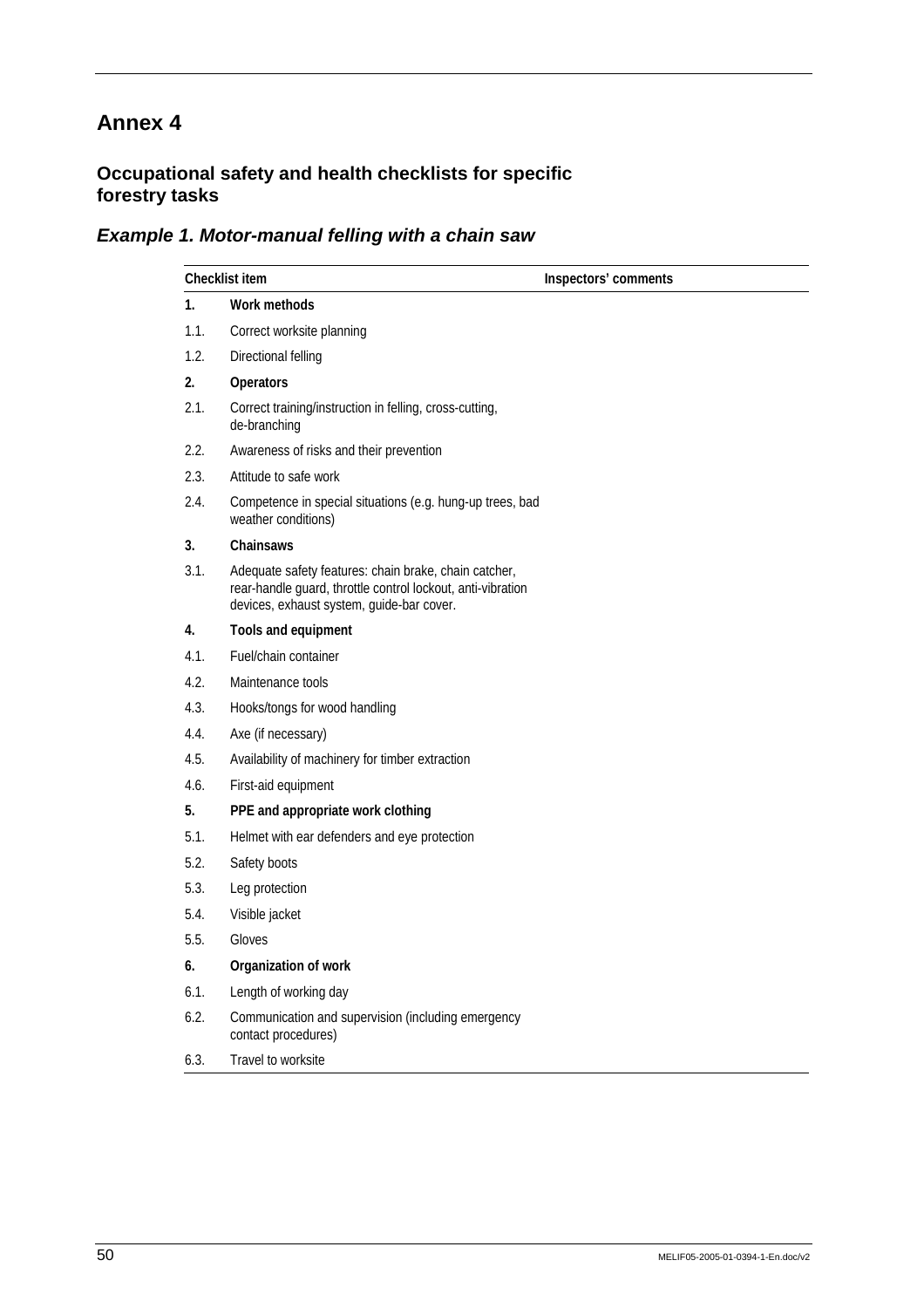# Annex 4

## Occupational safety and health checklists for specific forestry tasks

### *Example 1. Motor-manual felling with a chain saw*

| Checklist item | | Inspectors' comments |
|---|---|---|
| **1.** | **Work methods** | |
| 1.1. | Correct worksite planning | |
| 1.2. | Directional felling | |
| **2.** | **Operators** | |
| 2.1. | Correct training/instruction in felling, cross-cutting, de-branching | |
| 2.2. | Awareness of risks and their prevention | |
| 2.3. | Attitude to safe work | |
| 2.4. | Competence in special situations (e.g. hung-up trees, bad weather conditions) | |
| **3.** | **Chainsaws** | |
| 3.1. | Adequate safety features: chain brake, chain catcher, rear-handle guard, throttle control lockout, anti-vibration devices, exhaust system, guide-bar cover. | |
| **4.** | **Tools and equipment** | |
| 4.1. | Fuel/chain container | |
| 4.2. | Maintenance tools | |
| 4.3. | Hooks/tongs for wood handling | |
| 4.4. | Axe (if necessary) | |
| 4.5. | Availability of machinery for timber extraction | |
| 4.6. | First-aid equipment | |
| **5.** | **PPE and appropriate work clothing** | |
| 5.1. | Helmet with ear defenders and eye protection | |
| 5.2. | Safety boots | |
| 5.3. | Leg protection | |
| 5.4. | Visible jacket | |
| 5.5. | Gloves | |
| **6.** | **Organization of work** | |
| 6.1. | Length of working day | |
| 6.2. | Communication and supervision (including emergency contact procedures) | |
| 6.3. | Travel to worksite | |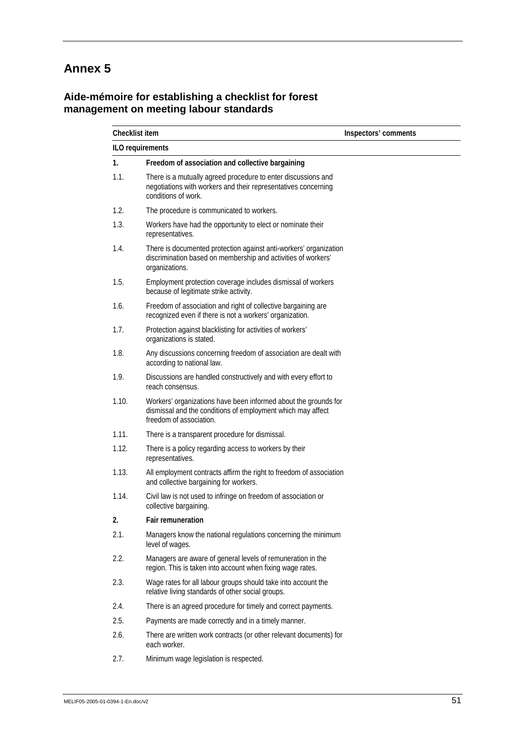# Annex 5

## Aide-mémoire for establishing a checklist for forest management on meeting labour standards

| Checklist item | | Inspectors' comments |
|---|---|---|
| **ILO requirements** | | |
| **1.** | **Freedom of association and collective bargaining** | |
| 1.1. | There is a mutually agreed procedure to enter discussions and negotiations with workers and their representatives concerning conditions of work. | |
| 1.2. | The procedure is communicated to workers. | |
| 1.3. | Workers have had the opportunity to elect or nominate their representatives. | |
| 1.4. | There is documented protection against anti-workers' organization discrimination based on membership and activities of workers' organizations. | |
| 1.5. | Employment protection coverage includes dismissal of workers because of legitimate strike activity. | |
| 1.6. | Freedom of association and right of collective bargaining are recognized even if there is not a workers' organization. | |
| 1.7. | Protection against blacklisting for activities of workers' organizations is stated. | |
| 1.8. | Any discussions concerning freedom of association are dealt with according to national law. | |
| 1.9. | Discussions are handled constructively and with every effort to reach consensus. | |
| 1.10. | Workers' organizations have been informed about the grounds for dismissal and the conditions of employment which may affect freedom of association. | |
| 1.11. | There is a transparent procedure for dismissal. | |
| 1.12. | There is a policy regarding access to workers by their representatives. | |
| 1.13. | All employment contracts affirm the right to freedom of association and collective bargaining for workers. | |
| 1.14. | Civil law is not used to infringe on freedom of association or collective bargaining. | |
| **2.** | **Fair remuneration** | |
| 2.1. | Managers know the national regulations concerning the minimum level of wages. | |
| 2.2. | Managers are aware of general levels of remuneration in the region. This is taken into account when fixing wage rates. | |
| 2.3. | Wage rates for all labour groups should take into account the relative living standards of other social groups. | |
| 2.4. | There is an agreed procedure for timely and correct payments. | |
| 2.5. | Payments are made correctly and in a timely manner. | |
| 2.6. | There are written work contracts (or other relevant documents) for each worker. | |
| 2.7. | Minimum wage legislation is respected. | |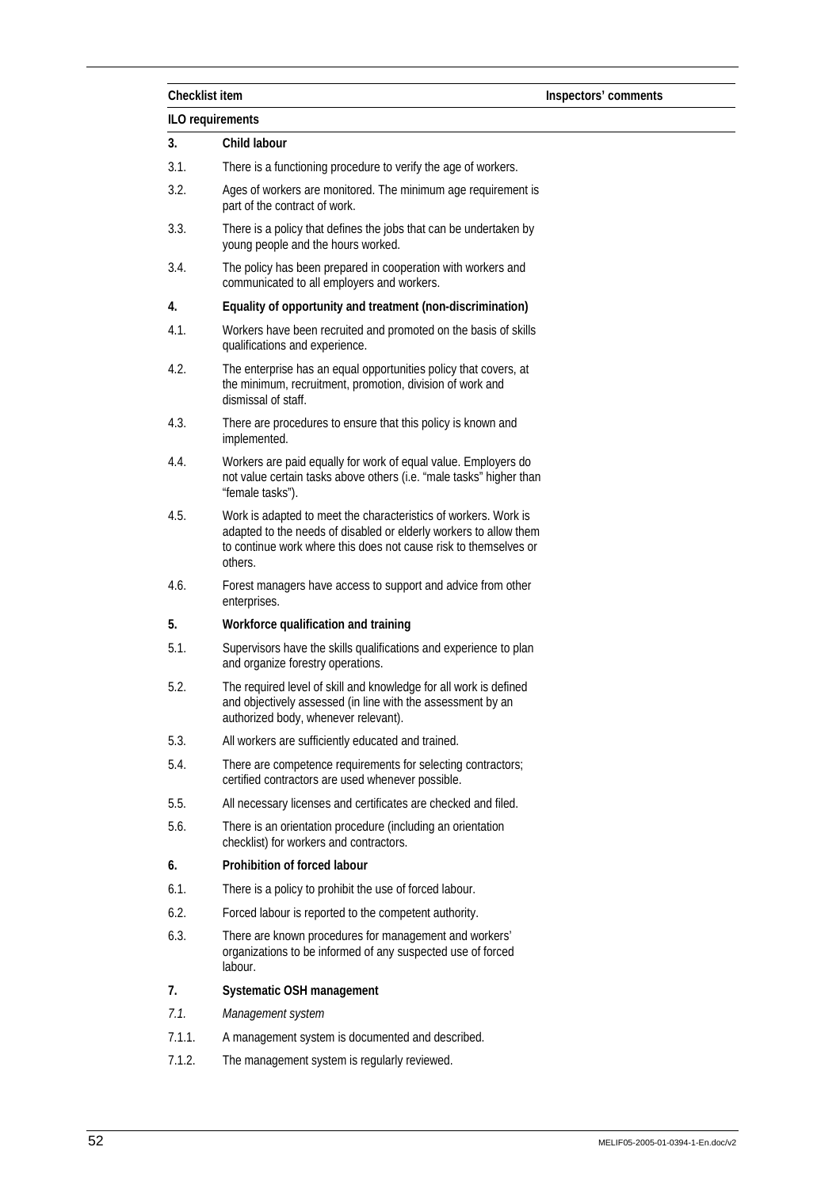| Checklist item | | Inspectors' comments |
|---|---|---|
| **ILO requirements** | | |
| **3.** | **Child labour** | |
| 3.1. | There is a functioning procedure to verify the age of workers. | |
| 3.2. | Ages of workers are monitored. The minimum age requirement is part of the contract of work. | |
| 3.3. | There is a policy that defines the jobs that can be undertaken by young people and the hours worked. | |
| 3.4. | The policy has been prepared in cooperation with workers and communicated to all employers and workers. | |
| **4.** | **Equality of opportunity and treatment (non-discrimination)** | |
| 4.1. | Workers have been recruited and promoted on the basis of skills qualifications and experience. | |
| 4.2. | The enterprise has an equal opportunities policy that covers, at the minimum, recruitment, promotion, division of work and dismissal of staff. | |
| 4.3. | There are procedures to ensure that this policy is known and implemented. | |
| 4.4. | Workers are paid equally for work of equal value. Employers do not value certain tasks above others (i.e. "male tasks" higher than "female tasks"). | |
| 4.5. | Work is adapted to meet the characteristics of workers. Work is adapted to the needs of disabled or elderly workers to allow them to continue work where this does not cause risk to themselves or others. | |
| 4.6. | Forest managers have access to support and advice from other enterprises. | |
| **5.** | **Workforce qualification and training** | |
| 5.1. | Supervisors have the skills qualifications and experience to plan and organize forestry operations. | |
| 5.2. | The required level of skill and knowledge for all work is defined and objectively assessed (in line with the assessment by an authorized body, whenever relevant). | |
| 5.3. | All workers are sufficiently educated and trained. | |
| 5.4. | There are competence requirements for selecting contractors; certified contractors are used whenever possible. | |
| 5.5. | All necessary licenses and certificates are checked and filed. | |
| 5.6. | There is an orientation procedure (including an orientation checklist) for workers and contractors. | |
| **6.** | **Prohibition of forced labour** | |
| 6.1. | There is a policy to prohibit the use of forced labour. | |
| 6.2. | Forced labour is reported to the competent authority. | |
| 6.3. | There are known procedures for management and workers' organizations to be informed of any suspected use of forced labour. | |
| **7.** | **Systematic OSH management** | |
| *7.1.* | *Management system* | |
| 7.1.1. | A management system is documented and described. | |
| 7.1.2. | The management system is regularly reviewed. | |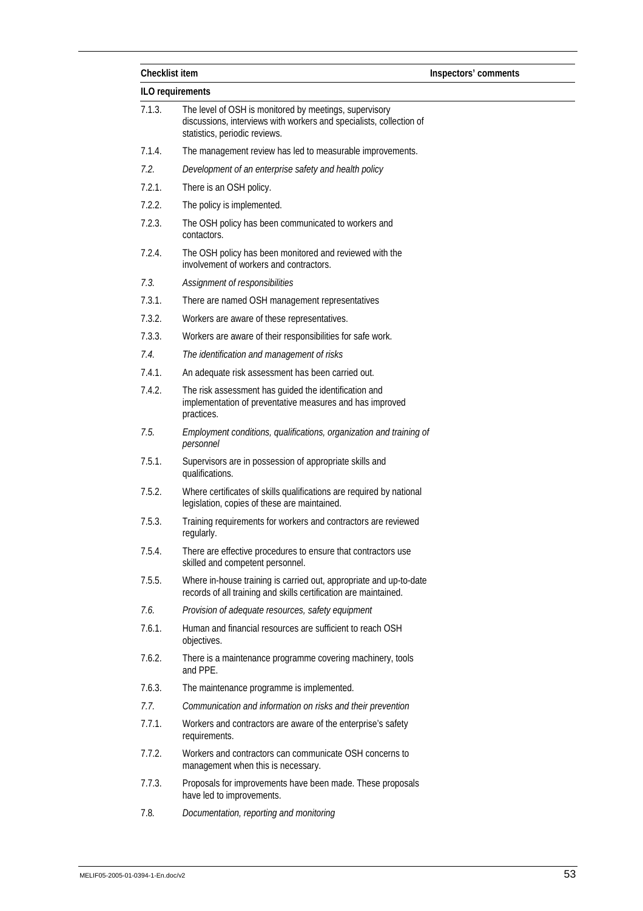| Checklist item | | Inspectors' comments |
|---|---|---|
| **ILO requirements** | | |
| 7.1.3. | The level of OSH is monitored by meetings, supervisory discussions, interviews with workers and specialists, collection of statistics, periodic reviews. | |
| 7.1.4. | The management review has led to measurable improvements. | |
| *7.2.* | *Development of an enterprise safety and health policy* | |
| 7.2.1. | There is an OSH policy. | |
| 7.2.2. | The policy is implemented. | |
| 7.2.3. | The OSH policy has been communicated to workers and contactors. | |
| 7.2.4. | The OSH policy has been monitored and reviewed with the involvement of workers and contractors. | |
| *7.3.* | *Assignment of responsibilities* | |
| 7.3.1. | There are named OSH management representatives | |
| 7.3.2. | Workers are aware of these representatives. | |
| 7.3.3. | Workers are aware of their responsibilities for safe work. | |
| *7.4.* | *The identification and management of risks* | |
| 7.4.1. | An adequate risk assessment has been carried out. | |
| 7.4.2. | The risk assessment has guided the identification and implementation of preventative measures and has improved practices. | |
| *7.5.* | *Employment conditions, qualifications, organization and training of personnel* | |
| 7.5.1. | Supervisors are in possession of appropriate skills and qualifications. | |
| 7.5.2. | Where certificates of skills qualifications are required by national legislation, copies of these are maintained. | |
| 7.5.3. | Training requirements for workers and contractors are reviewed regularly. | |
| 7.5.4. | There are effective procedures to ensure that contractors use skilled and competent personnel. | |
| 7.5.5. | Where in-house training is carried out, appropriate and up-to-date records of all training and skills certification are maintained. | |
| *7.6.* | *Provision of adequate resources, safety equipment* | |
| 7.6.1. | Human and financial resources are sufficient to reach OSH objectives. | |
| 7.6.2. | There is a maintenance programme covering machinery, tools and PPE. | |
| 7.6.3. | The maintenance programme is implemented. | |
| *7.7.* | *Communication and information on risks and their prevention* | |
| 7.7.1. | Workers and contractors are aware of the enterprise's safety requirements. | |
| 7.7.2. | Workers and contractors can communicate OSH concerns to management when this is necessary. | |
| 7.7.3. | Proposals for improvements have been made. These proposals have led to improvements. | |
| *7.8.* | *Documentation, reporting and monitoring* | |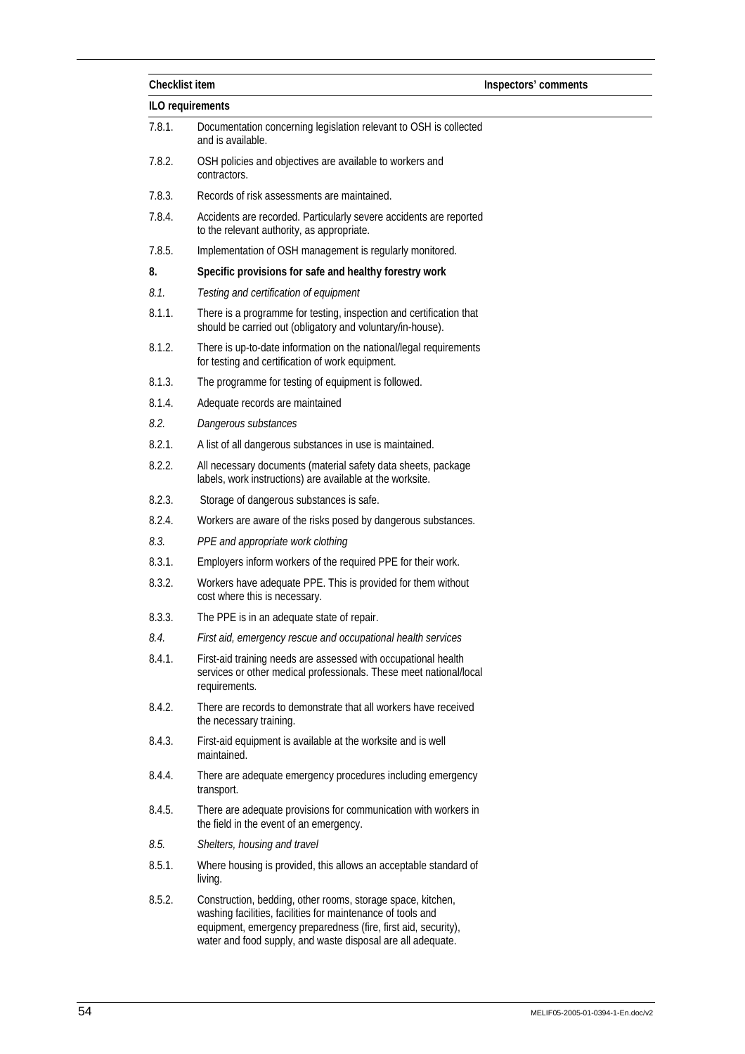| Checklist item | | Inspectors' comments |
|---|---|---|
| **ILO requirements** | | |
| 7.8.1. | Documentation concerning legislation relevant to OSH is collected and is available. | |
| 7.8.2. | OSH policies and objectives are available to workers and contractors. | |
| 7.8.3. | Records of risk assessments are maintained. | |
| 7.8.4. | Accidents are recorded. Particularly severe accidents are reported to the relevant authority, as appropriate. | |
| 7.8.5. | Implementation of OSH management is regularly monitored. | |
| **8.** | **Specific provisions for safe and healthy forestry work** | |
| *8.1.* | *Testing and certification of equipment* | |
| 8.1.1. | There is a programme for testing, inspection and certification that should be carried out (obligatory and voluntary/in-house). | |
| 8.1.2. | There is up-to-date information on the national/legal requirements for testing and certification of work equipment. | |
| 8.1.3. | The programme for testing of equipment is followed. | |
| 8.1.4. | Adequate records are maintained | |
| *8.2.* | *Dangerous substances* | |
| 8.2.1. | A list of all dangerous substances in use is maintained. | |
| 8.2.2. | All necessary documents (material safety data sheets, package labels, work instructions) are available at the worksite. | |
| 8.2.3. | Storage of dangerous substances is safe. | |
| 8.2.4. | Workers are aware of the risks posed by dangerous substances. | |
| *8.3.* | *PPE and appropriate work clothing* | |
| 8.3.1. | Employers inform workers of the required PPE for their work. | |
| 8.3.2. | Workers have adequate PPE. This is provided for them without cost where this is necessary. | |
| 8.3.3. | The PPE is in an adequate state of repair. | |
| *8.4.* | *First aid, emergency rescue and occupational health services* | |
| 8.4.1. | First-aid training needs are assessed with occupational health services or other medical professionals. These meet national/local requirements. | |
| 8.4.2. | There are records to demonstrate that all workers have received the necessary training. | |
| 8.4.3. | First-aid equipment is available at the worksite and is well maintained. | |
| 8.4.4. | There are adequate emergency procedures including emergency transport. | |
| 8.4.5. | There are adequate provisions for communication with workers in the field in the event of an emergency. | |
| *8.5.* | *Shelters, housing and travel* | |
| 8.5.1. | Where housing is provided, this allows an acceptable standard of living. | |
| 8.5.2. | Construction, bedding, other rooms, storage space, kitchen, washing facilities, facilities for maintenance of tools and equipment, emergency preparedness (fire, first aid, security), water and food supply, and waste disposal are all adequate. | |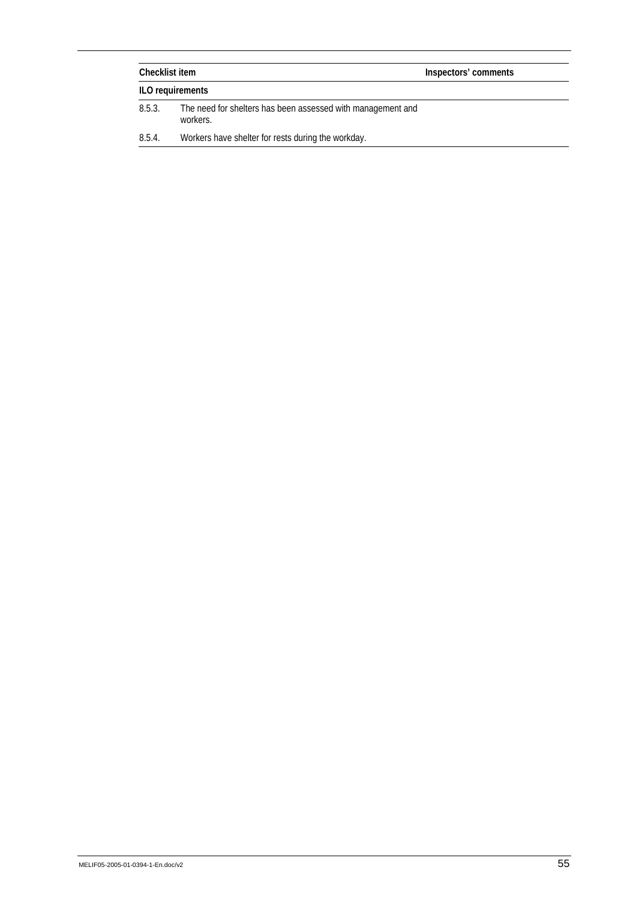| Checklist item | | Inspectors' comments |
|---|---|---|
| **ILO requirements** | | |
| 8.5.3. | The need for shelters has been assessed with management and workers. | |
| 8.5.4. | Workers have shelter for rests during the workday. | |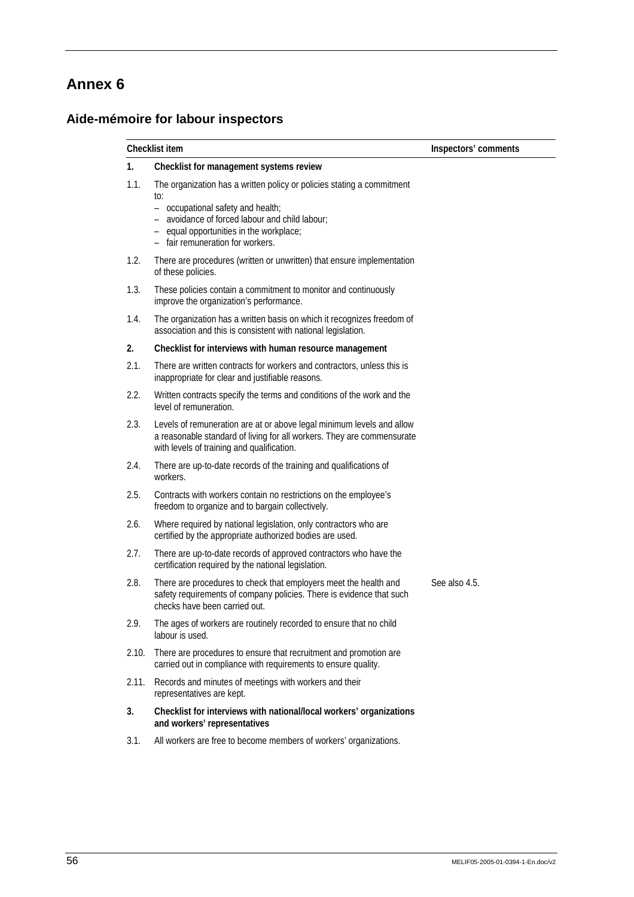# Annex 6

## Aide-mémoire for labour inspectors

| | Checklist item | Inspectors' comments |
|---|---|---|
| **1.** | **Checklist for management systems review** | |
| 1.1. | The organization has a written policy or policies stating a commitment to:<br>– occupational safety and health;<br>– avoidance of forced labour and child labour;<br>– equal opportunities in the workplace;<br>– fair remuneration for workers. | |
| 1.2. | There are procedures (written or unwritten) that ensure implementation of these policies. | |
| 1.3. | These policies contain a commitment to monitor and continuously improve the organization's performance. | |
| 1.4. | The organization has a written basis on which it recognizes freedom of association and this is consistent with national legislation. | |
| **2.** | **Checklist for interviews with human resource management** | |
| 2.1. | There are written contracts for workers and contractors, unless this is inappropriate for clear and justifiable reasons. | |
| 2.2. | Written contracts specify the terms and conditions of the work and the level of remuneration. | |
| 2.3. | Levels of remuneration are at or above legal minimum levels and allow a reasonable standard of living for all workers. They are commensurate with levels of training and qualification. | |
| 2.4. | There are up-to-date records of the training and qualifications of workers. | |
| 2.5. | Contracts with workers contain no restrictions on the employee's freedom to organize and to bargain collectively. | |
| 2.6. | Where required by national legislation, only contractors who are certified by the appropriate authorized bodies are used. | |
| 2.7. | There are up-to-date records of approved contractors who have the certification required by the national legislation. | |
| 2.8. | There are procedures to check that employers meet the health and safety requirements of company policies. There is evidence that such checks have been carried out. | See also 4.5. |
| 2.9. | The ages of workers are routinely recorded to ensure that no child labour is used. | |
| 2.10. | There are procedures to ensure that recruitment and promotion are carried out in compliance with requirements to ensure quality. | |
| 2.11. | Records and minutes of meetings with workers and their representatives are kept. | |
| **3.** | **Checklist for interviews with national/local workers' organizations and workers' representatives** | |
| 3.1. | All workers are free to become members of workers' organizations. | |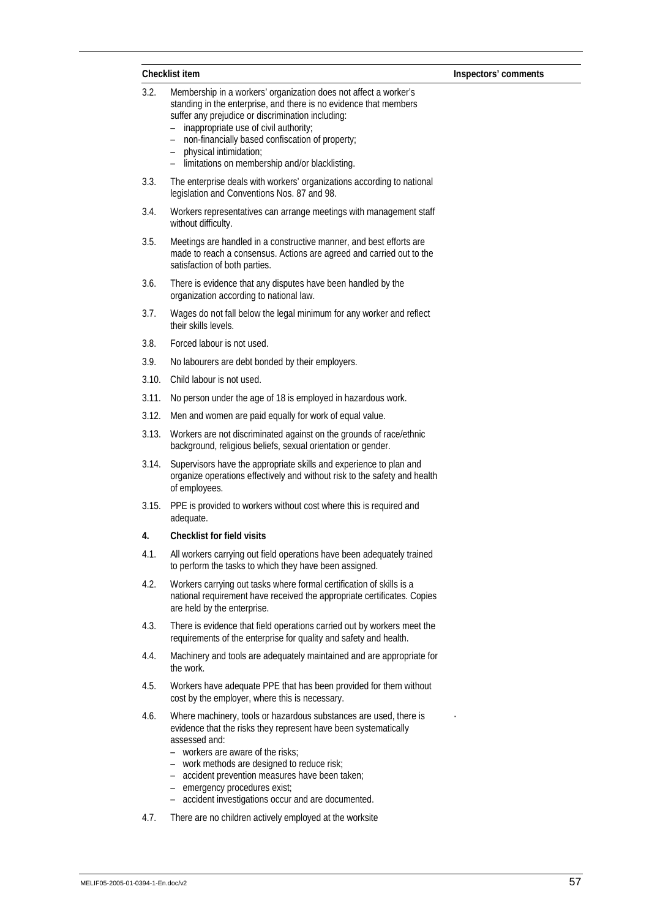| Checklist item | | Inspectors' comments |
|---|---|---|
| 3.2. | Membership in a workers' organization does not affect a worker's standing in the enterprise, and there is no evidence that members suffer any prejudice or discrimination including:<br>– inappropriate use of civil authority;<br>– non-financially based confiscation of property;<br>– physical intimidation;<br>– limitations on membership and/or blacklisting. | |
| 3.3. | The enterprise deals with workers' organizations according to national legislation and Conventions Nos. 87 and 98. | |
| 3.4. | Workers representatives can arrange meetings with management staff without difficulty. | |
| 3.5. | Meetings are handled in a constructive manner, and best efforts are made to reach a consensus. Actions are agreed and carried out to the satisfaction of both parties. | |
| 3.6. | There is evidence that any disputes have been handled by the organization according to national law. | |
| 3.7. | Wages do not fall below the legal minimum for any worker and reflect their skills levels. | |
| 3.8. | Forced labour is not used. | |
| 3.9. | No labourers are debt bonded by their employers. | |
| 3.10. | Child labour is not used. | |
| 3.11. | No person under the age of 18 is employed in hazardous work. | |
| 3.12. | Men and women are paid equally for work of equal value. | |
| 3.13. | Workers are not discriminated against on the grounds of race/ethnic background, religious beliefs, sexual orientation or gender. | |
| 3.14. | Supervisors have the appropriate skills and experience to plan and organize operations effectively and without risk to the safety and health of employees. | |
| 3.15. | PPE is provided to workers without cost where this is required and adequate. | |
| **4.** | **Checklist for field visits** | |
| 4.1. | All workers carrying out field operations have been adequately trained to perform the tasks to which they have been assigned. | |
| 4.2. | Workers carrying out tasks where formal certification of skills is a national requirement have received the appropriate certificates. Copies are held by the enterprise. | |
| 4.3. | There is evidence that field operations carried out by workers meet the requirements of the enterprise for quality and safety and health. | |
| 4.4. | Machinery and tools are adequately maintained and are appropriate for the work. | |
| 4.5. | Workers have adequate PPE that has been provided for them without cost by the employer, where this is necessary. | |
| 4.6. | Where machinery, tools or hazardous substances are used, there is evidence that the risks they represent have been systematically assessed and:<br>– workers are aware of the risks;<br>– work methods are designed to reduce risk;<br>– accident prevention measures have been taken;<br>– emergency procedures exist;<br>– accident investigations occur and are documented. | . |
| 4.7. | There are no children actively employed at the worksite | |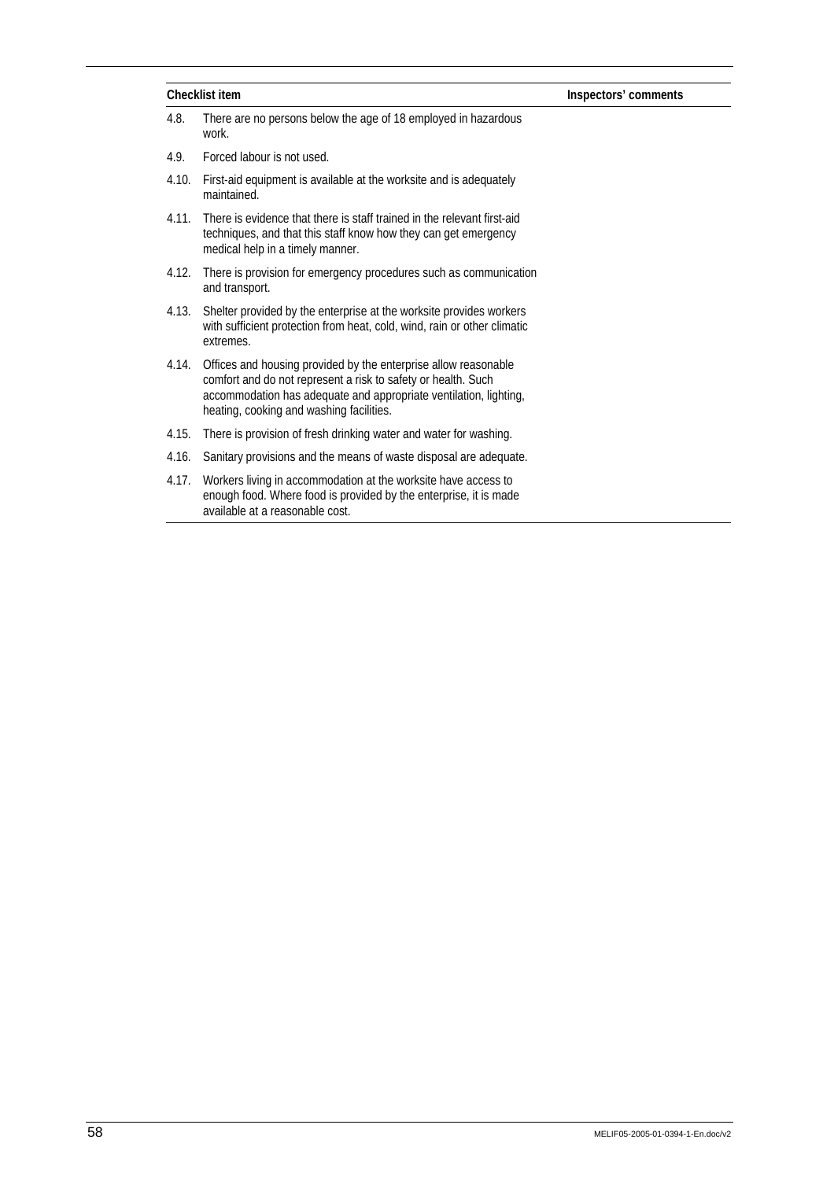| | Checklist item | Inspectors' comments |
|---|---|---|
| 4.8. | There are no persons below the age of 18 employed in hazardous work. | |
| 4.9. | Forced labour is not used. | |
| 4.10. | First-aid equipment is available at the worksite and is adequately maintained. | |
| 4.11. | There is evidence that there is staff trained in the relevant first-aid techniques, and that this staff know how they can get emergency medical help in a timely manner. | |
| 4.12. | There is provision for emergency procedures such as communication and transport. | |
| 4.13. | Shelter provided by the enterprise at the worksite provides workers with sufficient protection from heat, cold, wind, rain or other climatic extremes. | |
| 4.14. | Offices and housing provided by the enterprise allow reasonable comfort and do not represent a risk to safety or health. Such accommodation has adequate and appropriate ventilation, lighting, heating, cooking and washing facilities. | |
| 4.15. | There is provision of fresh drinking water and water for washing. | |
| 4.16. | Sanitary provisions and the means of waste disposal are adequate. | |
| 4.17. | Workers living in accommodation at the worksite have access to enough food. Where food is provided by the enterprise, it is made available at a reasonable cost. | |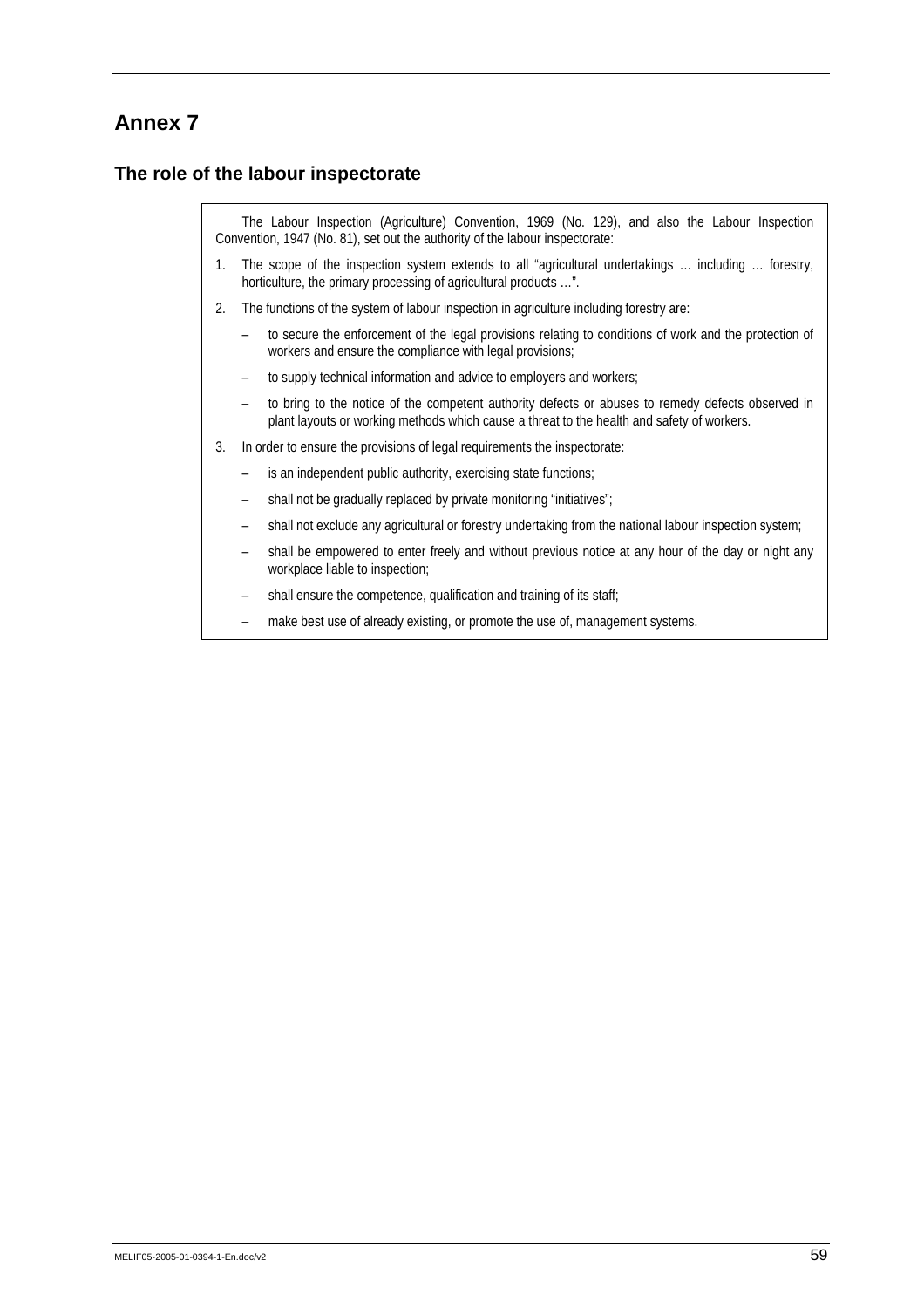# Annex 7

## The role of the labour inspectorate

The Labour Inspection (Agriculture) Convention, 1969 (No. 129), and also the Labour Inspection Convention, 1947 (No. 81), set out the authority of the labour inspectorate:

1. The scope of the inspection system extends to all "agricultural undertakings … including … forestry, horticulture, the primary processing of agricultural products …".
2. The functions of the system of labour inspection in agriculture including forestry are:
   – to secure the enforcement of the legal provisions relating to conditions of work and the protection of workers and ensure the compliance with legal provisions;
   – to supply technical information and advice to employers and workers;
   – to bring to the notice of the competent authority defects or abuses to remedy defects observed in plant layouts or working methods which cause a threat to the health and safety of workers.
3. In order to ensure the provisions of legal requirements the inspectorate:
   – is an independent public authority, exercising state functions;
   – shall not be gradually replaced by private monitoring "initiatives";
   – shall not exclude any agricultural or forestry undertaking from the national labour inspection system;
   – shall be empowered to enter freely and without previous notice at any hour of the day or night any workplace liable to inspection;
   – shall ensure the competence, qualification and training of its staff;
   – make best use of already existing, or promote the use of, management systems.